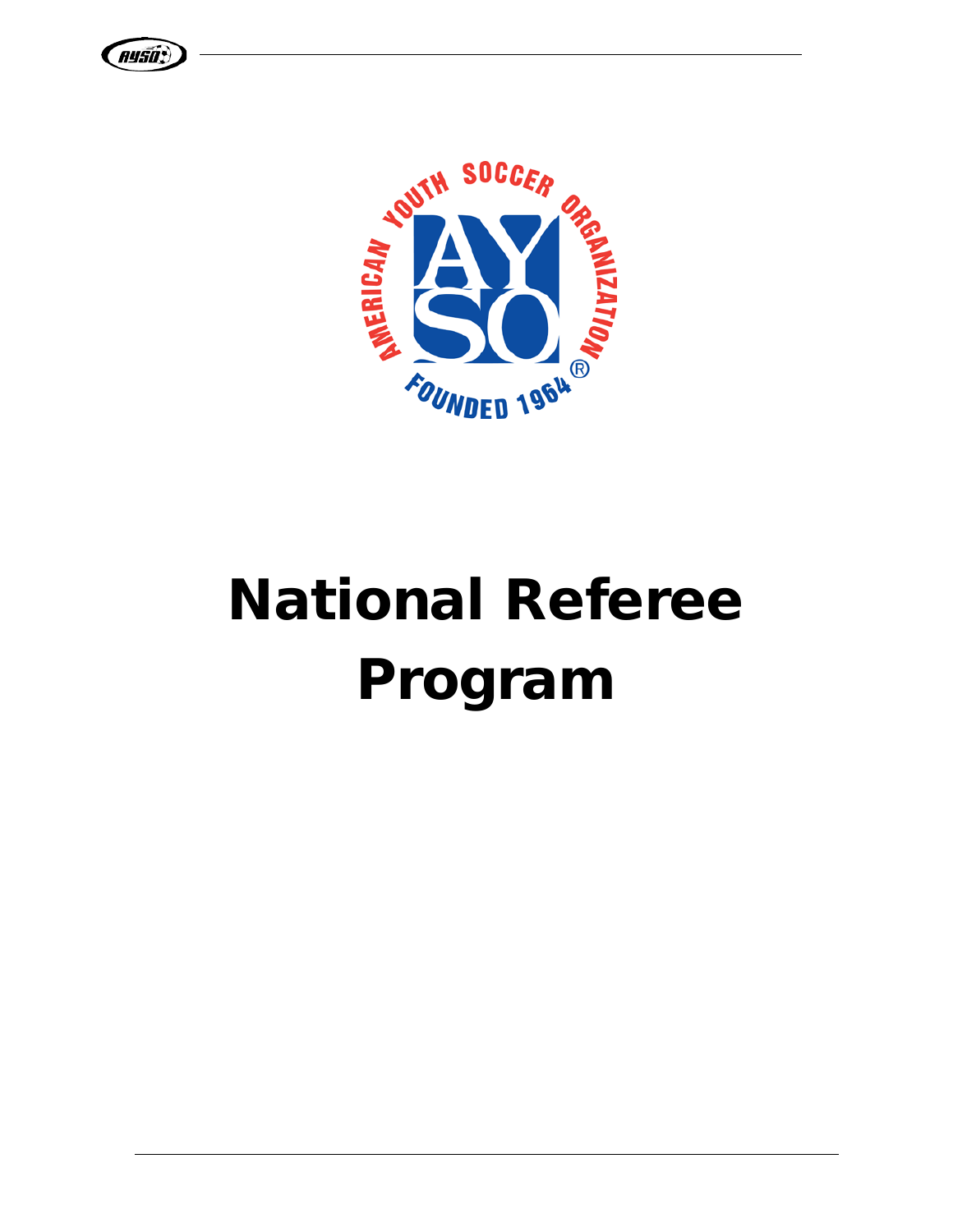# National Referee Program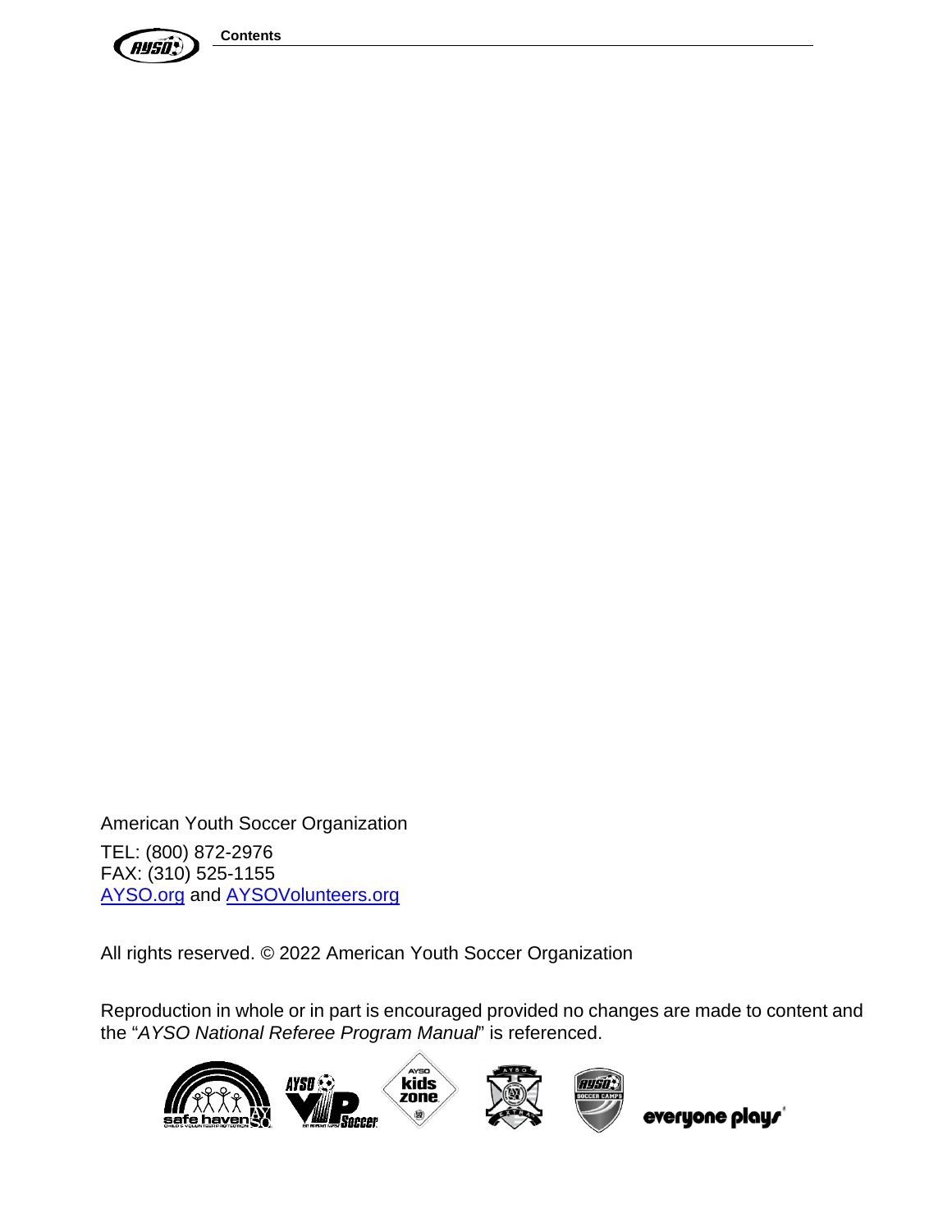American Youth Soccer Organization

TEL: (800) 872-2976
FAX: (310) 525-1155
[AYSO.org](AYSO.org) and [AYSOVolunteers.org](AYSOVolunteers.org)

All rights reserved. © 2022 American Youth Soccer Organization

Reproduction in whole or in part is encouraged provided no changes are made to content and the "*AYSO National Referee Program Manual*" is referenced.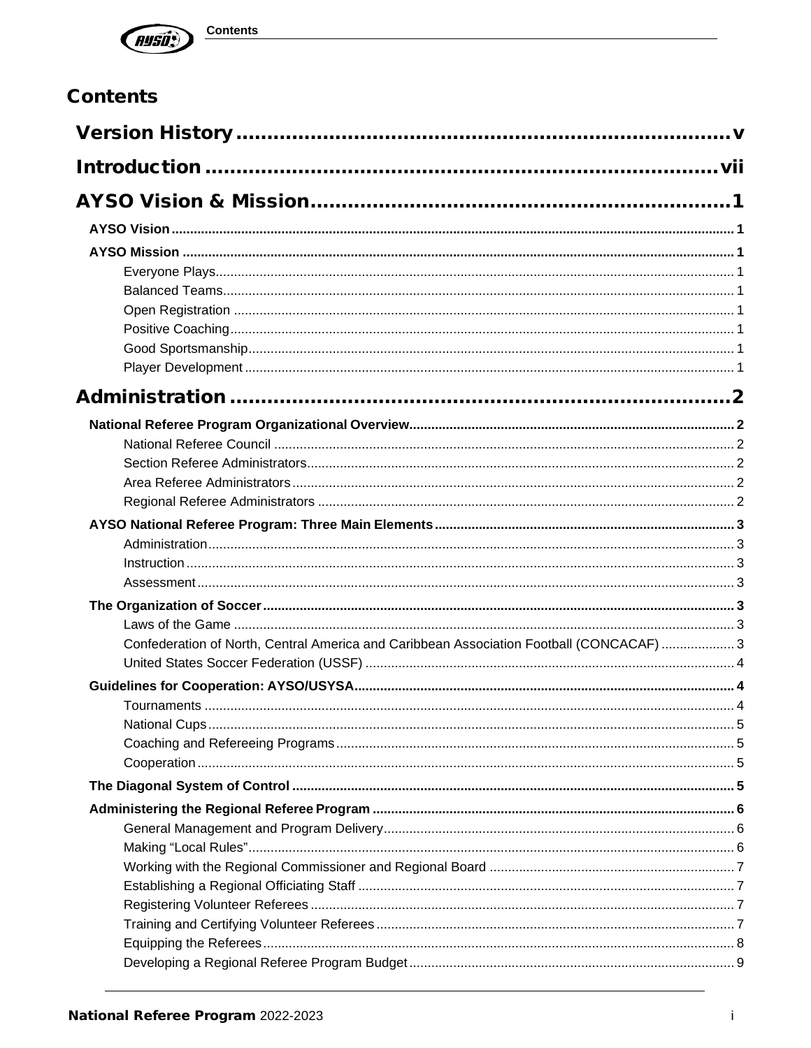# Contents

**Version History** ........ v

**Introduction** ........ vii

**AYSO Vision & Mission** ........ 1

- **AYSO Vision** ........ 1
- **AYSO Mission** ........ 1
  - Everyone Plays ........ 1
  - Balanced Teams ........ 1
  - Open Registration ........ 1
  - Positive Coaching ........ 1
  - Good Sportsmanship ........ 1
  - Player Development ........ 1

**Administration** ........ 2

- **National Referee Program Organizational Overview** ........ 2
  - National Referee Council ........ 2
  - Section Referee Administrators ........ 2
  - Area Referee Administrators ........ 2
  - Regional Referee Administrators ........ 2
- **AYSO National Referee Program: Three Main Elements** ........ 3
  - Administration ........ 3
  - Instruction ........ 3
  - Assessment ........ 3
- **The Organization of Soccer** ........ 3
  - Laws of the Game ........ 3
  - Confederation of North, Central America and Caribbean Association Football (CONCACAF) ........ 3
  - United States Soccer Federation (USSF) ........ 4
- **Guidelines for Cooperation: AYSO/USYSA** ........ 4
  - Tournaments ........ 4
  - National Cups ........ 5
  - Coaching and Refereeing Programs ........ 5
  - Cooperation ........ 5
- **The Diagonal System of Control** ........ 5
- **Administering the Regional Referee Program** ........ 6
  - General Management and Program Delivery ........ 6
  - Making “Local Rules” ........ 6
  - Working with the Regional Commissioner and Regional Board ........ 7
  - Establishing a Regional Officiating Staff ........ 7
  - Registering Volunteer Referees ........ 7
  - Training and Certifying Volunteer Referees ........ 7
  - Equipping the Referees ........ 8
  - Developing a Regional Referee Program Budget ........ 9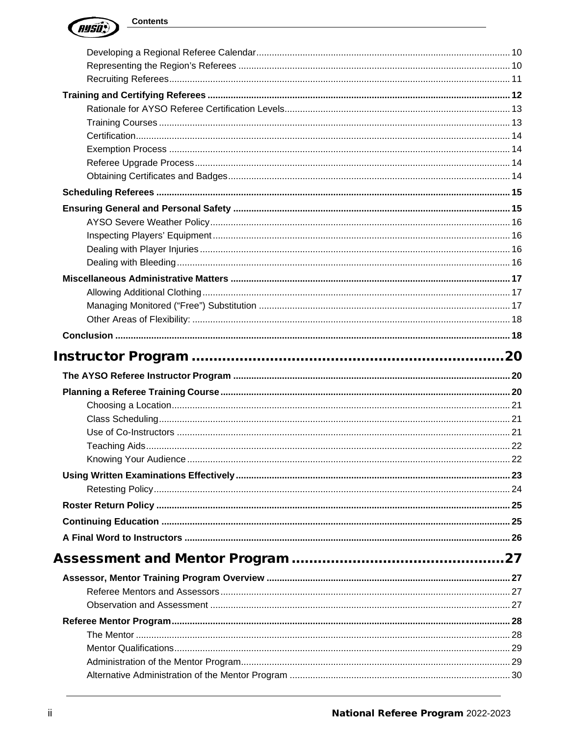Developing a Regional Referee Calendar .......... 10
Representing the Region's Referees .......... 10
Recruiting Referees .......... 11

**Training and Certifying Referees .......... 12**

Rationale for AYSO Referee Certification Levels .......... 13
Training Courses .......... 13
Certification .......... 14
Exemption Process .......... 14
Referee Upgrade Process .......... 14
Obtaining Certificates and Badges .......... 14

**Scheduling Referees .......... 15**

**Ensuring General and Personal Safety .......... 15**

AYSO Severe Weather Policy .......... 16
Inspecting Players' Equipment .......... 16
Dealing with Player Injuries .......... 16
Dealing with Bleeding .......... 16

**Miscellaneous Administrative Matters .......... 17**

Allowing Additional Clothing .......... 17
Managing Monitored ("Free") Substitution .......... 17
Other Areas of Flexibility: .......... 18

**Conclusion .......... 18**

# Instructor Program .......... 20

**The AYSO Referee Instructor Program .......... 20**

**Planning a Referee Training Course .......... 20**

Choosing a Location .......... 21
Class Scheduling .......... 21
Use of Co-Instructors .......... 21
Teaching Aids .......... 22
Knowing Your Audience .......... 22

**Using Written Examinations Effectively .......... 23**

Retesting Policy .......... 24

**Roster Return Policy .......... 25**

**Continuing Education .......... 25**

**A Final Word to Instructors .......... 26**

# Assessment and Mentor Program .......... 27

**Assessor, Mentor Training Program Overview .......... 27**

Referee Mentors and Assessors .......... 27
Observation and Assessment .......... 27

**Referee Mentor Program .......... 28**

The Mentor .......... 28
Mentor Qualifications .......... 29
Administration of the Mentor Program .......... 29
Alternative Administration of the Mentor Program .......... 30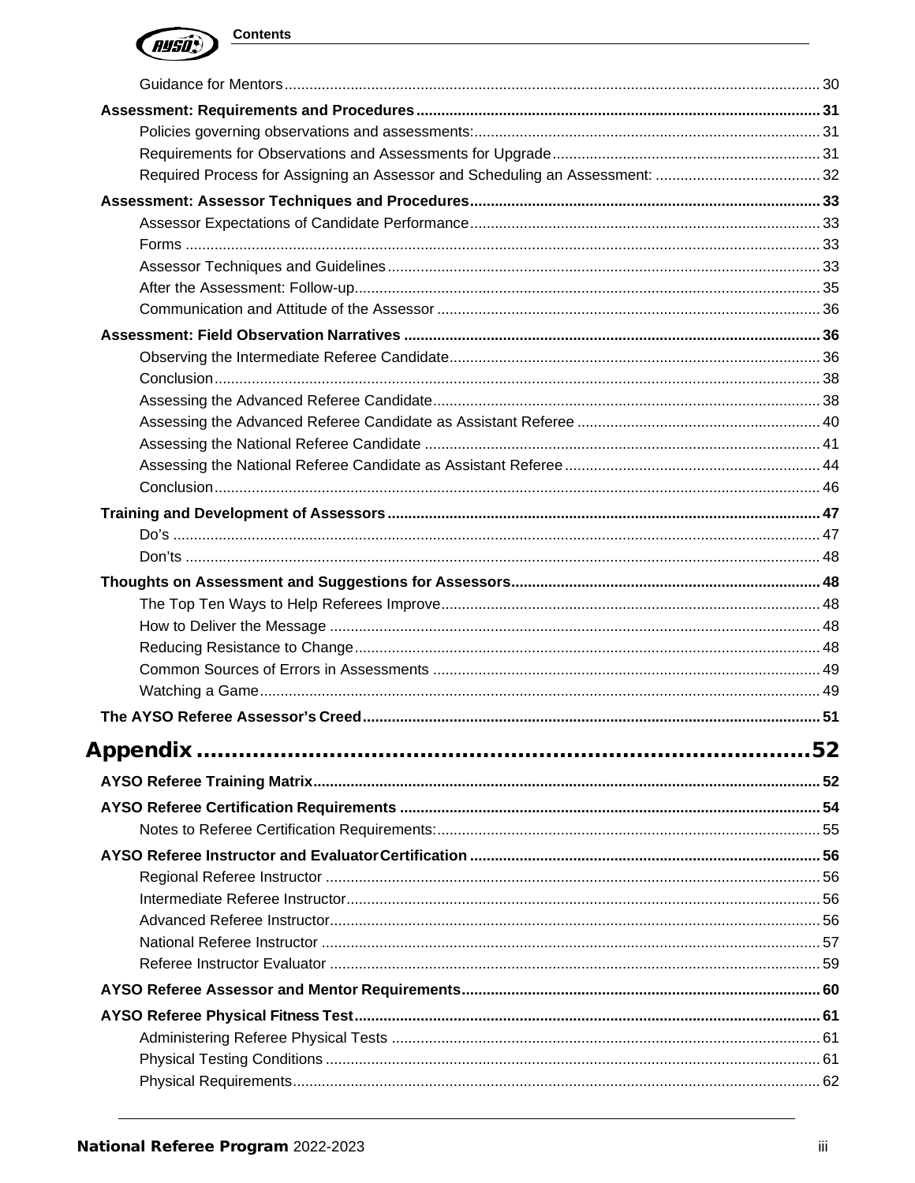Guidance for Mentors ..... 30

**Assessment: Requirements and Procedures ..... 31**

Policies governing observations and assessments: ..... 31

Requirements for Observations and Assessments for Upgrade ..... 31

Required Process for Assigning an Assessor and Scheduling an Assessment: ..... 32

**Assessment: Assessor Techniques and Procedures ..... 33**

Assessor Expectations of Candidate Performance ..... 33

Forms ..... 33

Assessor Techniques and Guidelines ..... 33

After the Assessment: Follow-up ..... 35

Communication and Attitude of the Assessor ..... 36

**Assessment: Field Observation Narratives ..... 36**

Observing the Intermediate Referee Candidate ..... 36

Conclusion ..... 38

Assessing the Advanced Referee Candidate ..... 38

Assessing the Advanced Referee Candidate as Assistant Referee ..... 40

Assessing the National Referee Candidate ..... 41

Assessing the National Referee Candidate as Assistant Referee ..... 44

Conclusion ..... 46

**Training and Development of Assessors ..... 47**

Do's ..... 47

Don'ts ..... 48

**Thoughts on Assessment and Suggestions for Assessors ..... 48**

The Top Ten Ways to Help Referees Improve ..... 48

How to Deliver the Message ..... 48

Reducing Resistance to Change ..... 48

Common Sources of Errors in Assessments ..... 49

Watching a Game ..... 49

**The AYSO Referee Assessor's Creed ..... 51**

# Appendix ..... 52

**AYSO Referee Training Matrix ..... 52**

**AYSO Referee Certification Requirements ..... 54**

Notes to Referee Certification Requirements: ..... 55

**AYSO Referee Instructor and Evaluator Certification ..... 56**

Regional Referee Instructor ..... 56

Intermediate Referee Instructor ..... 56

Advanced Referee Instructor ..... 56

National Referee Instructor ..... 57

Referee Instructor Evaluator ..... 59

**AYSO Referee Assessor and Mentor Requirements ..... 60**

**AYSO Referee Physical Fitness Test ..... 61**

Administering Referee Physical Tests ..... 61

Physical Testing Conditions ..... 61

Physical Requirements ..... 62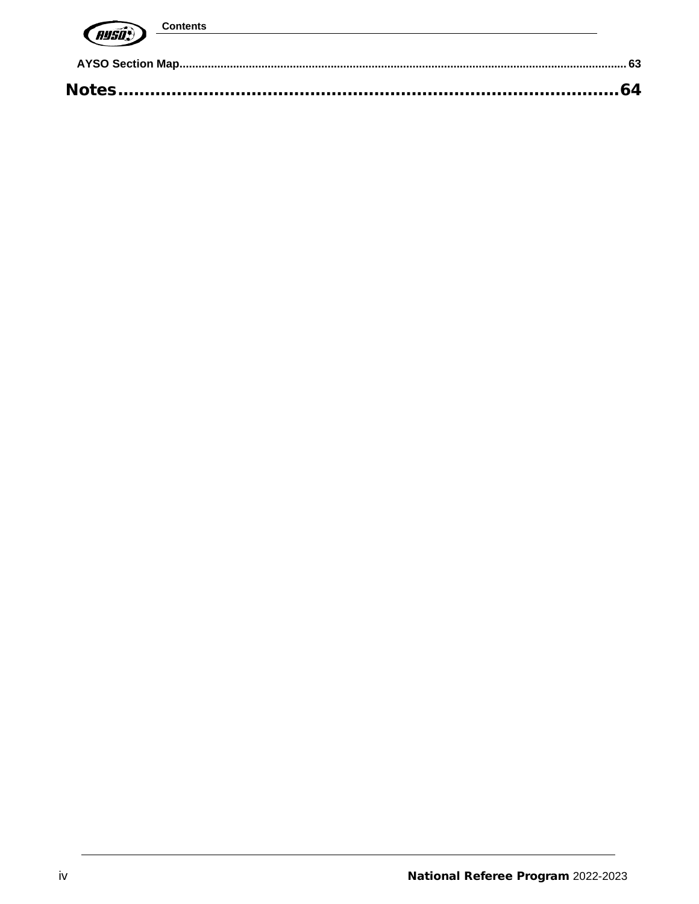AYSO Section Map........................................................................................................................................ 63

**Notes.........................................................................................64**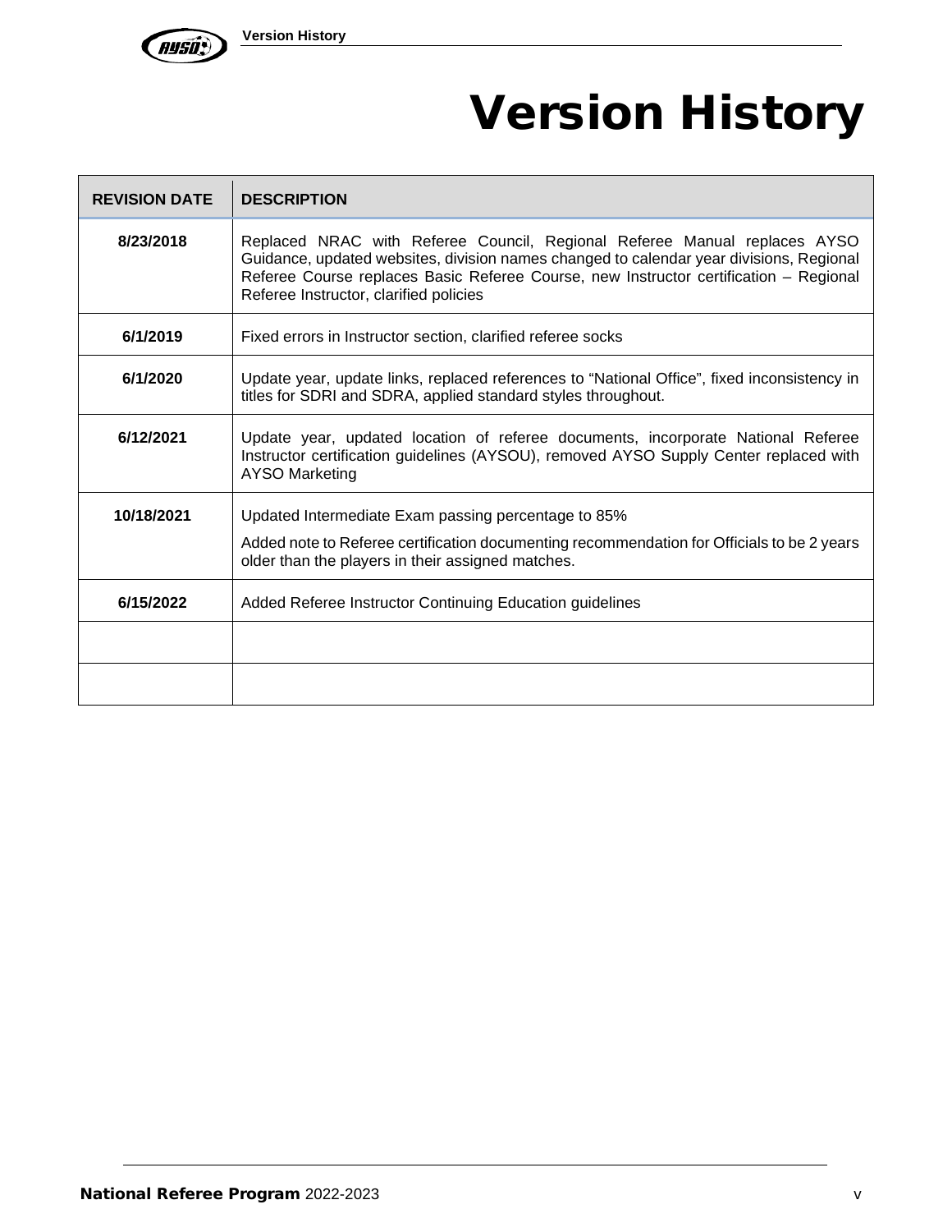# Version History

| REVISION DATE | DESCRIPTION |
|---|---|
| **8/23/2018** | Replaced NRAC with Referee Council, Regional Referee Manual replaces AYSO Guidance, updated websites, division names changed to calendar year divisions, Regional Referee Course replaces Basic Referee Course, new Instructor certification – Regional Referee Instructor, clarified policies |
| **6/1/2019** | Fixed errors in Instructor section, clarified referee socks |
| **6/1/2020** | Update year, update links, replaced references to "National Office", fixed inconsistency in titles for SDRI and SDRA, applied standard styles throughout. |
| **6/12/2021** | Update year, updated location of referee documents, incorporate National Referee Instructor certification guidelines (AYSOU), removed AYSO Supply Center replaced with AYSO Marketing |
| **10/18/2021** | Updated Intermediate Exam passing percentage to 85%<br><br>Added note to Referee certification documenting recommendation for Officials to be 2 years older than the players in their assigned matches. |
| **6/15/2022** | Added Referee Instructor Continuing Education guidelines |
| | |
| | |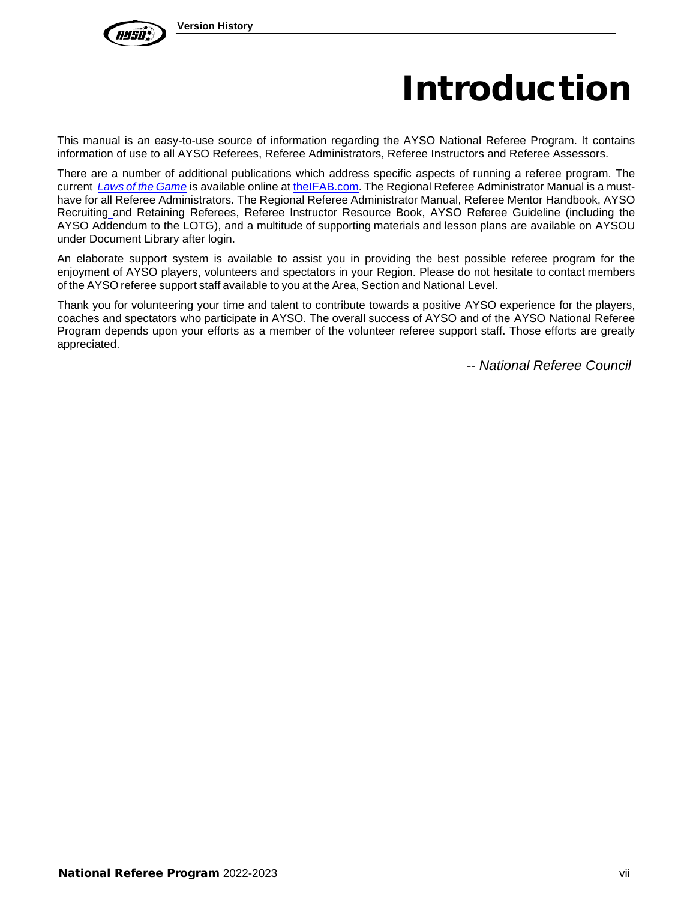# Introduction

This manual is an easy-to-use source of information regarding the AYSO National Referee Program. It contains information of use to all AYSO Referees, Referee Administrators, Referee Instructors and Referee Assessors.

There are a number of additional publications which address specific aspects of running a referee program. The current *Laws of the Game* is available online at theIFAB.com. The Regional Referee Administrator Manual is a must-have for all Referee Administrators. The Regional Referee Administrator Manual, Referee Mentor Handbook, AYSO Recruiting and Retaining Referees, Referee Instructor Resource Book, AYSO Referee Guideline (including the AYSO Addendum to the LOTG), and a multitude of supporting materials and lesson plans are available on AYSOU under Document Library after login.

An elaborate support system is available to assist you in providing the best possible referee program for the enjoyment of AYSO players, volunteers and spectators in your Region. Please do not hesitate to contact members of the AYSO referee support staff available to you at the Area, Section and National Level.

Thank you for volunteering your time and talent to contribute towards a positive AYSO experience for the players, coaches and spectators who participate in AYSO. The overall success of AYSO and of the AYSO National Referee Program depends upon your efforts as a member of the volunteer referee support staff. Those efforts are greatly appreciated.

*-- National Referee Council*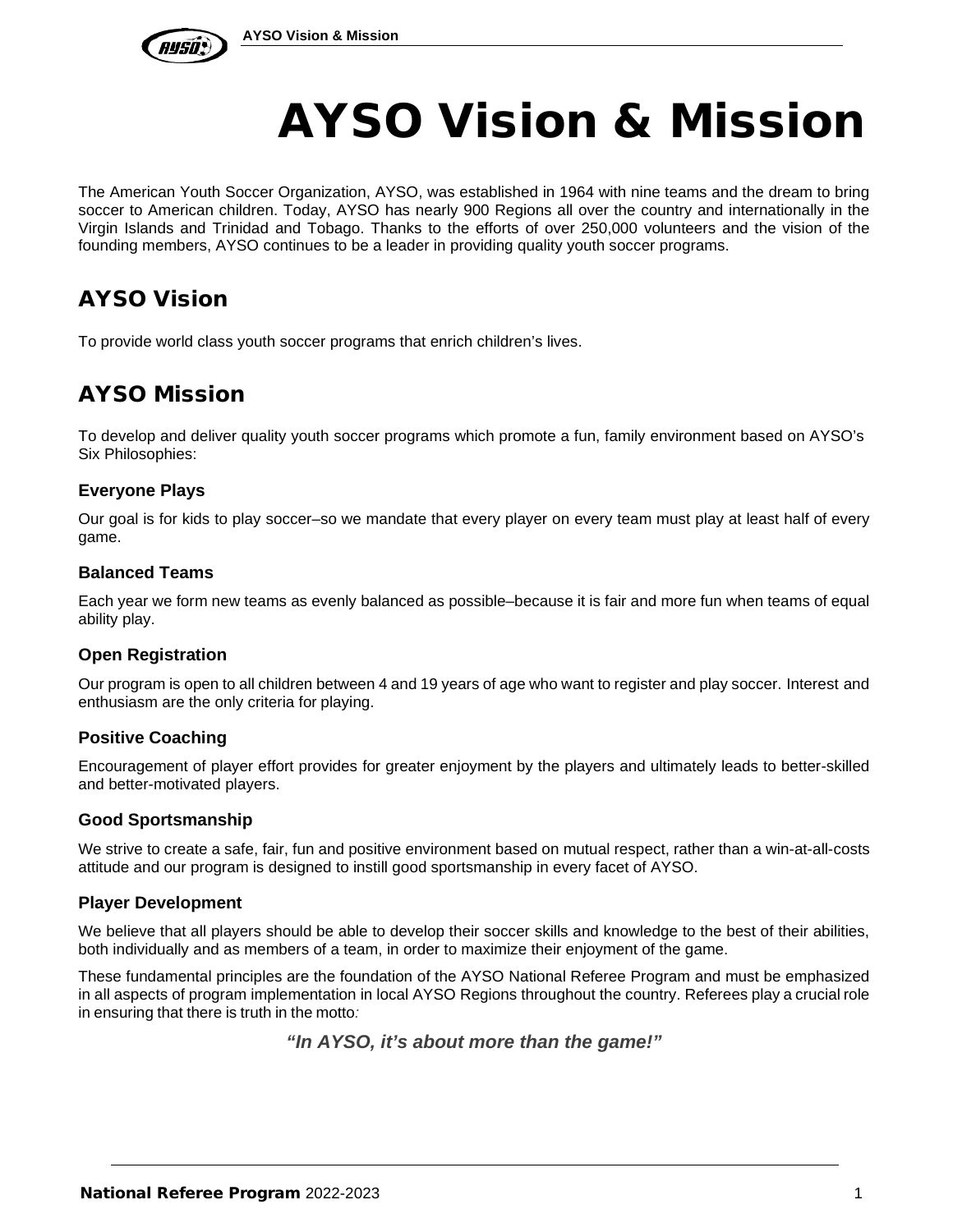# AYSO Vision & Mission

The American Youth Soccer Organization, AYSO, was established in 1964 with nine teams and the dream to bring soccer to American children. Today, AYSO has nearly 900 Regions all over the country and internationally in the Virgin Islands and Trinidad and Tobago. Thanks to the efforts of over 250,000 volunteers and the vision of the founding members, AYSO continues to be a leader in providing quality youth soccer programs.

## AYSO Vision

To provide world class youth soccer programs that enrich children's lives.

## AYSO Mission

To develop and deliver quality youth soccer programs which promote a fun, family environment based on AYSO's Six Philosophies:

### Everyone Plays

Our goal is for kids to play soccer–so we mandate that every player on every team must play at least half of every game.

### Balanced Teams

Each year we form new teams as evenly balanced as possible–because it is fair and more fun when teams of equal ability play.

### Open Registration

Our program is open to all children between 4 and 19 years of age who want to register and play soccer. Interest and enthusiasm are the only criteria for playing.

### Positive Coaching

Encouragement of player effort provides for greater enjoyment by the players and ultimately leads to better-skilled and better-motivated players.

### Good Sportsmanship

We strive to create a safe, fair, fun and positive environment based on mutual respect, rather than a win-at-all-costs attitude and our program is designed to instill good sportsmanship in every facet of AYSO.

### Player Development

We believe that all players should be able to develop their soccer skills and knowledge to the best of their abilities, both individually and as members of a team, in order to maximize their enjoyment of the game.

These fundamental principles are the foundation of the AYSO National Referee Program and must be emphasized in all aspects of program implementation in local AYSO Regions throughout the country. Referees play a crucial role in ensuring that there is truth in the motto:

***"In AYSO, it's about more than the game!"***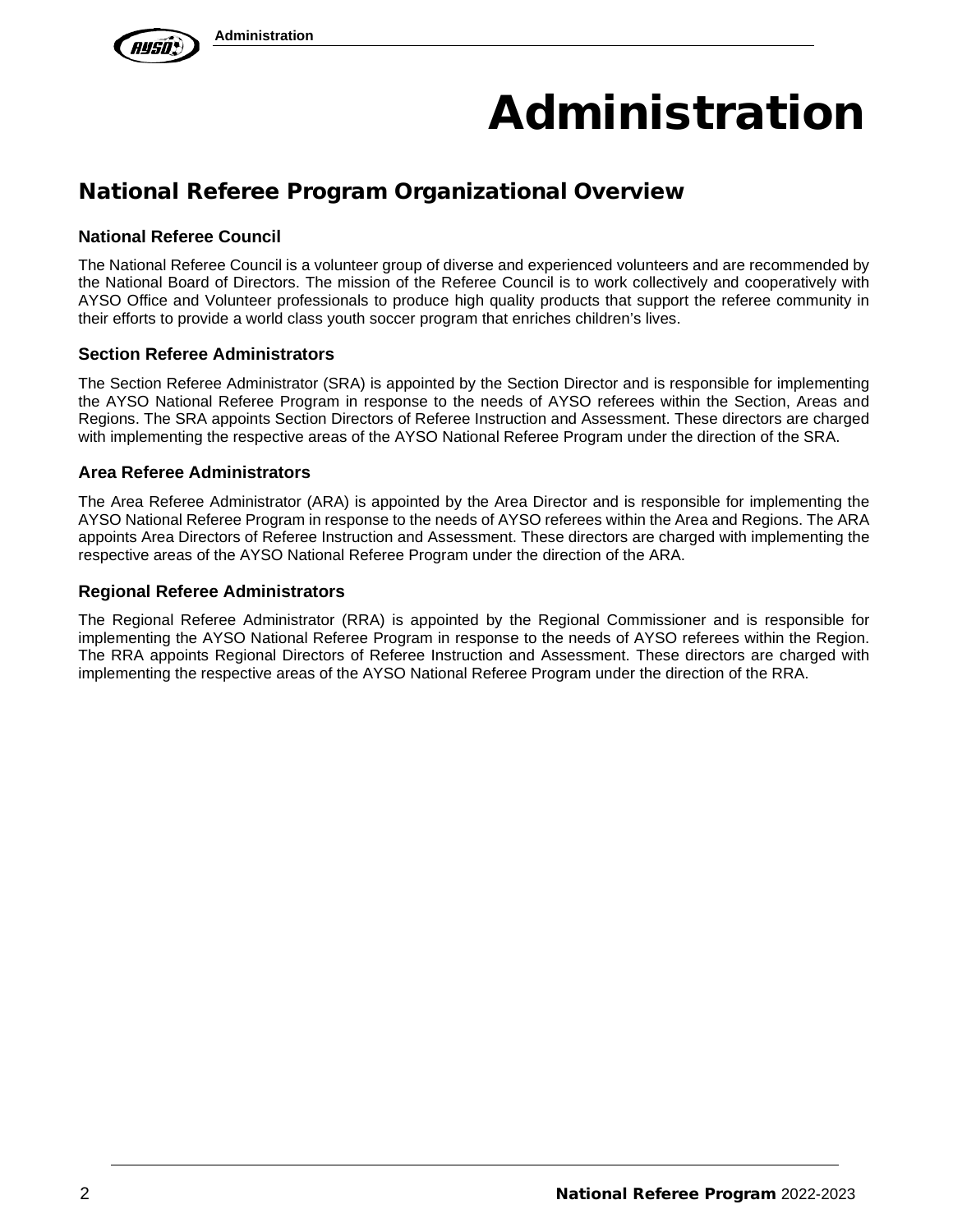# Administration

## National Referee Program Organizational Overview

### National Referee Council

The National Referee Council is a volunteer group of diverse and experienced volunteers and are recommended by the National Board of Directors. The mission of the Referee Council is to work collectively and cooperatively with AYSO Office and Volunteer professionals to produce high quality products that support the referee community in their efforts to provide a world class youth soccer program that enriches children's lives.

### Section Referee Administrators

The Section Referee Administrator (SRA) is appointed by the Section Director and is responsible for implementing the AYSO National Referee Program in response to the needs of AYSO referees within the Section, Areas and Regions. The SRA appoints Section Directors of Referee Instruction and Assessment. These directors are charged with implementing the respective areas of the AYSO National Referee Program under the direction of the SRA.

### Area Referee Administrators

The Area Referee Administrator (ARA) is appointed by the Area Director and is responsible for implementing the AYSO National Referee Program in response to the needs of AYSO referees within the Area and Regions. The ARA appoints Area Directors of Referee Instruction and Assessment. These directors are charged with implementing the respective areas of the AYSO National Referee Program under the direction of the ARA.

### Regional Referee Administrators

The Regional Referee Administrator (RRA) is appointed by the Regional Commissioner and is responsible for implementing the AYSO National Referee Program in response to the needs of AYSO referees within the Region. The RRA appoints Regional Directors of Referee Instruction and Assessment. These directors are charged with implementing the respective areas of the AYSO National Referee Program under the direction of the RRA.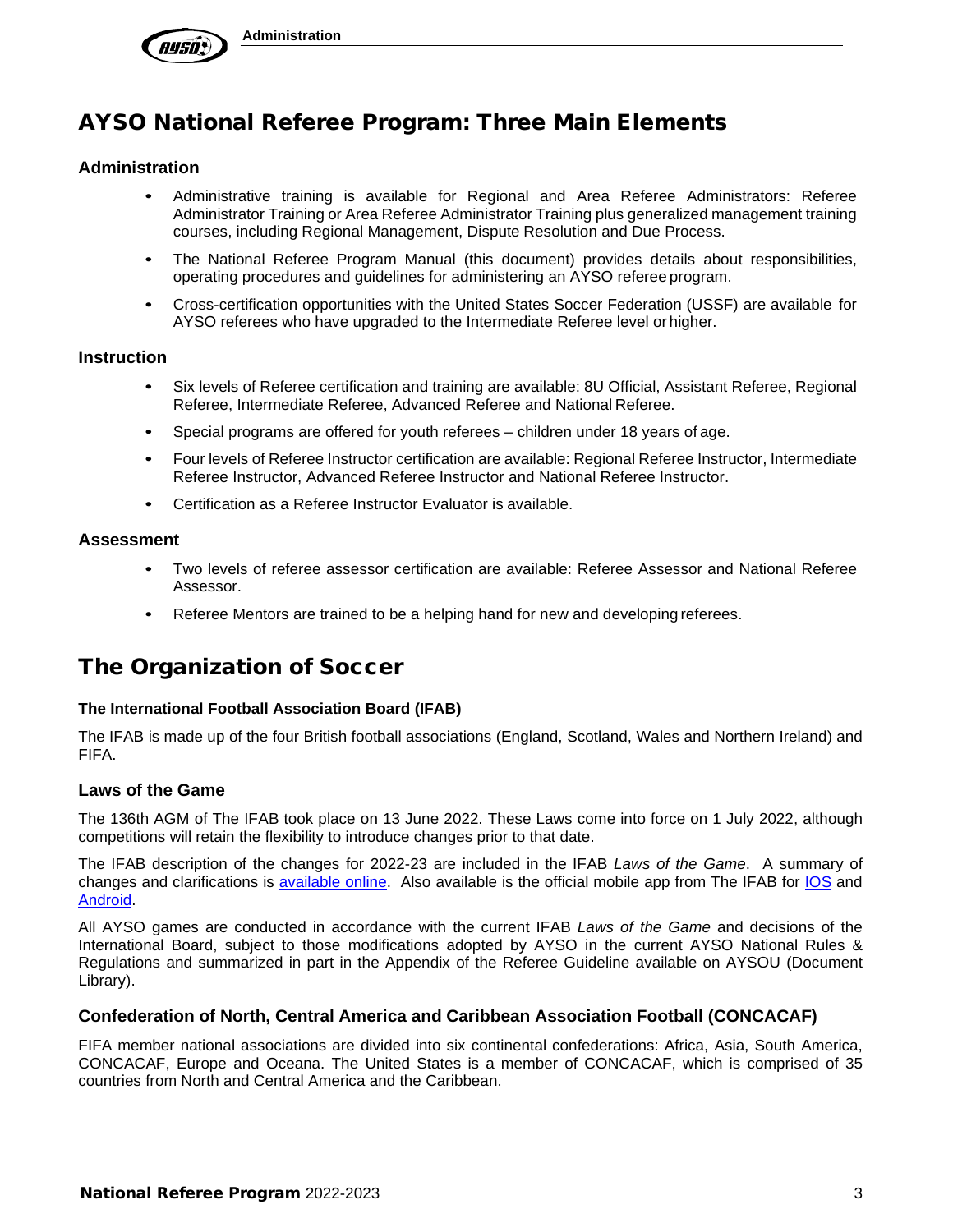## AYSO National Referee Program: Three Main Elements

### Administration

- Administrative training is available for Regional and Area Referee Administrators: Referee Administrator Training or Area Referee Administrator Training plus generalized management training courses, including Regional Management, Dispute Resolution and Due Process.
- The National Referee Program Manual (this document) provides details about responsibilities, operating procedures and guidelines for administering an AYSO referee program.
- Cross-certification opportunities with the United States Soccer Federation (USSF) are available for AYSO referees who have upgraded to the Intermediate Referee level or higher.

### Instruction

- Six levels of Referee certification and training are available: 8U Official, Assistant Referee, Regional Referee, Intermediate Referee, Advanced Referee and National Referee.
- Special programs are offered for youth referees – children under 18 years of age.
- Four levels of Referee Instructor certification are available: Regional Referee Instructor, Intermediate Referee Instructor, Advanced Referee Instructor and National Referee Instructor.
- Certification as a Referee Instructor Evaluator is available.

### Assessment

- Two levels of referee assessor certification are available: Referee Assessor and National Referee Assessor.
- Referee Mentors are trained to be a helping hand for new and developing referees.

## The Organization of Soccer

#### The International Football Association Board (IFAB)

The IFAB is made up of the four British football associations (England, Scotland, Wales and Northern Ireland) and FIFA.

### Laws of the Game

The 136th AGM of The IFAB took place on 13 June 2022. These Laws come into force on 1 July 2022, although competitions will retain the flexibility to introduce changes prior to that date.

The IFAB description of the changes for 2022-23 are included in the IFAB *Laws of the Game*. A summary of changes and clarifications is available online. Also available is the official mobile app from The IFAB for IOS and Android.

All AYSO games are conducted in accordance with the current IFAB *Laws of the Game* and decisions of the International Board, subject to those modifications adopted by AYSO in the current AYSO National Rules & Regulations and summarized in part in the Appendix of the Referee Guideline available on AYSOU (Document Library).

### Confederation of North, Central America and Caribbean Association Football (CONCACAF)

FIFA member national associations are divided into six continental confederations: Africa, Asia, South America, CONCACAF, Europe and Oceana. The United States is a member of CONCACAF, which is comprised of 35 countries from North and Central America and the Caribbean.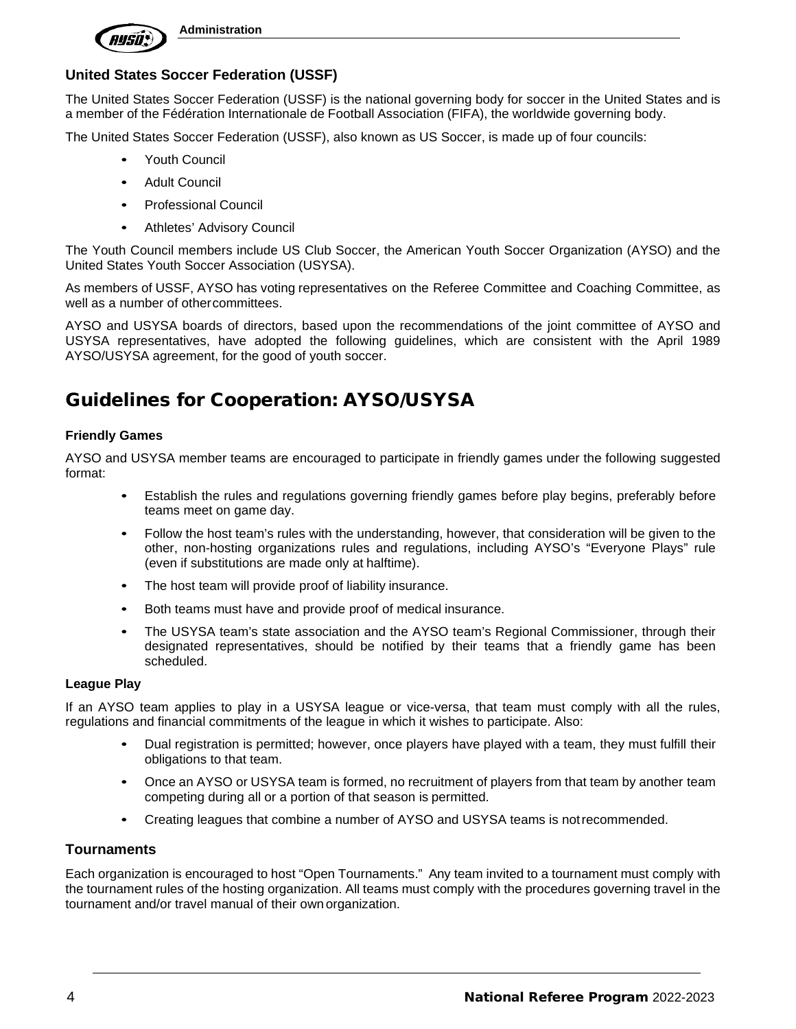### United States Soccer Federation (USSF)

The United States Soccer Federation (USSF) is the national governing body for soccer in the United States and is a member of the Fédération Internationale de Football Association (FIFA), the worldwide governing body.

The United States Soccer Federation (USSF), also known as US Soccer, is made up of four councils:

- Youth Council
- Adult Council
- Professional Council
- Athletes' Advisory Council

The Youth Council members include US Club Soccer, the American Youth Soccer Organization (AYSO) and the United States Youth Soccer Association (USYSA).

As members of USSF, AYSO has voting representatives on the Referee Committee and Coaching Committee, as well as a number of other committees.

AYSO and USYSA boards of directors, based upon the recommendations of the joint committee of AYSO and USYSA representatives, have adopted the following guidelines, which are consistent with the April 1989 AYSO/USYSA agreement, for the good of youth soccer.

## Guidelines for Cooperation: AYSO/USYSA

#### Friendly Games

AYSO and USYSA member teams are encouraged to participate in friendly games under the following suggested format:

- Establish the rules and regulations governing friendly games before play begins, preferably before teams meet on game day.
- Follow the host team's rules with the understanding, however, that consideration will be given to the other, non-hosting organizations rules and regulations, including AYSO's "Everyone Plays" rule (even if substitutions are made only at halftime).
- The host team will provide proof of liability insurance.
- Both teams must have and provide proof of medical insurance.
- The USYSA team's state association and the AYSO team's Regional Commissioner, through their designated representatives, should be notified by their teams that a friendly game has been scheduled.

#### League Play

If an AYSO team applies to play in a USYSA league or vice-versa, that team must comply with all the rules, regulations and financial commitments of the league in which it wishes to participate. Also:

- Dual registration is permitted; however, once players have played with a team, they must fulfill their obligations to that team.
- Once an AYSO or USYSA team is formed, no recruitment of players from that team by another team competing during all or a portion of that season is permitted.
- Creating leagues that combine a number of AYSO and USYSA teams is not recommended.

### Tournaments

Each organization is encouraged to host "Open Tournaments." Any team invited to a tournament must comply with the tournament rules of the hosting organization. All teams must comply with the procedures governing travel in the tournament and/or travel manual of their own organization.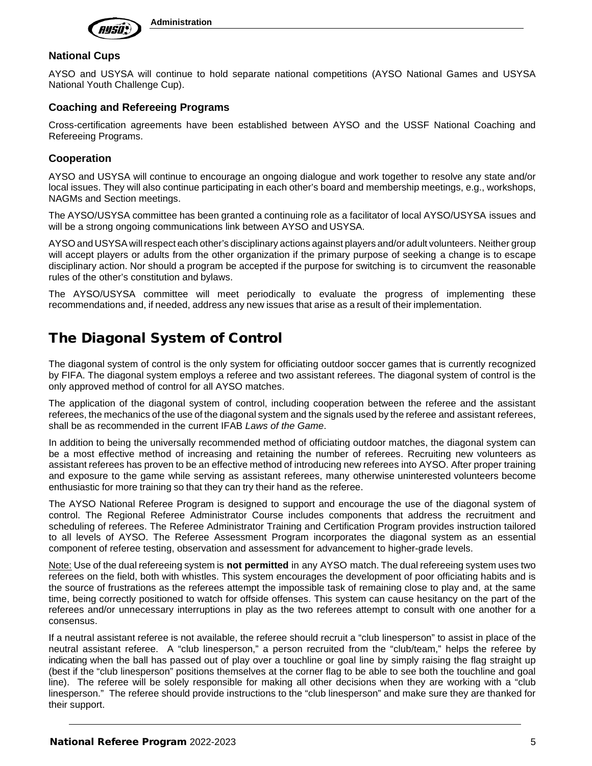### National Cups

AYSO and USYSA will continue to hold separate national competitions (AYSO National Games and USYSA National Youth Challenge Cup).

### Coaching and Refereeing Programs

Cross-certification agreements have been established between AYSO and the USSF National Coaching and Refereeing Programs.

### Cooperation

AYSO and USYSA will continue to encourage an ongoing dialogue and work together to resolve any state and/or local issues. They will also continue participating in each other's board and membership meetings, e.g., workshops, NAGMs and Section meetings.

The AYSO/USYSA committee has been granted a continuing role as a facilitator of local AYSO/USYSA issues and will be a strong ongoing communications link between AYSO and USYSA.

AYSO and USYSA will respect each other's disciplinary actions against players and/or adult volunteers. Neither group will accept players or adults from the other organization if the primary purpose of seeking a change is to escape disciplinary action. Nor should a program be accepted if the purpose for switching is to circumvent the reasonable rules of the other's constitution and bylaws.

The AYSO/USYSA committee will meet periodically to evaluate the progress of implementing these recommendations and, if needed, address any new issues that arise as a result of their implementation.

## The Diagonal System of Control

The diagonal system of control is the only system for officiating outdoor soccer games that is currently recognized by FIFA. The diagonal system employs a referee and two assistant referees. The diagonal system of control is the only approved method of control for all AYSO matches.

The application of the diagonal system of control, including cooperation between the referee and the assistant referees, the mechanics of the use of the diagonal system and the signals used by the referee and assistant referees, shall be as recommended in the current IFAB *Laws of the Game*.

In addition to being the universally recommended method of officiating outdoor matches, the diagonal system can be a most effective method of increasing and retaining the number of referees. Recruiting new volunteers as assistant referees has proven to be an effective method of introducing new referees into AYSO. After proper training and exposure to the game while serving as assistant referees, many otherwise uninterested volunteers become enthusiastic for more training so that they can try their hand as the referee.

The AYSO National Referee Program is designed to support and encourage the use of the diagonal system of control. The Regional Referee Administrator Course includes components that address the recruitment and scheduling of referees. The Referee Administrator Training and Certification Program provides instruction tailored to all levels of AYSO. The Referee Assessment Program incorporates the diagonal system as an essential component of referee testing, observation and assessment for advancement to higher-grade levels.

Note: Use of the dual refereeing system is **not permitted** in any AYSO match. The dual refereeing system uses two referees on the field, both with whistles. This system encourages the development of poor officiating habits and is the source of frustrations as the referees attempt the impossible task of remaining close to play and, at the same time, being correctly positioned to watch for offside offenses. This system can cause hesitancy on the part of the referees and/or unnecessary interruptions in play as the two referees attempt to consult with one another for a consensus.

If a neutral assistant referee is not available, the referee should recruit a "club linesperson" to assist in place of the neutral assistant referee. A "club linesperson," a person recruited from the "club/team," helps the referee by indicating when the ball has passed out of play over a touchline or goal line by simply raising the flag straight up (best if the "club linesperson" positions themselves at the corner flag to be able to see both the touchline and goal line). The referee will be solely responsible for making all other decisions when they are working with a "club linesperson." The referee should provide instructions to the "club linesperson" and make sure they are thanked for their support.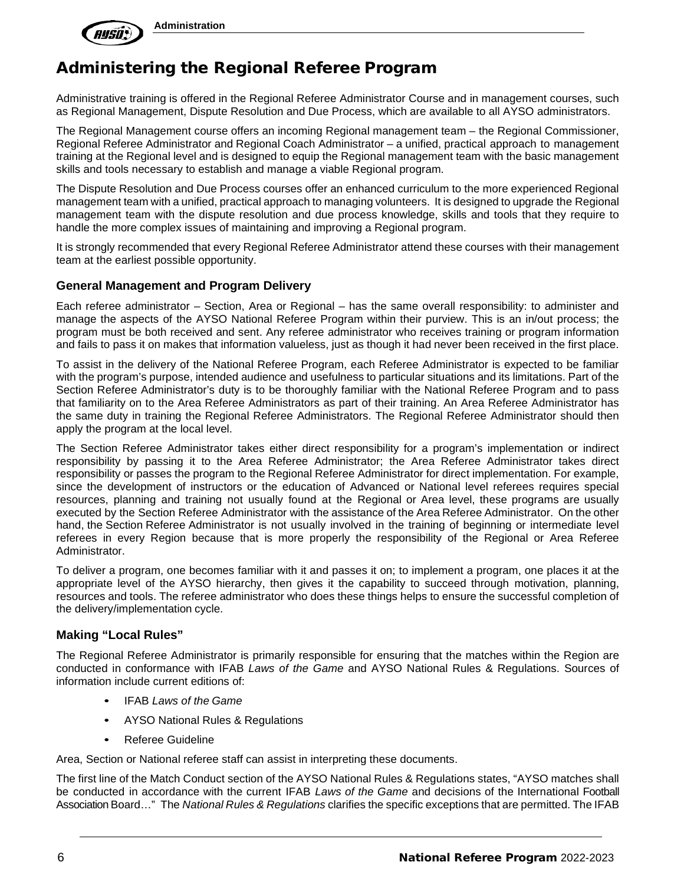# Administering the Regional Referee Program

Administrative training is offered in the Regional Referee Administrator Course and in management courses, such as Regional Management, Dispute Resolution and Due Process, which are available to all AYSO administrators.

The Regional Management course offers an incoming Regional management team – the Regional Commissioner, Regional Referee Administrator and Regional Coach Administrator – a unified, practical approach to management training at the Regional level and is designed to equip the Regional management team with the basic management skills and tools necessary to establish and manage a viable Regional program.

The Dispute Resolution and Due Process courses offer an enhanced curriculum to the more experienced Regional management team with a unified, practical approach to managing volunteers. It is designed to upgrade the Regional management team with the dispute resolution and due process knowledge, skills and tools that they require to handle the more complex issues of maintaining and improving a Regional program.

It is strongly recommended that every Regional Referee Administrator attend these courses with their management team at the earliest possible opportunity.

### General Management and Program Delivery

Each referee administrator – Section, Area or Regional – has the same overall responsibility: to administer and manage the aspects of the AYSO National Referee Program within their purview. This is an in/out process; the program must be both received and sent. Any referee administrator who receives training or program information and fails to pass it on makes that information valueless, just as though it had never been received in the first place.

To assist in the delivery of the National Referee Program, each Referee Administrator is expected to be familiar with the program's purpose, intended audience and usefulness to particular situations and its limitations. Part of the Section Referee Administrator's duty is to be thoroughly familiar with the National Referee Program and to pass that familiarity on to the Area Referee Administrators as part of their training. An Area Referee Administrator has the same duty in training the Regional Referee Administrators. The Regional Referee Administrator should then apply the program at the local level.

The Section Referee Administrator takes either direct responsibility for a program's implementation or indirect responsibility by passing it to the Area Referee Administrator; the Area Referee Administrator takes direct responsibility or passes the program to the Regional Referee Administrator for direct implementation. For example, since the development of instructors or the education of Advanced or National level referees requires special resources, planning and training not usually found at the Regional or Area level, these programs are usually executed by the Section Referee Administrator with the assistance of the Area Referee Administrator. On the other hand, the Section Referee Administrator is not usually involved in the training of beginning or intermediate level referees in every Region because that is more properly the responsibility of the Regional or Area Referee Administrator.

To deliver a program, one becomes familiar with it and passes it on; to implement a program, one places it at the appropriate level of the AYSO hierarchy, then gives it the capability to succeed through motivation, planning, resources and tools. The referee administrator who does these things helps to ensure the successful completion of the delivery/implementation cycle.

### Making "Local Rules"

The Regional Referee Administrator is primarily responsible for ensuring that the matches within the Region are conducted in conformance with IFAB *Laws of the Game* and AYSO National Rules & Regulations. Sources of information include current editions of:

- IFAB *Laws of the Game*
- AYSO National Rules & Regulations
- Referee Guideline

Area, Section or National referee staff can assist in interpreting these documents.

The first line of the Match Conduct section of the AYSO National Rules & Regulations states, "AYSO matches shall be conducted in accordance with the current IFAB *Laws of the Game* and decisions of the International Football Association Board…" The *National Rules & Regulations* clarifies the specific exceptions that are permitted. The IFAB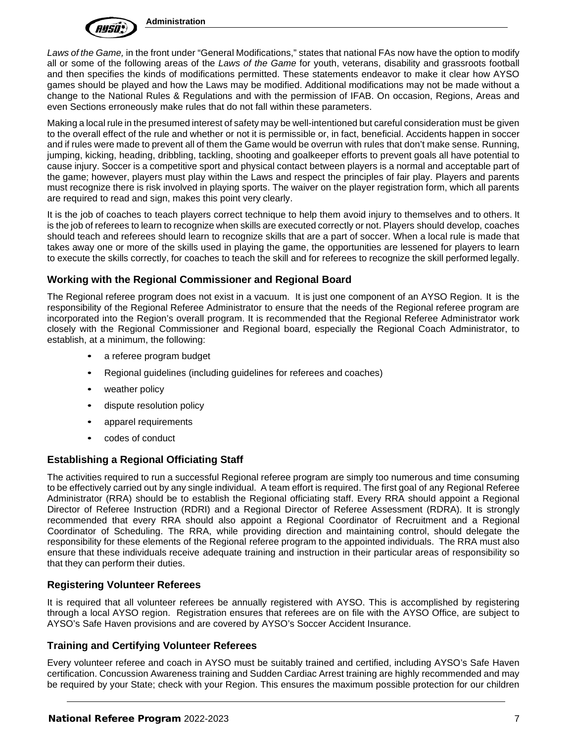*Laws of the Game,* in the front under "General Modifications," states that national FAs now have the option to modify all or some of the following areas of the *Laws of the Game* for youth, veterans, disability and grassroots football and then specifies the kinds of modifications permitted. These statements endeavor to make it clear how AYSO games should be played and how the Laws may be modified. Additional modifications may not be made without a change to the National Rules & Regulations and with the permission of IFAB. On occasion, Regions, Areas and even Sections erroneously make rules that do not fall within these parameters.

Making a local rule in the presumed interest of safety may be well-intentioned but careful consideration must be given to the overall effect of the rule and whether or not it is permissible or, in fact, beneficial. Accidents happen in soccer and if rules were made to prevent all of them the Game would be overrun with rules that don't make sense. Running, jumping, kicking, heading, dribbling, tackling, shooting and goalkeeper efforts to prevent goals all have potential to cause injury. Soccer is a competitive sport and physical contact between players is a normal and acceptable part of the game; however, players must play within the Laws and respect the principles of fair play. Players and parents must recognize there is risk involved in playing sports. The waiver on the player registration form, which all parents are required to read and sign, makes this point very clearly.

It is the job of coaches to teach players correct technique to help them avoid injury to themselves and to others. It is the job of referees to learn to recognize when skills are executed correctly or not. Players should develop, coaches should teach and referees should learn to recognize skills that are a part of soccer. When a local rule is made that takes away one or more of the skills used in playing the game, the opportunities are lessened for players to learn to execute the skills correctly, for coaches to teach the skill and for referees to recognize the skill performed legally.

### Working with the Regional Commissioner and Regional Board

The Regional referee program does not exist in a vacuum. It is just one component of an AYSO Region. It is the responsibility of the Regional Referee Administrator to ensure that the needs of the Regional referee program are incorporated into the Region's overall program. It is recommended that the Regional Referee Administrator work closely with the Regional Commissioner and Regional board, especially the Regional Coach Administrator, to establish, at a minimum, the following:

- a referee program budget
- Regional guidelines (including guidelines for referees and coaches)
- weather policy
- dispute resolution policy
- apparel requirements
- codes of conduct

### Establishing a Regional Officiating Staff

The activities required to run a successful Regional referee program are simply too numerous and time consuming to be effectively carried out by any single individual. A team effort is required. The first goal of any Regional Referee Administrator (RRA) should be to establish the Regional officiating staff. Every RRA should appoint a Regional Director of Referee Instruction (RDRI) and a Regional Director of Referee Assessment (RDRA). It is strongly recommended that every RRA should also appoint a Regional Coordinator of Recruitment and a Regional Coordinator of Scheduling. The RRA, while providing direction and maintaining control, should delegate the responsibility for these elements of the Regional referee program to the appointed individuals. The RRA must also ensure that these individuals receive adequate training and instruction in their particular areas of responsibility so that they can perform their duties.

### Registering Volunteer Referees

It is required that all volunteer referees be annually registered with AYSO. This is accomplished by registering through a local AYSO region. Registration ensures that referees are on file with the AYSO Office, are subject to AYSO's Safe Haven provisions and are covered by AYSO's Soccer Accident Insurance.

### Training and Certifying Volunteer Referees

Every volunteer referee and coach in AYSO must be suitably trained and certified, including AYSO's Safe Haven certification. Concussion Awareness training and Sudden Cardiac Arrest training are highly recommended and may be required by your State; check with your Region. This ensures the maximum possible protection for our children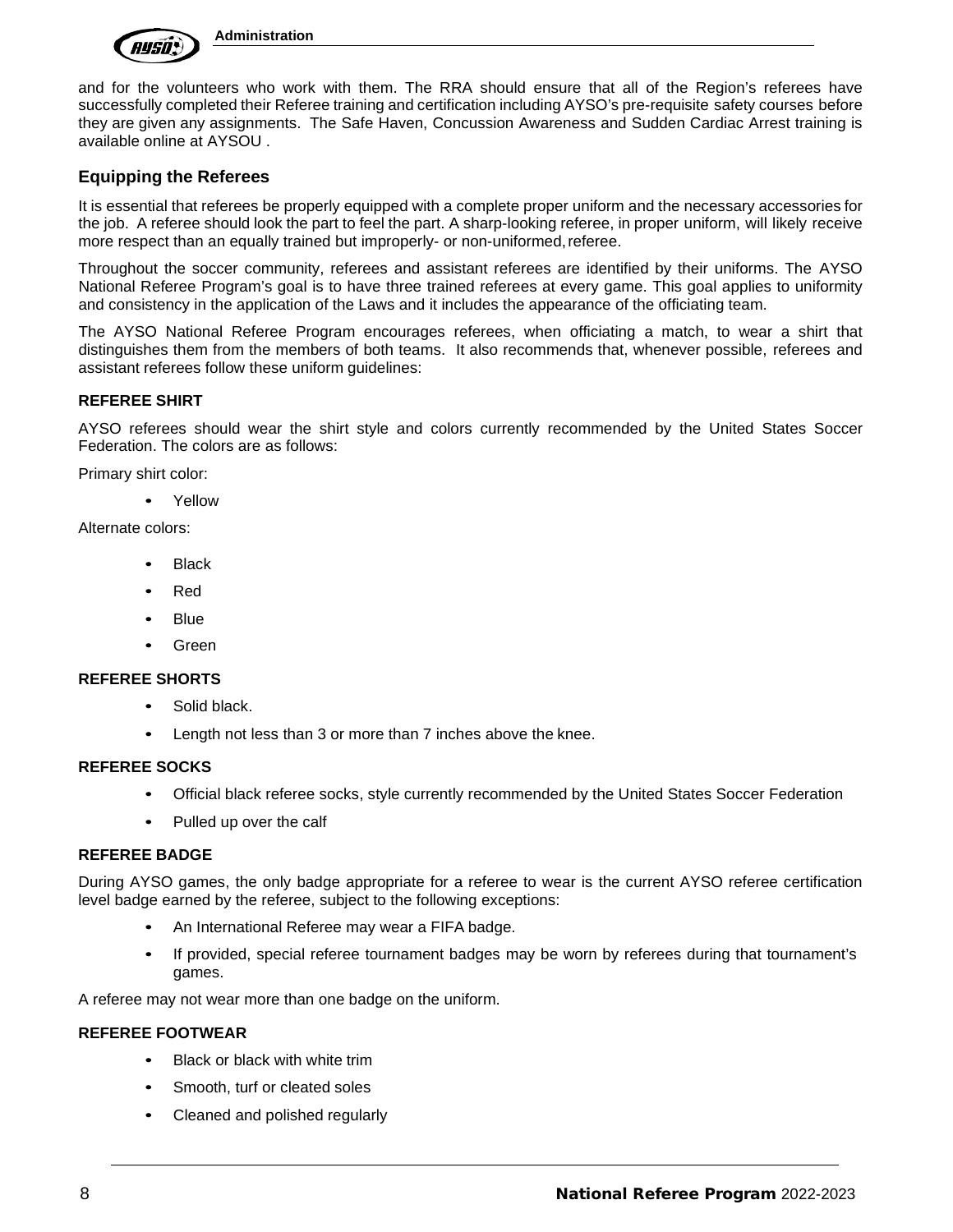and for the volunteers who work with them. The RRA should ensure that all of the Region's referees have successfully completed their Referee training and certification including AYSO's pre-requisite safety courses before they are given any assignments. The Safe Haven, Concussion Awareness and Sudden Cardiac Arrest training is available online at AYSOU .

## Equipping the Referees

It is essential that referees be properly equipped with a complete proper uniform and the necessary accessories for the job. A referee should look the part to feel the part. A sharp-looking referee, in proper uniform, will likely receive more respect than an equally trained but improperly- or non-uniformed, referee.

Throughout the soccer community, referees and assistant referees are identified by their uniforms. The AYSO National Referee Program's goal is to have three trained referees at every game. This goal applies to uniformity and consistency in the application of the Laws and it includes the appearance of the officiating team.

The AYSO National Referee Program encourages referees, when officiating a match, to wear a shirt that distinguishes them from the members of both teams. It also recommends that, whenever possible, referees and assistant referees follow these uniform guidelines:

### REFEREE SHIRT

AYSO referees should wear the shirt style and colors currently recommended by the United States Soccer Federation. The colors are as follows:

Primary shirt color:

- Yellow

Alternate colors:

- Black
- Red
- Blue
- Green

### REFEREE SHORTS

- Solid black.
- Length not less than 3 or more than 7 inches above the knee.

### REFEREE SOCKS

- Official black referee socks, style currently recommended by the United States Soccer Federation
- Pulled up over the calf

### REFEREE BADGE

During AYSO games, the only badge appropriate for a referee to wear is the current AYSO referee certification level badge earned by the referee, subject to the following exceptions:

- An International Referee may wear a FIFA badge.
- If provided, special referee tournament badges may be worn by referees during that tournament's games.

A referee may not wear more than one badge on the uniform.

### REFEREE FOOTWEAR

- Black or black with white trim
- Smooth, turf or cleated soles
- Cleaned and polished regularly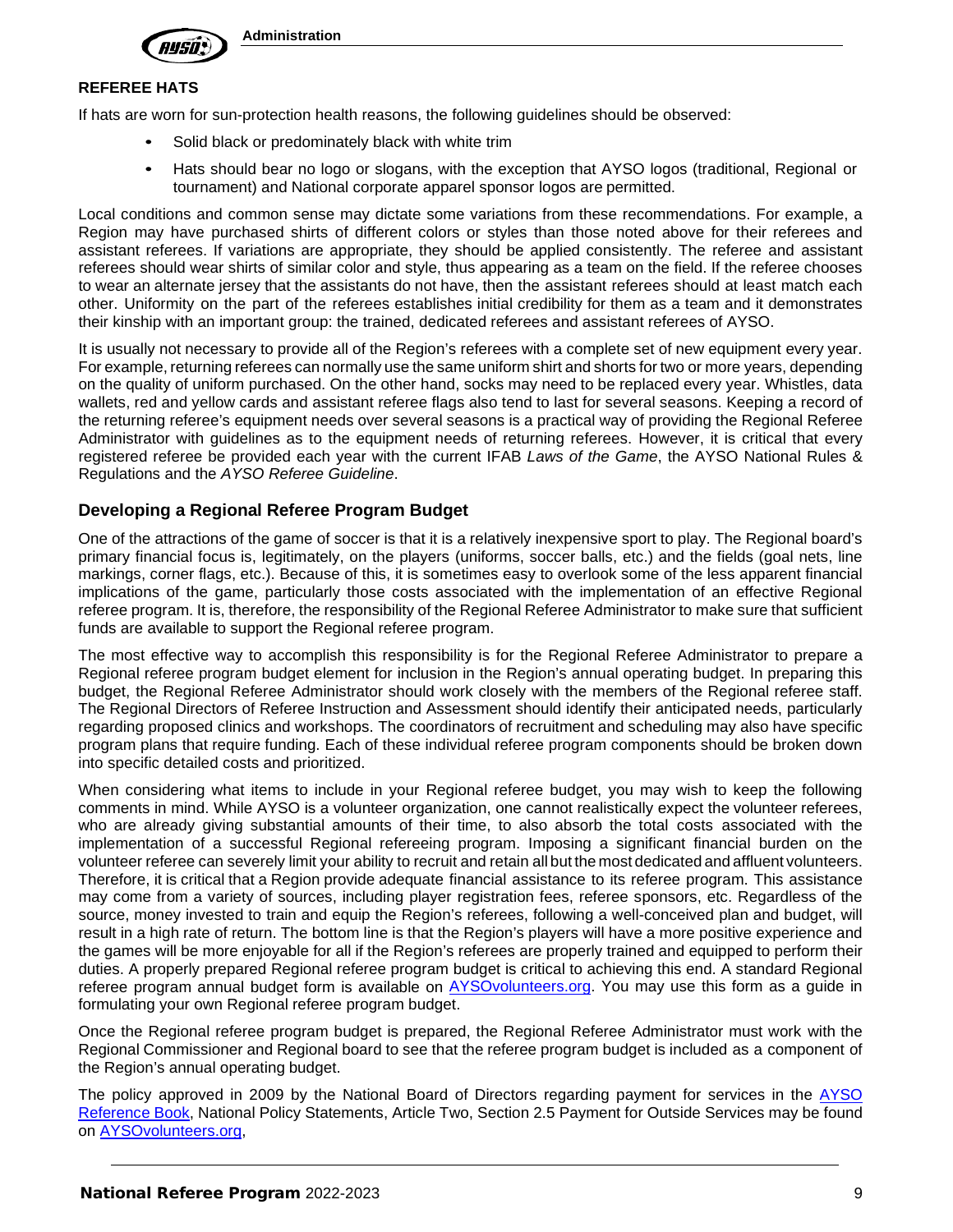### REFEREE HATS

If hats are worn for sun-protection health reasons, the following guidelines should be observed:

- Solid black or predominately black with white trim
- Hats should bear no logo or slogans, with the exception that AYSO logos (traditional, Regional or tournament) and National corporate apparel sponsor logos are permitted.

Local conditions and common sense may dictate some variations from these recommendations. For example, a Region may have purchased shirts of different colors or styles than those noted above for their referees and assistant referees. If variations are appropriate, they should be applied consistently. The referee and assistant referees should wear shirts of similar color and style, thus appearing as a team on the field. If the referee chooses to wear an alternate jersey that the assistants do not have, then the assistant referees should at least match each other. Uniformity on the part of the referees establishes initial credibility for them as a team and it demonstrates their kinship with an important group: the trained, dedicated referees and assistant referees of AYSO.

It is usually not necessary to provide all of the Region's referees with a complete set of new equipment every year. For example, returning referees can normally use the same uniform shirt and shorts for two or more years, depending on the quality of uniform purchased. On the other hand, socks may need to be replaced every year. Whistles, data wallets, red and yellow cards and assistant referee flags also tend to last for several seasons. Keeping a record of the returning referee's equipment needs over several seasons is a practical way of providing the Regional Referee Administrator with guidelines as to the equipment needs of returning referees. However, it is critical that every registered referee be provided each year with the current IFAB *Laws of the Game*, the AYSO National Rules & Regulations and the *AYSO Referee Guideline*.

## Developing a Regional Referee Program Budget

One of the attractions of the game of soccer is that it is a relatively inexpensive sport to play. The Regional board's primary financial focus is, legitimately, on the players (uniforms, soccer balls, etc.) and the fields (goal nets, line markings, corner flags, etc.). Because of this, it is sometimes easy to overlook some of the less apparent financial implications of the game, particularly those costs associated with the implementation of an effective Regional referee program. It is, therefore, the responsibility of the Regional Referee Administrator to make sure that sufficient funds are available to support the Regional referee program.

The most effective way to accomplish this responsibility is for the Regional Referee Administrator to prepare a Regional referee program budget element for inclusion in the Region's annual operating budget. In preparing this budget, the Regional Referee Administrator should work closely with the members of the Regional referee staff. The Regional Directors of Referee Instruction and Assessment should identify their anticipated needs, particularly regarding proposed clinics and workshops. The coordinators of recruitment and scheduling may also have specific program plans that require funding. Each of these individual referee program components should be broken down into specific detailed costs and prioritized.

When considering what items to include in your Regional referee budget, you may wish to keep the following comments in mind. While AYSO is a volunteer organization, one cannot realistically expect the volunteer referees, who are already giving substantial amounts of their time, to also absorb the total costs associated with the implementation of a successful Regional refereeing program. Imposing a significant financial burden on the volunteer referee can severely limit your ability to recruit and retain all but the most dedicated and affluent volunteers. Therefore, it is critical that a Region provide adequate financial assistance to its referee program. This assistance may come from a variety of sources, including player registration fees, referee sponsors, etc. Regardless of the source, money invested to train and equip the Region's referees, following a well-conceived plan and budget, will result in a high rate of return. The bottom line is that the Region's players will have a more positive experience and the games will be more enjoyable for all if the Region's referees are properly trained and equipped to perform their duties. A properly prepared Regional referee program budget is critical to achieving this end. A standard Regional referee program annual budget form is available on AYSOvolunteers.org. You may use this form as a guide in formulating your own Regional referee program budget.

Once the Regional referee program budget is prepared, the Regional Referee Administrator must work with the Regional Commissioner and Regional board to see that the referee program budget is included as a component of the Region's annual operating budget.

The policy approved in 2009 by the National Board of Directors regarding payment for services in the AYSO Reference Book, National Policy Statements, Article Two, Section 2.5 Payment for Outside Services may be found on AYSOvolunteers.org,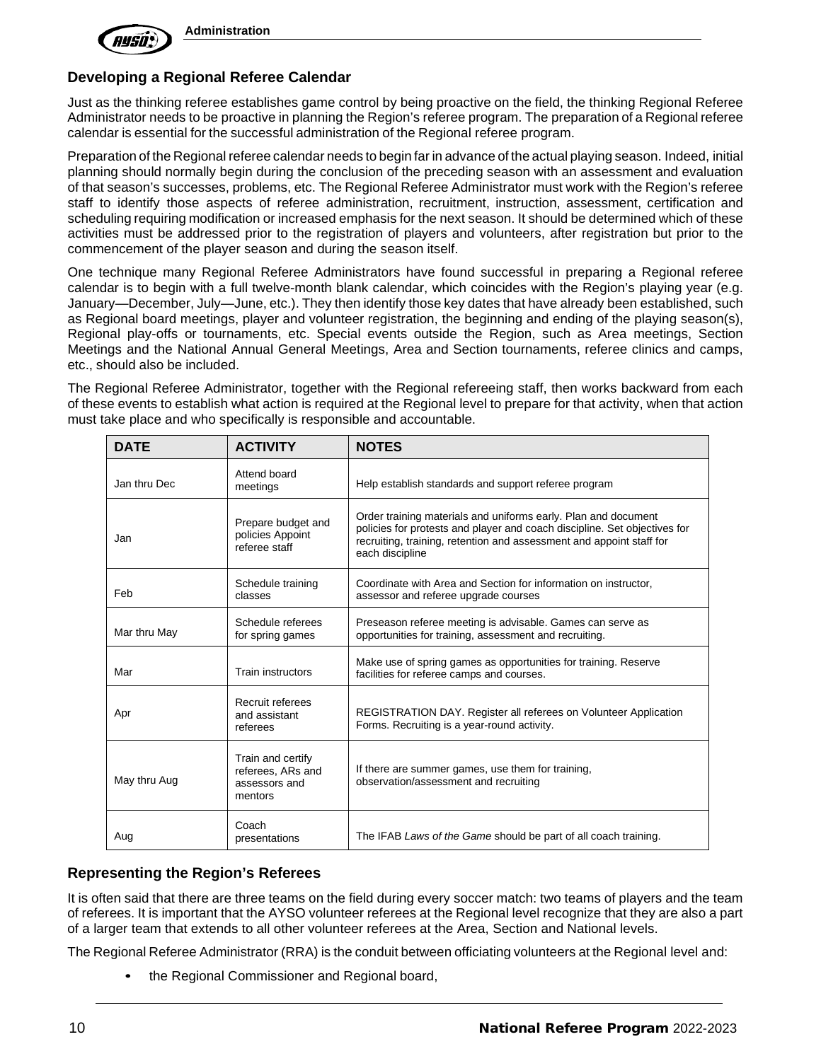## Developing a Regional Referee Calendar

Just as the thinking referee establishes game control by being proactive on the field, the thinking Regional Referee Administrator needs to be proactive in planning the Region's referee program. The preparation of a Regional referee calendar is essential for the successful administration of the Regional referee program.

Preparation of the Regional referee calendar needs to begin far in advance of the actual playing season. Indeed, initial planning should normally begin during the conclusion of the preceding season with an assessment and evaluation of that season's successes, problems, etc. The Regional Referee Administrator must work with the Region's referee staff to identify those aspects of referee administration, recruitment, instruction, assessment, certification and scheduling requiring modification or increased emphasis for the next season. It should be determined which of these activities must be addressed prior to the registration of players and volunteers, after registration but prior to the commencement of the player season and during the season itself.

One technique many Regional Referee Administrators have found successful in preparing a Regional referee calendar is to begin with a full twelve-month blank calendar, which coincides with the Region's playing year (e.g. January—December, July—June, etc.). They then identify those key dates that have already been established, such as Regional board meetings, player and volunteer registration, the beginning and ending of the playing season(s), Regional play-offs or tournaments, etc. Special events outside the Region, such as Area meetings, Section Meetings and the National Annual General Meetings, Area and Section tournaments, referee clinics and camps, etc., should also be included.

The Regional Referee Administrator, together with the Regional refereeing staff, then works backward from each of these events to establish what action is required at the Regional level to prepare for that activity, when that action must take place and who specifically is responsible and accountable.

| DATE | ACTIVITY | NOTES |
|---|---|---|
| Jan thru Dec | Attend board meetings | Help establish standards and support referee program |
| Jan | Prepare budget and policies Appoint referee staff | Order training materials and uniforms early. Plan and document policies for protests and player and coach discipline. Set objectives for recruiting, training, retention and assessment and appoint staff for each discipline |
| Feb | Schedule training classes | Coordinate with Area and Section for information on instructor, assessor and referee upgrade courses |
| Mar thru May | Schedule referees for spring games | Preseason referee meeting is advisable. Games can serve as opportunities for training, assessment and recruiting. |
| Mar | Train instructors | Make use of spring games as opportunities for training. Reserve facilities for referee camps and courses. |
| Apr | Recruit referees and assistant referees | REGISTRATION DAY. Register all referees on Volunteer Application Forms. Recruiting is a year-round activity. |
| May thru Aug | Train and certify referees, ARs and assessors and mentors | If there are summer games, use them for training, observation/assessment and recruiting |
| Aug | Coach presentations | The IFAB *Laws of the Game* should be part of all coach training. |

## Representing the Region's Referees

It is often said that there are three teams on the field during every soccer match: two teams of players and the team of referees. It is important that the AYSO volunteer referees at the Regional level recognize that they are also a part of a larger team that extends to all other volunteer referees at the Area, Section and National levels.

The Regional Referee Administrator (RRA) is the conduit between officiating volunteers at the Regional level and:

- the Regional Commissioner and Regional board,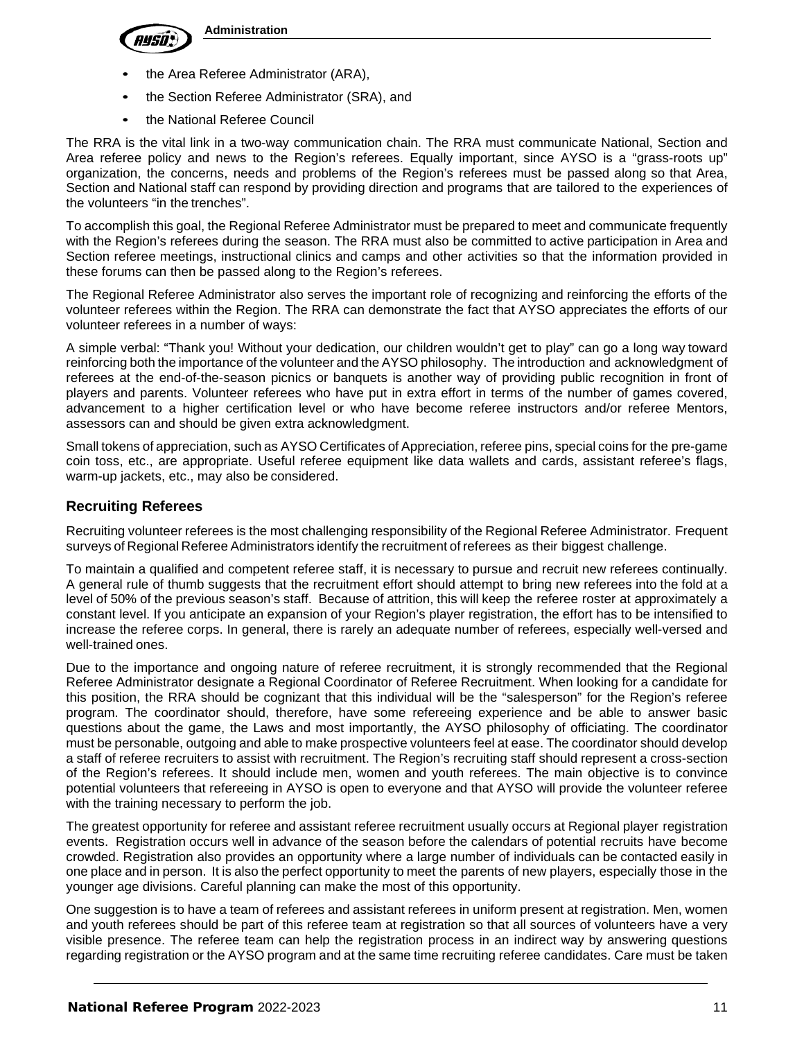- the Area Referee Administrator (ARA),
- the Section Referee Administrator (SRA), and
- the National Referee Council

The RRA is the vital link in a two-way communication chain. The RRA must communicate National, Section and Area referee policy and news to the Region's referees. Equally important, since AYSO is a "grass-roots up" organization, the concerns, needs and problems of the Region's referees must be passed along so that Area, Section and National staff can respond by providing direction and programs that are tailored to the experiences of the volunteers "in the trenches".

To accomplish this goal, the Regional Referee Administrator must be prepared to meet and communicate frequently with the Region's referees during the season. The RRA must also be committed to active participation in Area and Section referee meetings, instructional clinics and camps and other activities so that the information provided in these forums can then be passed along to the Region's referees.

The Regional Referee Administrator also serves the important role of recognizing and reinforcing the efforts of the volunteer referees within the Region. The RRA can demonstrate the fact that AYSO appreciates the efforts of our volunteer referees in a number of ways:

A simple verbal: "Thank you! Without your dedication, our children wouldn't get to play" can go a long way toward reinforcing both the importance of the volunteer and the AYSO philosophy. The introduction and acknowledgment of referees at the end-of-the-season picnics or banquets is another way of providing public recognition in front of players and parents. Volunteer referees who have put in extra effort in terms of the number of games covered, advancement to a higher certification level or who have become referee instructors and/or referee Mentors, assessors can and should be given extra acknowledgment.

Small tokens of appreciation, such as AYSO Certificates of Appreciation, referee pins, special coins for the pre-game coin toss, etc., are appropriate. Useful referee equipment like data wallets and cards, assistant referee's flags, warm-up jackets, etc., may also be considered.

## Recruiting Referees

Recruiting volunteer referees is the most challenging responsibility of the Regional Referee Administrator. Frequent surveys of Regional Referee Administrators identify the recruitment of referees as their biggest challenge.

To maintain a qualified and competent referee staff, it is necessary to pursue and recruit new referees continually. A general rule of thumb suggests that the recruitment effort should attempt to bring new referees into the fold at a level of 50% of the previous season's staff. Because of attrition, this will keep the referee roster at approximately a constant level. If you anticipate an expansion of your Region's player registration, the effort has to be intensified to increase the referee corps. In general, there is rarely an adequate number of referees, especially well-versed and well-trained ones.

Due to the importance and ongoing nature of referee recruitment, it is strongly recommended that the Regional Referee Administrator designate a Regional Coordinator of Referee Recruitment. When looking for a candidate for this position, the RRA should be cognizant that this individual will be the "salesperson" for the Region's referee program. The coordinator should, therefore, have some refereeing experience and be able to answer basic questions about the game, the Laws and most importantly, the AYSO philosophy of officiating. The coordinator must be personable, outgoing and able to make prospective volunteers feel at ease. The coordinator should develop a staff of referee recruiters to assist with recruitment. The Region's recruiting staff should represent a cross-section of the Region's referees. It should include men, women and youth referees. The main objective is to convince potential volunteers that refereeing in AYSO is open to everyone and that AYSO will provide the volunteer referee with the training necessary to perform the job.

The greatest opportunity for referee and assistant referee recruitment usually occurs at Regional player registration events. Registration occurs well in advance of the season before the calendars of potential recruits have become crowded. Registration also provides an opportunity where a large number of individuals can be contacted easily in one place and in person. It is also the perfect opportunity to meet the parents of new players, especially those in the younger age divisions. Careful planning can make the most of this opportunity.

One suggestion is to have a team of referees and assistant referees in uniform present at registration. Men, women and youth referees should be part of this referee team at registration so that all sources of volunteers have a very visible presence. The referee team can help the registration process in an indirect way by answering questions regarding registration or the AYSO program and at the same time recruiting referee candidates. Care must be taken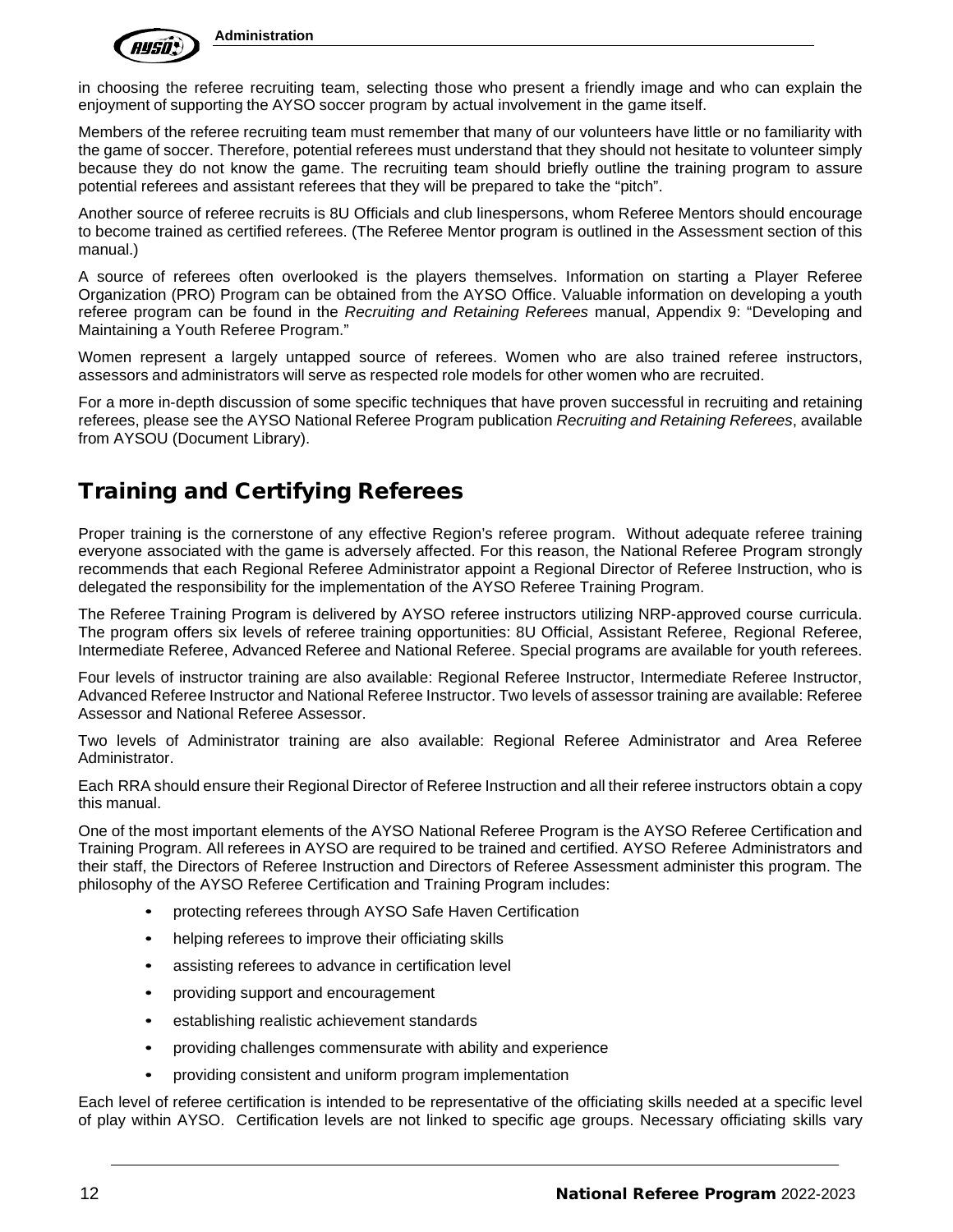in choosing the referee recruiting team, selecting those who present a friendly image and who can explain the enjoyment of supporting the AYSO soccer program by actual involvement in the game itself.

Members of the referee recruiting team must remember that many of our volunteers have little or no familiarity with the game of soccer. Therefore, potential referees must understand that they should not hesitate to volunteer simply because they do not know the game. The recruiting team should briefly outline the training program to assure potential referees and assistant referees that they will be prepared to take the "pitch".

Another source of referee recruits is 8U Officials and club linespersons, whom Referee Mentors should encourage to become trained as certified referees. (The Referee Mentor program is outlined in the Assessment section of this manual.)

A source of referees often overlooked is the players themselves. Information on starting a Player Referee Organization (PRO) Program can be obtained from the AYSO Office. Valuable information on developing a youth referee program can be found in the *Recruiting and Retaining Referees* manual, Appendix 9: "Developing and Maintaining a Youth Referee Program."

Women represent a largely untapped source of referees. Women who are also trained referee instructors, assessors and administrators will serve as respected role models for other women who are recruited.

For a more in-depth discussion of some specific techniques that have proven successful in recruiting and retaining referees, please see the AYSO National Referee Program publication *Recruiting and Retaining Referees*, available from AYSOU (Document Library).

## Training and Certifying Referees

Proper training is the cornerstone of any effective Region's referee program. Without adequate referee training everyone associated with the game is adversely affected. For this reason, the National Referee Program strongly recommends that each Regional Referee Administrator appoint a Regional Director of Referee Instruction, who is delegated the responsibility for the implementation of the AYSO Referee Training Program.

The Referee Training Program is delivered by AYSO referee instructors utilizing NRP-approved course curricula. The program offers six levels of referee training opportunities: 8U Official, Assistant Referee, Regional Referee, Intermediate Referee, Advanced Referee and National Referee. Special programs are available for youth referees.

Four levels of instructor training are also available: Regional Referee Instructor, Intermediate Referee Instructor, Advanced Referee Instructor and National Referee Instructor. Two levels of assessor training are available: Referee Assessor and National Referee Assessor.

Two levels of Administrator training are also available: Regional Referee Administrator and Area Referee Administrator.

Each RRA should ensure their Regional Director of Referee Instruction and all their referee instructors obtain a copy this manual.

One of the most important elements of the AYSO National Referee Program is the AYSO Referee Certification and Training Program. All referees in AYSO are required to be trained and certified. AYSO Referee Administrators and their staff, the Directors of Referee Instruction and Directors of Referee Assessment administer this program. The philosophy of the AYSO Referee Certification and Training Program includes:

- protecting referees through AYSO Safe Haven Certification
- helping referees to improve their officiating skills
- assisting referees to advance in certification level
- providing support and encouragement
- establishing realistic achievement standards
- providing challenges commensurate with ability and experience
- providing consistent and uniform program implementation

Each level of referee certification is intended to be representative of the officiating skills needed at a specific level of play within AYSO. Certification levels are not linked to specific age groups. Necessary officiating skills vary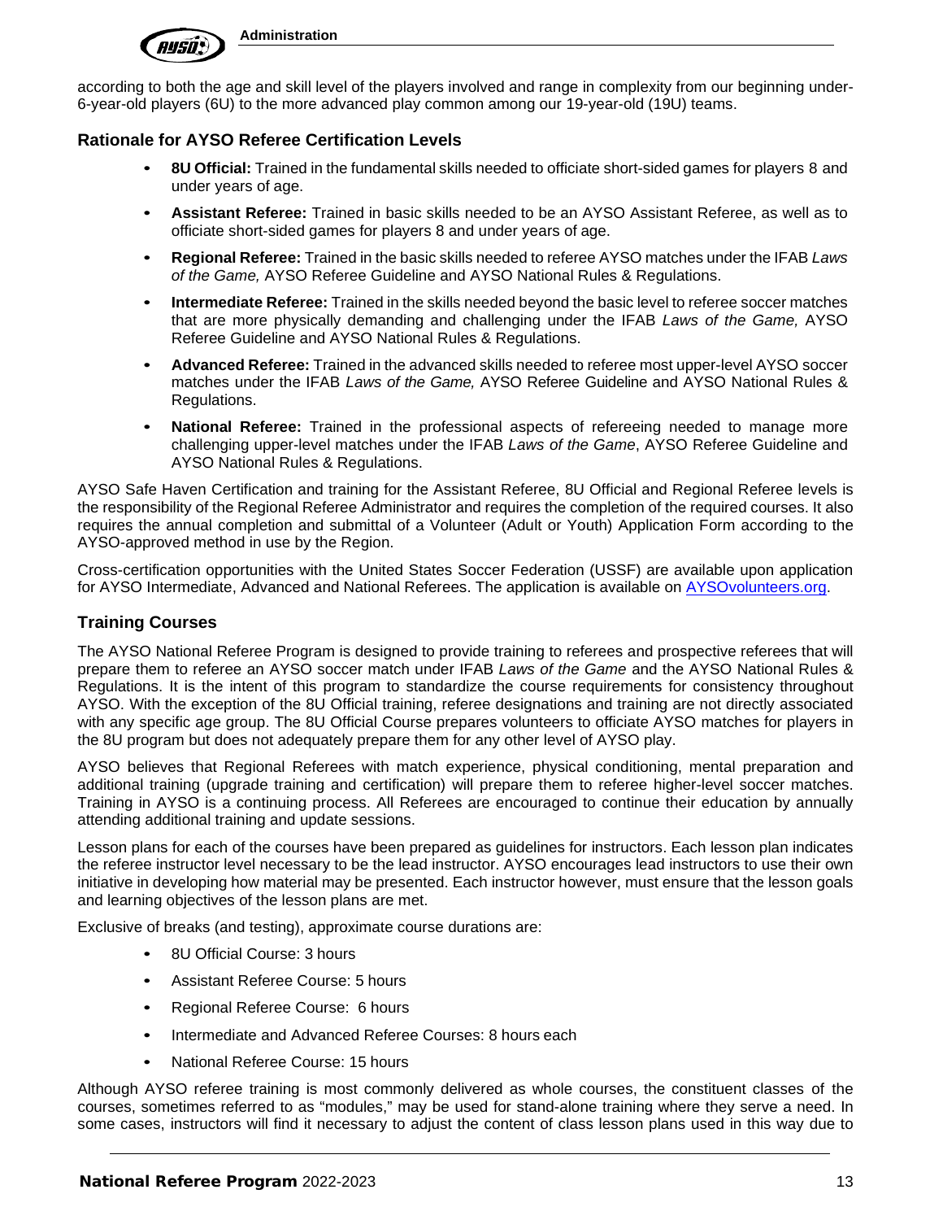according to both the age and skill level of the players involved and range in complexity from our beginning under-6-year-old players (6U) to the more advanced play common among our 19-year-old (19U) teams.

### Rationale for AYSO Referee Certification Levels

- **8U Official:** Trained in the fundamental skills needed to officiate short-sided games for players 8 and under years of age.
- **Assistant Referee:** Trained in basic skills needed to be an AYSO Assistant Referee, as well as to officiate short-sided games for players 8 and under years of age.
- **Regional Referee:** Trained in the basic skills needed to referee AYSO matches under the IFAB *Laws of the Game,* AYSO Referee Guideline and AYSO National Rules & Regulations.
- **Intermediate Referee:** Trained in the skills needed beyond the basic level to referee soccer matches that are more physically demanding and challenging under the IFAB *Laws of the Game,* AYSO Referee Guideline and AYSO National Rules & Regulations.
- **Advanced Referee:** Trained in the advanced skills needed to referee most upper-level AYSO soccer matches under the IFAB *Laws of the Game,* AYSO Referee Guideline and AYSO National Rules & Regulations.
- **National Referee:** Trained in the professional aspects of refereeing needed to manage more challenging upper-level matches under the IFAB *Laws of the Game*, AYSO Referee Guideline and AYSO National Rules & Regulations.

AYSO Safe Haven Certification and training for the Assistant Referee, 8U Official and Regional Referee levels is the responsibility of the Regional Referee Administrator and requires the completion of the required courses. It also requires the annual completion and submittal of a Volunteer (Adult or Youth) Application Form according to the AYSO-approved method in use by the Region.

Cross-certification opportunities with the United States Soccer Federation (USSF) are available upon application for AYSO Intermediate, Advanced and National Referees. The application is available on AYSOvolunteers.org.

### Training Courses

The AYSO National Referee Program is designed to provide training to referees and prospective referees that will prepare them to referee an AYSO soccer match under IFAB *Laws of the Game* and the AYSO National Rules & Regulations. It is the intent of this program to standardize the course requirements for consistency throughout AYSO. With the exception of the 8U Official training, referee designations and training are not directly associated with any specific age group. The 8U Official Course prepares volunteers to officiate AYSO matches for players in the 8U program but does not adequately prepare them for any other level of AYSO play.

AYSO believes that Regional Referees with match experience, physical conditioning, mental preparation and additional training (upgrade training and certification) will prepare them to referee higher-level soccer matches. Training in AYSO is a continuing process. All Referees are encouraged to continue their education by annually attending additional training and update sessions.

Lesson plans for each of the courses have been prepared as guidelines for instructors. Each lesson plan indicates the referee instructor level necessary to be the lead instructor. AYSO encourages lead instructors to use their own initiative in developing how material may be presented. Each instructor however, must ensure that the lesson goals and learning objectives of the lesson plans are met.

Exclusive of breaks (and testing), approximate course durations are:

- 8U Official Course: 3 hours
- Assistant Referee Course: 5 hours
- Regional Referee Course: 6 hours
- Intermediate and Advanced Referee Courses: 8 hours each
- National Referee Course: 15 hours

Although AYSO referee training is most commonly delivered as whole courses, the constituent classes of the courses, sometimes referred to as "modules," may be used for stand-alone training where they serve a need. In some cases, instructors will find it necessary to adjust the content of class lesson plans used in this way due to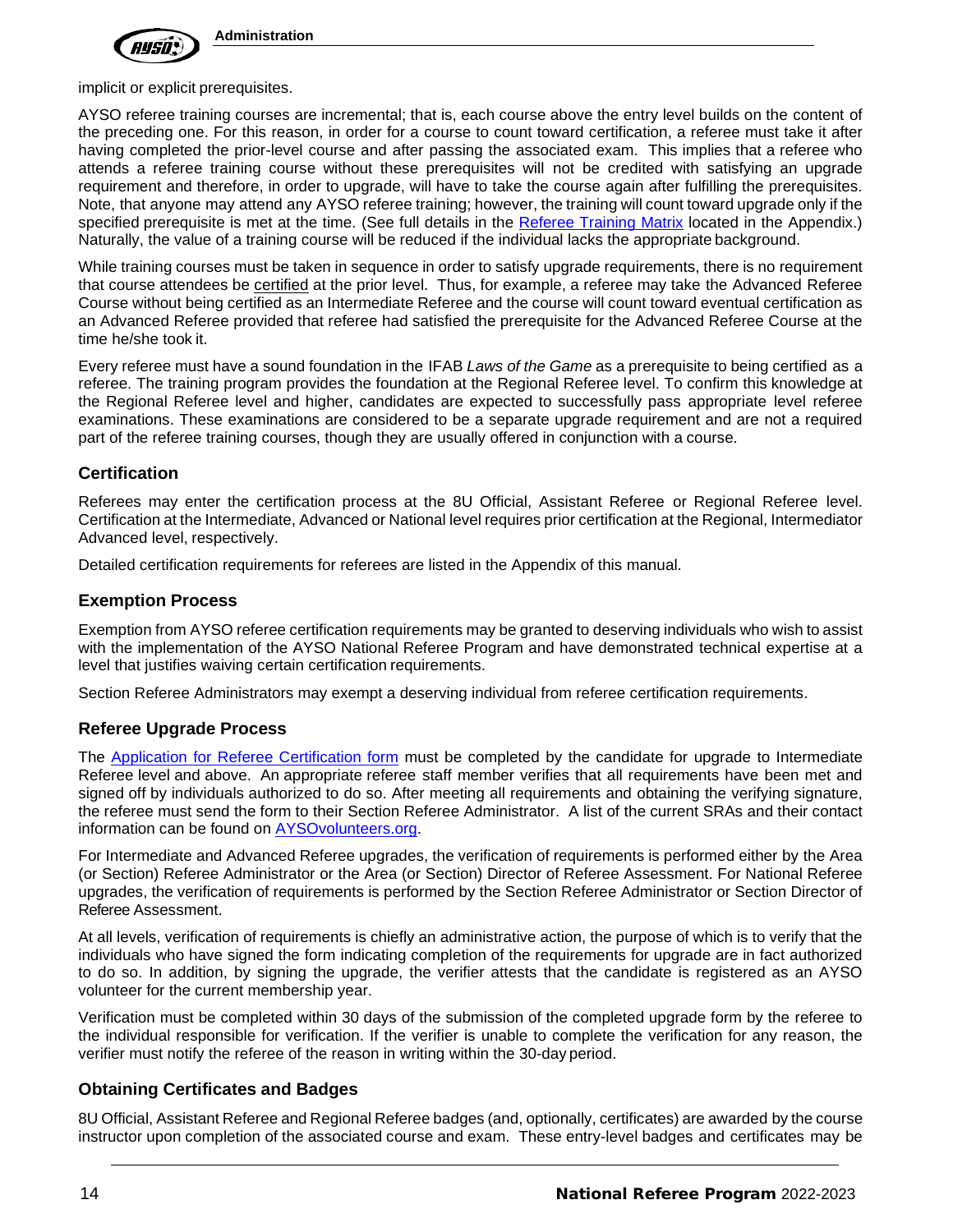implicit or explicit prerequisites.

AYSO referee training courses are incremental; that is, each course above the entry level builds on the content of the preceding one. For this reason, in order for a course to count toward certification, a referee must take it after having completed the prior-level course and after passing the associated exam. This implies that a referee who attends a referee training course without these prerequisites will not be credited with satisfying an upgrade requirement and therefore, in order to upgrade, will have to take the course again after fulfilling the prerequisites. Note, that anyone may attend any AYSO referee training; however, the training will count toward upgrade only if the specified prerequisite is met at the time. (See full details in the [Referee Training Matrix] located in the Appendix.) Naturally, the value of a training course will be reduced if the individual lacks the appropriate background.

While training courses must be taken in sequence in order to satisfy upgrade requirements, there is no requirement that course attendees be certified at the prior level. Thus, for example, a referee may take the Advanced Referee Course without being certified as an Intermediate Referee and the course will count toward eventual certification as an Advanced Referee provided that referee had satisfied the prerequisite for the Advanced Referee Course at the time he/she took it.

Every referee must have a sound foundation in the IFAB *Laws of the Game* as a prerequisite to being certified as a referee. The training program provides the foundation at the Regional Referee level. To confirm this knowledge at the Regional Referee level and higher, candidates are expected to successfully pass appropriate level referee examinations. These examinations are considered to be a separate upgrade requirement and are not a required part of the referee training courses, though they are usually offered in conjunction with a course.

### Certification

Referees may enter the certification process at the 8U Official, Assistant Referee or Regional Referee level. Certification at the Intermediate, Advanced or National level requires prior certification at the Regional, Intermediator Advanced level, respectively.

Detailed certification requirements for referees are listed in the Appendix of this manual.

### Exemption Process

Exemption from AYSO referee certification requirements may be granted to deserving individuals who wish to assist with the implementation of the AYSO National Referee Program and have demonstrated technical expertise at a level that justifies waiving certain certification requirements.

Section Referee Administrators may exempt a deserving individual from referee certification requirements.

### Referee Upgrade Process

The [Application for Referee Certification form] must be completed by the candidate for upgrade to Intermediate Referee level and above. An appropriate referee staff member verifies that all requirements have been met and signed off by individuals authorized to do so. After meeting all requirements and obtaining the verifying signature, the referee must send the form to their Section Referee Administrator. A list of the current SRAs and their contact information can be found on [AYSOvolunteers.org].

For Intermediate and Advanced Referee upgrades, the verification of requirements is performed either by the Area (or Section) Referee Administrator or the Area (or Section) Director of Referee Assessment. For National Referee upgrades, the verification of requirements is performed by the Section Referee Administrator or Section Director of Referee Assessment.

At all levels, verification of requirements is chiefly an administrative action, the purpose of which is to verify that the individuals who have signed the form indicating completion of the requirements for upgrade are in fact authorized to do so. In addition, by signing the upgrade, the verifier attests that the candidate is registered as an AYSO volunteer for the current membership year.

Verification must be completed within 30 days of the submission of the completed upgrade form by the referee to the individual responsible for verification. If the verifier is unable to complete the verification for any reason, the verifier must notify the referee of the reason in writing within the 30-day period.

### Obtaining Certificates and Badges

8U Official, Assistant Referee and Regional Referee badges (and, optionally, certificates) are awarded by the course instructor upon completion of the associated course and exam. These entry-level badges and certificates may be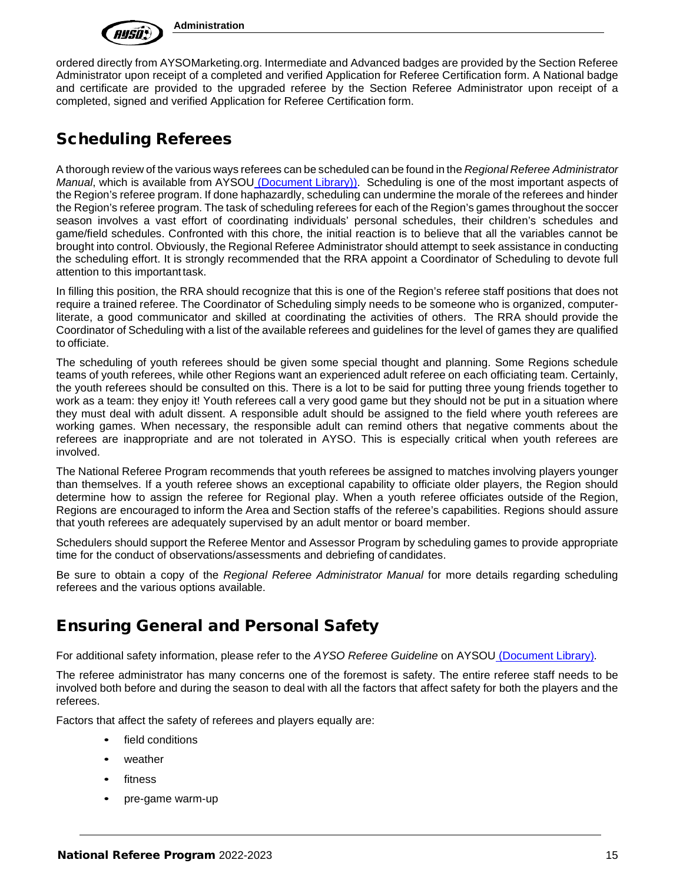ordered directly from AYSOMarketing.org. Intermediate and Advanced badges are provided by the Section Referee Administrator upon receipt of a completed and verified Application for Referee Certification form. A National badge and certificate are provided to the upgraded referee by the Section Referee Administrator upon receipt of a completed, signed and verified Application for Referee Certification form.

## Scheduling Referees

A thorough review of the various ways referees can be scheduled can be found in the *Regional Referee Administrator Manual*, which is available from AYSOU (Document Library)). Scheduling is one of the most important aspects of the Region's referee program. If done haphazardly, scheduling can undermine the morale of the referees and hinder the Region's referee program. The task of scheduling referees for each of the Region's games throughout the soccer season involves a vast effort of coordinating individuals' personal schedules, their children's schedules and game/field schedules. Confronted with this chore, the initial reaction is to believe that all the variables cannot be brought into control. Obviously, the Regional Referee Administrator should attempt to seek assistance in conducting the scheduling effort. It is strongly recommended that the RRA appoint a Coordinator of Scheduling to devote full attention to this important task.

In filling this position, the RRA should recognize that this is one of the Region's referee staff positions that does not require a trained referee. The Coordinator of Scheduling simply needs to be someone who is organized, computer-literate, a good communicator and skilled at coordinating the activities of others. The RRA should provide the Coordinator of Scheduling with a list of the available referees and guidelines for the level of games they are qualified to officiate.

The scheduling of youth referees should be given some special thought and planning. Some Regions schedule teams of youth referees, while other Regions want an experienced adult referee on each officiating team. Certainly, the youth referees should be consulted on this. There is a lot to be said for putting three young friends together to work as a team: they enjoy it! Youth referees call a very good game but they should not be put in a situation where they must deal with adult dissent. A responsible adult should be assigned to the field where youth referees are working games. When necessary, the responsible adult can remind others that negative comments about the referees are inappropriate and are not tolerated in AYSO. This is especially critical when youth referees are involved.

The National Referee Program recommends that youth referees be assigned to matches involving players younger than themselves. If a youth referee shows an exceptional capability to officiate older players, the Region should determine how to assign the referee for Regional play. When a youth referee officiates outside of the Region, Regions are encouraged to inform the Area and Section staffs of the referee's capabilities. Regions should assure that youth referees are adequately supervised by an adult mentor or board member.

Schedulers should support the Referee Mentor and Assessor Program by scheduling games to provide appropriate time for the conduct of observations/assessments and debriefing of candidates.

Be sure to obtain a copy of the *Regional Referee Administrator Manual* for more details regarding scheduling referees and the various options available.

## Ensuring General and Personal Safety

For additional safety information, please refer to the *AYSO Referee Guideline* on AYSOU (Document Library).

The referee administrator has many concerns one of the foremost is safety. The entire referee staff needs to be involved both before and during the season to deal with all the factors that affect safety for both the players and the referees.

Factors that affect the safety of referees and players equally are:

- field conditions
- weather
- fitness
- pre-game warm-up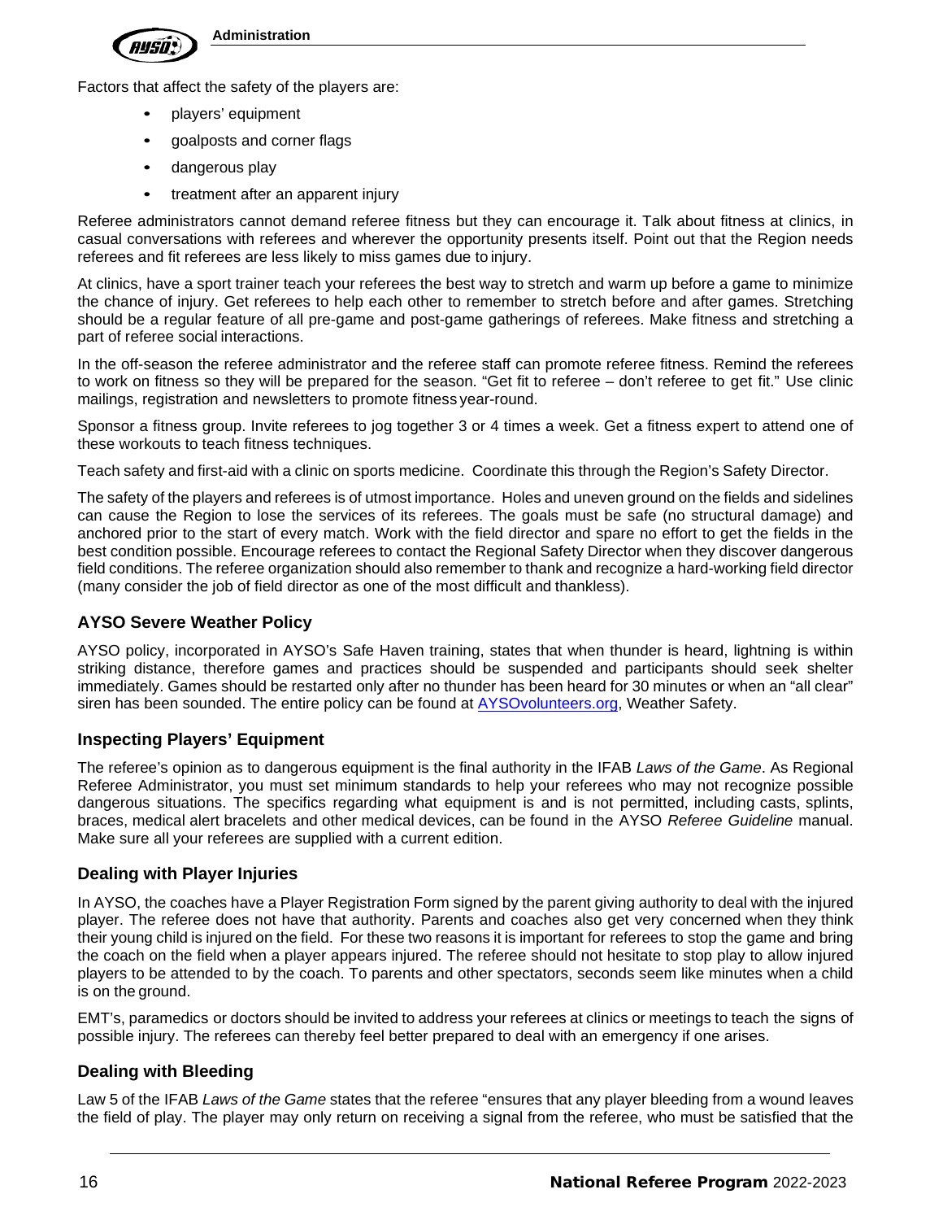Factors that affect the safety of the players are:

- players' equipment
- goalposts and corner flags
- dangerous play
- treatment after an apparent injury

Referee administrators cannot demand referee fitness but they can encourage it. Talk about fitness at clinics, in casual conversations with referees and wherever the opportunity presents itself. Point out that the Region needs referees and fit referees are less likely to miss games due to injury.

At clinics, have a sport trainer teach your referees the best way to stretch and warm up before a game to minimize the chance of injury. Get referees to help each other to remember to stretch before and after games. Stretching should be a regular feature of all pre-game and post-game gatherings of referees. Make fitness and stretching a part of referee social interactions.

In the off-season the referee administrator and the referee staff can promote referee fitness. Remind the referees to work on fitness so they will be prepared for the season. "Get fit to referee – don't referee to get fit." Use clinic mailings, registration and newsletters to promote fitness year-round.

Sponsor a fitness group. Invite referees to jog together 3 or 4 times a week. Get a fitness expert to attend one of these workouts to teach fitness techniques.

Teach safety and first-aid with a clinic on sports medicine. Coordinate this through the Region's Safety Director.

The safety of the players and referees is of utmost importance. Holes and uneven ground on the fields and sidelines can cause the Region to lose the services of its referees. The goals must be safe (no structural damage) and anchored prior to the start of every match. Work with the field director and spare no effort to get the fields in the best condition possible. Encourage referees to contact the Regional Safety Director when they discover dangerous field conditions. The referee organization should also remember to thank and recognize a hard-working field director (many consider the job of field director as one of the most difficult and thankless).

### AYSO Severe Weather Policy

AYSO policy, incorporated in AYSO's Safe Haven training, states that when thunder is heard, lightning is within striking distance, therefore games and practices should be suspended and participants should seek shelter immediately. Games should be restarted only after no thunder has been heard for 30 minutes or when an "all clear" siren has been sounded. The entire policy can be found at AYSOvolunteers.org, Weather Safety.

### Inspecting Players' Equipment

The referee's opinion as to dangerous equipment is the final authority in the IFAB *Laws of the Game*. As Regional Referee Administrator, you must set minimum standards to help your referees who may not recognize possible dangerous situations. The specifics regarding what equipment is and is not permitted, including casts, splints, braces, medical alert bracelets and other medical devices, can be found in the AYSO *Referee Guideline* manual. Make sure all your referees are supplied with a current edition.

### Dealing with Player Injuries

In AYSO, the coaches have a Player Registration Form signed by the parent giving authority to deal with the injured player. The referee does not have that authority. Parents and coaches also get very concerned when they think their young child is injured on the field. For these two reasons it is important for referees to stop the game and bring the coach on the field when a player appears injured. The referee should not hesitate to stop play to allow injured players to be attended to by the coach. To parents and other spectators, seconds seem like minutes when a child is on the ground.

EMT's, paramedics or doctors should be invited to address your referees at clinics or meetings to teach the signs of possible injury. The referees can thereby feel better prepared to deal with an emergency if one arises.

### Dealing with Bleeding

Law 5 of the IFAB *Laws of the Game* states that the referee "ensures that any player bleeding from a wound leaves the field of play. The player may only return on receiving a signal from the referee, who must be satisfied that the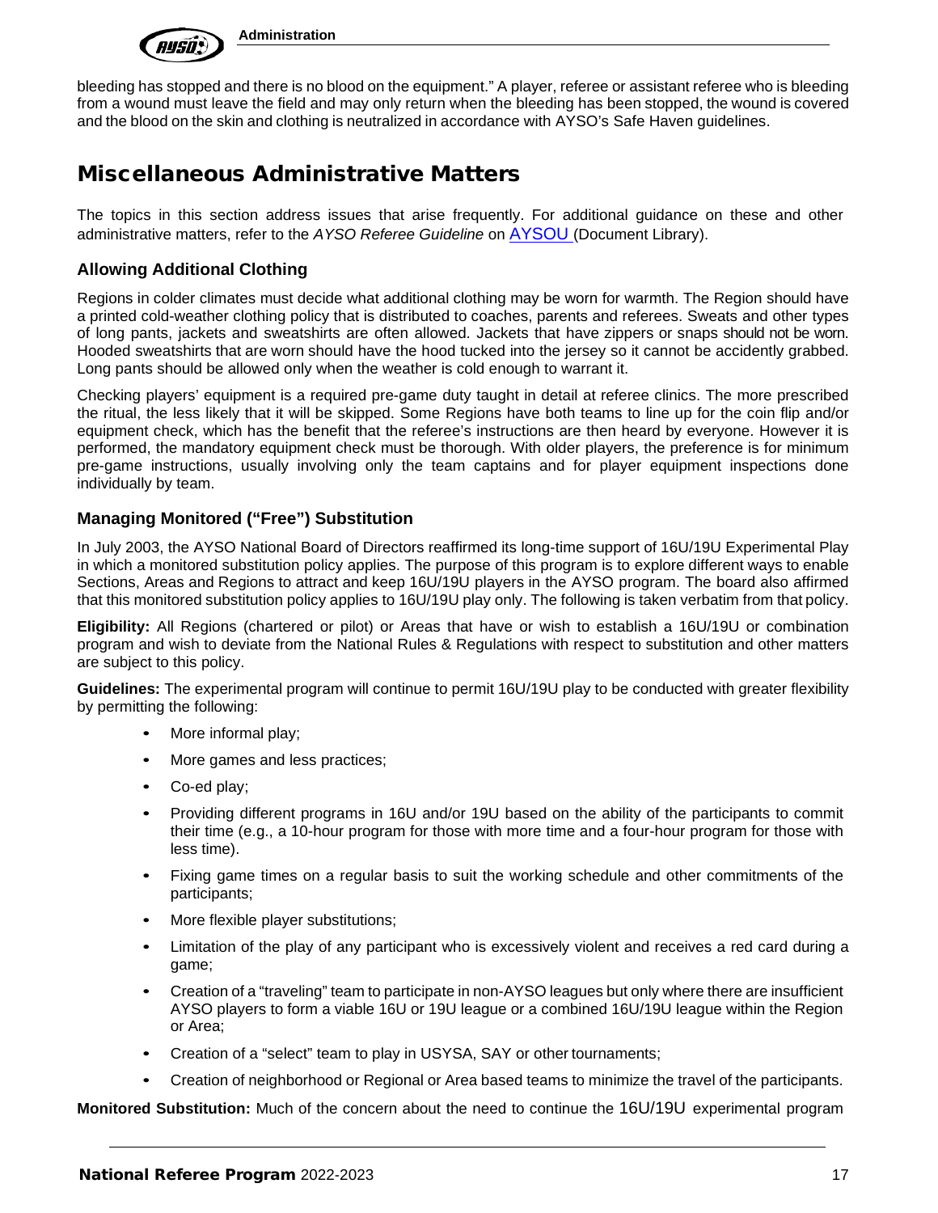bleeding has stopped and there is no blood on the equipment." A player, referee or assistant referee who is bleeding from a wound must leave the field and may only return when the bleeding has been stopped, the wound is covered and the blood on the skin and clothing is neutralized in accordance with AYSO's Safe Haven guidelines.

## Miscellaneous Administrative Matters

The topics in this section address issues that arise frequently. For additional guidance on these and other administrative matters, refer to the *AYSO Referee Guideline* on AYSOU (Document Library).

### Allowing Additional Clothing

Regions in colder climates must decide what additional clothing may be worn for warmth. The Region should have a printed cold-weather clothing policy that is distributed to coaches, parents and referees. Sweats and other types of long pants, jackets and sweatshirts are often allowed. Jackets that have zippers or snaps should not be worn. Hooded sweatshirts that are worn should have the hood tucked into the jersey so it cannot be accidently grabbed. Long pants should be allowed only when the weather is cold enough to warrant it.

Checking players' equipment is a required pre-game duty taught in detail at referee clinics. The more prescribed the ritual, the less likely that it will be skipped. Some Regions have both teams to line up for the coin flip and/or equipment check, which has the benefit that the referee's instructions are then heard by everyone. However it is performed, the mandatory equipment check must be thorough. With older players, the preference is for minimum pre-game instructions, usually involving only the team captains and for player equipment inspections done individually by team.

### Managing Monitored ("Free") Substitution

In July 2003, the AYSO National Board of Directors reaffirmed its long-time support of 16U/19U Experimental Play in which a monitored substitution policy applies. The purpose of this program is to explore different ways to enable Sections, Areas and Regions to attract and keep 16U/19U players in the AYSO program. The board also affirmed that this monitored substitution policy applies to 16U/19U play only. The following is taken verbatim from that policy.

**Eligibility:** All Regions (chartered or pilot) or Areas that have or wish to establish a 16U/19U or combination program and wish to deviate from the National Rules & Regulations with respect to substitution and other matters are subject to this policy.

**Guidelines:** The experimental program will continue to permit 16U/19U play to be conducted with greater flexibility by permitting the following:

- More informal play;
- More games and less practices;
- Co-ed play;
- Providing different programs in 16U and/or 19U based on the ability of the participants to commit their time (e.g., a 10-hour program for those with more time and a four-hour program for those with less time).
- Fixing game times on a regular basis to suit the working schedule and other commitments of the participants;
- More flexible player substitutions;
- Limitation of the play of any participant who is excessively violent and receives a red card during a game;
- Creation of a "traveling" team to participate in non-AYSO leagues but only where there are insufficient AYSO players to form a viable 16U or 19U league or a combined 16U/19U league within the Region or Area;
- Creation of a "select" team to play in USYSA, SAY or other tournaments;
- Creation of neighborhood or Regional or Area based teams to minimize the travel of the participants.

**Monitored Substitution:** Much of the concern about the need to continue the 16U/19U experimental program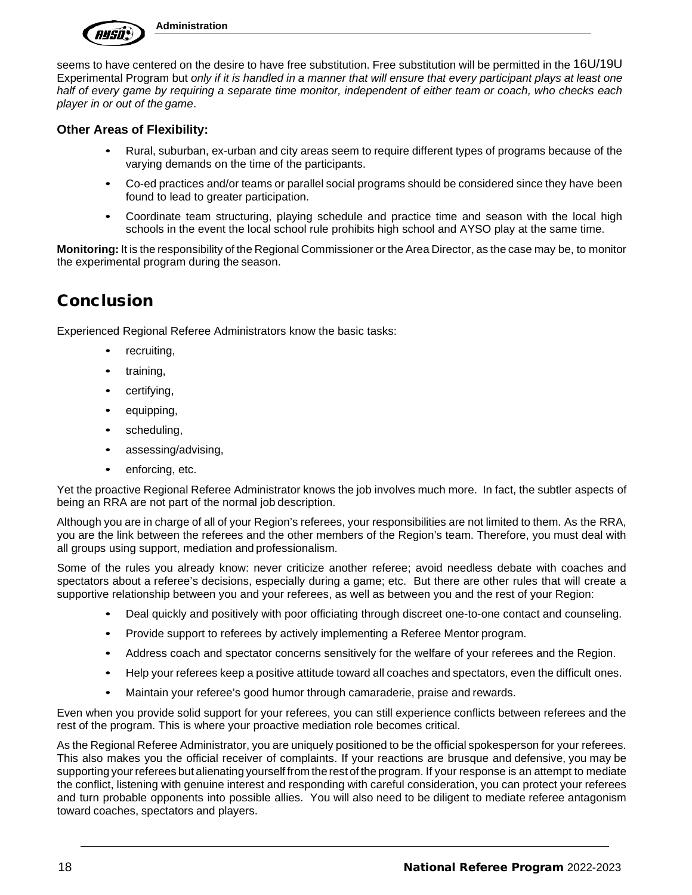seems to have centered on the desire to have free substitution. Free substitution will be permitted in the 16U/19U Experimental Program but *only if it is handled in a manner that will ensure that every participant plays at least one half of every game by requiring a separate time monitor, independent of either team or coach, who checks each player in or out of the game*.

### Other Areas of Flexibility:

- Rural, suburban, ex-urban and city areas seem to require different types of programs because of the varying demands on the time of the participants.
- Co-ed practices and/or teams or parallel social programs should be considered since they have been found to lead to greater participation.
- Coordinate team structuring, playing schedule and practice time and season with the local high schools in the event the local school rule prohibits high school and AYSO play at the same time.

**Monitoring:** It is the responsibility of the Regional Commissioner or the Area Director, as the case may be, to monitor the experimental program during the season.

## Conclusion

Experienced Regional Referee Administrators know the basic tasks:

- recruiting,
- training,
- certifying,
- equipping,
- scheduling,
- assessing/advising,
- enforcing, etc.

Yet the proactive Regional Referee Administrator knows the job involves much more. In fact, the subtler aspects of being an RRA are not part of the normal job description.

Although you are in charge of all of your Region's referees, your responsibilities are not limited to them. As the RRA, you are the link between the referees and the other members of the Region's team. Therefore, you must deal with all groups using support, mediation and professionalism.

Some of the rules you already know: never criticize another referee; avoid needless debate with coaches and spectators about a referee's decisions, especially during a game; etc. But there are other rules that will create a supportive relationship between you and your referees, as well as between you and the rest of your Region:

- Deal quickly and positively with poor officiating through discreet one-to-one contact and counseling.
- Provide support to referees by actively implementing a Referee Mentor program.
- Address coach and spectator concerns sensitively for the welfare of your referees and the Region.
- Help your referees keep a positive attitude toward all coaches and spectators, even the difficult ones.
- Maintain your referee's good humor through camaraderie, praise and rewards.

Even when you provide solid support for your referees, you can still experience conflicts between referees and the rest of the program. This is where your proactive mediation role becomes critical.

As the Regional Referee Administrator, you are uniquely positioned to be the official spokesperson for your referees. This also makes you the official receiver of complaints. If your reactions are brusque and defensive, you may be supporting your referees but alienating yourself from the rest of the program. If your response is an attempt to mediate the conflict, listening with genuine interest and responding with careful consideration, you can protect your referees and turn probable opponents into possible allies. You will also need to be diligent to mediate referee antagonism toward coaches, spectators and players.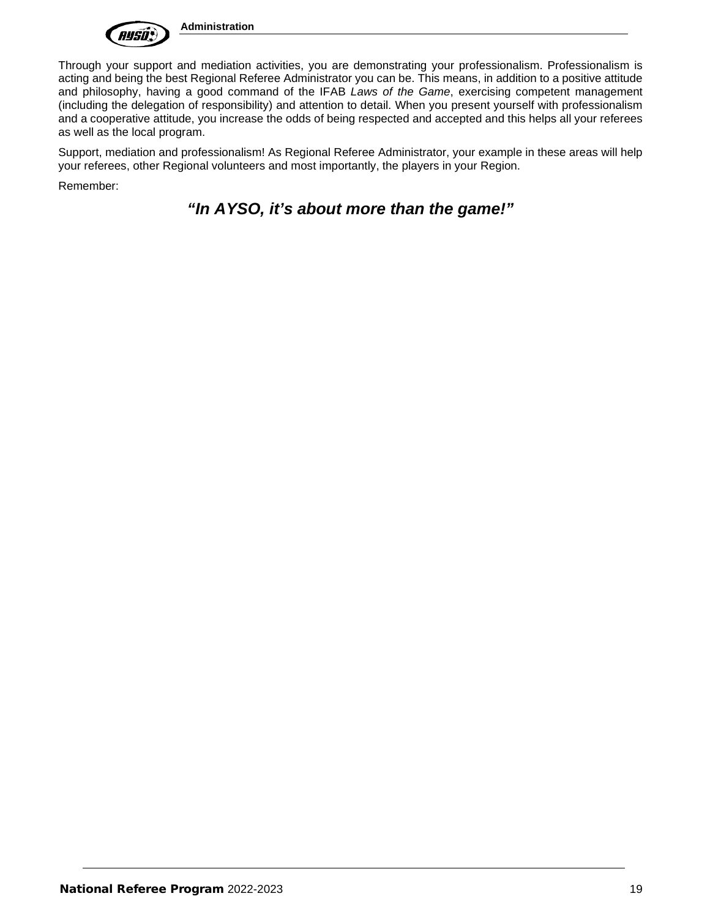Through your support and mediation activities, you are demonstrating your professionalism. Professionalism is acting and being the best Regional Referee Administrator you can be. This means, in addition to a positive attitude and philosophy, having a good command of the IFAB *Laws of the Game*, exercising competent management (including the delegation of responsibility) and attention to detail. When you present yourself with professionalism and a cooperative attitude, you increase the odds of being respected and accepted and this helps all your referees as well as the local program.

Support, mediation and professionalism! As Regional Referee Administrator, your example in these areas will help your referees, other Regional volunteers and most importantly, the players in your Region.

Remember:

***"In AYSO, it's about more than the game!"***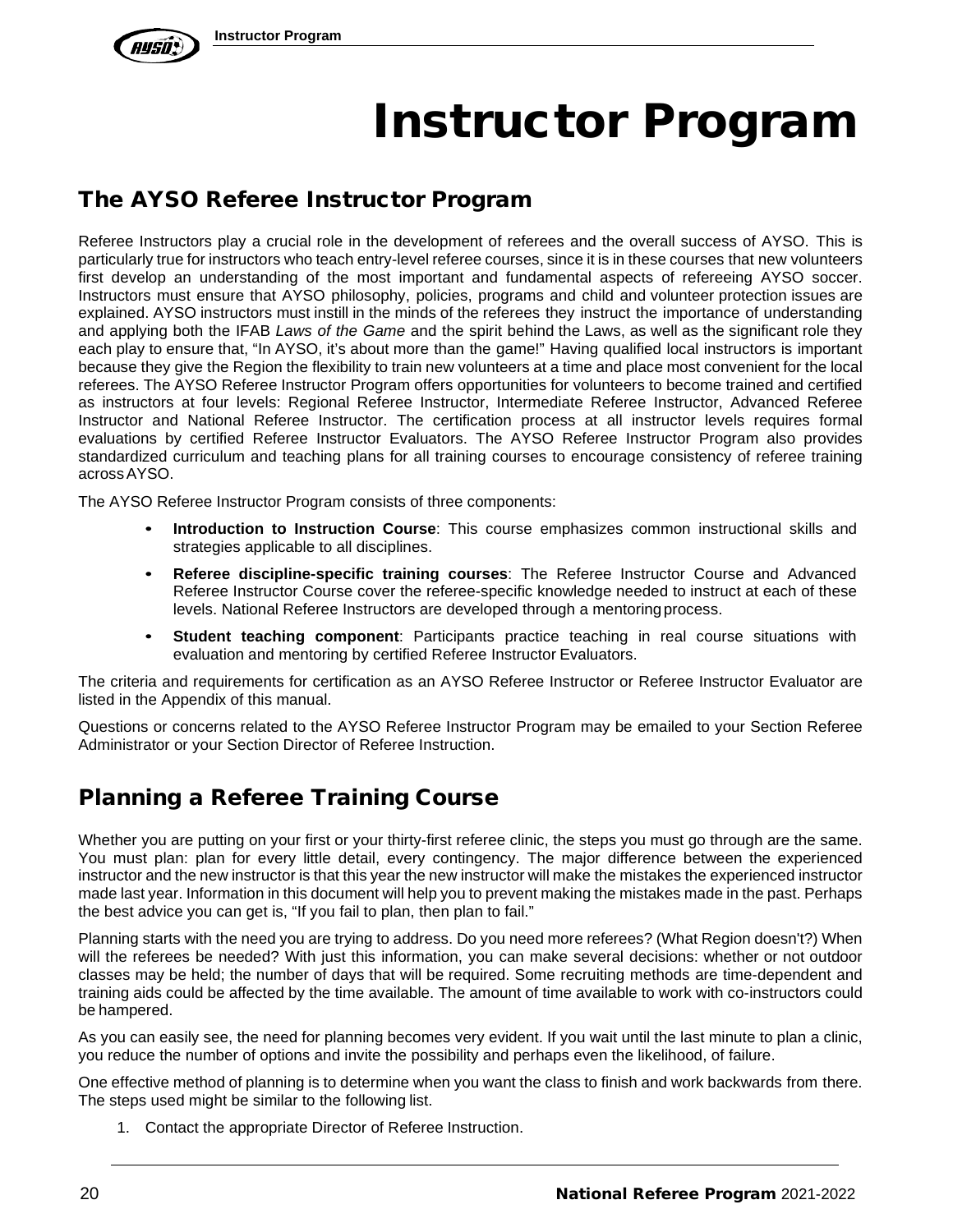# Instructor Program

## The AYSO Referee Instructor Program

Referee Instructors play a crucial role in the development of referees and the overall success of AYSO. This is particularly true for instructors who teach entry-level referee courses, since it is in these courses that new volunteers first develop an understanding of the most important and fundamental aspects of refereeing AYSO soccer. Instructors must ensure that AYSO philosophy, policies, programs and child and volunteer protection issues are explained. AYSO instructors must instill in the minds of the referees they instruct the importance of understanding and applying both the IFAB *Laws of the Game* and the spirit behind the Laws, as well as the significant role they each play to ensure that, "In AYSO, it's about more than the game!" Having qualified local instructors is important because they give the Region the flexibility to train new volunteers at a time and place most convenient for the local referees. The AYSO Referee Instructor Program offers opportunities for volunteers to become trained and certified as instructors at four levels: Regional Referee Instructor, Intermediate Referee Instructor, Advanced Referee Instructor and National Referee Instructor. The certification process at all instructor levels requires formal evaluations by certified Referee Instructor Evaluators. The AYSO Referee Instructor Program also provides standardized curriculum and teaching plans for all training courses to encourage consistency of referee training across AYSO.

The AYSO Referee Instructor Program consists of three components:

- **Introduction to Instruction Course**: This course emphasizes common instructional skills and strategies applicable to all disciplines.
- **Referee discipline-specific training courses**: The Referee Instructor Course and Advanced Referee Instructor Course cover the referee-specific knowledge needed to instruct at each of these levels. National Referee Instructors are developed through a mentoring process.
- **Student teaching component**: Participants practice teaching in real course situations with evaluation and mentoring by certified Referee Instructor Evaluators.

The criteria and requirements for certification as an AYSO Referee Instructor or Referee Instructor Evaluator are listed in the Appendix of this manual.

Questions or concerns related to the AYSO Referee Instructor Program may be emailed to your Section Referee Administrator or your Section Director of Referee Instruction.

## Planning a Referee Training Course

Whether you are putting on your first or your thirty-first referee clinic, the steps you must go through are the same. You must plan: plan for every little detail, every contingency. The major difference between the experienced instructor and the new instructor is that this year the new instructor will make the mistakes the experienced instructor made last year. Information in this document will help you to prevent making the mistakes made in the past. Perhaps the best advice you can get is, "If you fail to plan, then plan to fail."

Planning starts with the need you are trying to address. Do you need more referees? (What Region doesn't?) When will the referees be needed? With just this information, you can make several decisions: whether or not outdoor classes may be held; the number of days that will be required. Some recruiting methods are time-dependent and training aids could be affected by the time available. The amount of time available to work with co-instructors could be hampered.

As you can easily see, the need for planning becomes very evident. If you wait until the last minute to plan a clinic, you reduce the number of options and invite the possibility and perhaps even the likelihood, of failure.

One effective method of planning is to determine when you want the class to finish and work backwards from there. The steps used might be similar to the following list.

1. Contact the appropriate Director of Referee Instruction.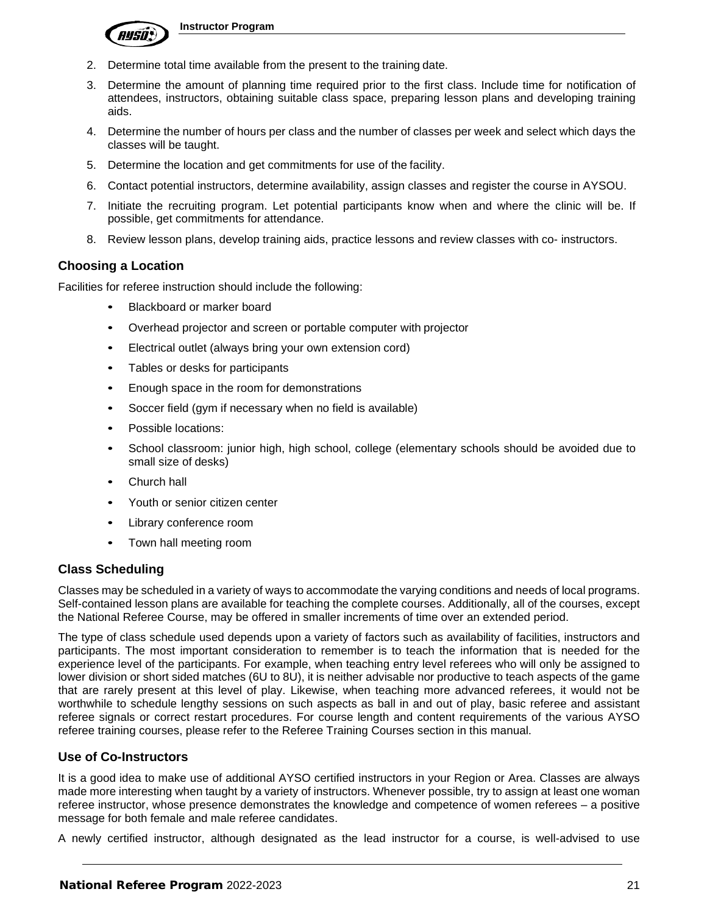2. Determine total time available from the present to the training date.
3. Determine the amount of planning time required prior to the first class. Include time for notification of attendees, instructors, obtaining suitable class space, preparing lesson plans and developing training aids.
4. Determine the number of hours per class and the number of classes per week and select which days the classes will be taught.
5. Determine the location and get commitments for use of the facility.
6. Contact potential instructors, determine availability, assign classes and register the course in AYSOU.
7. Initiate the recruiting program. Let potential participants know when and where the clinic will be. If possible, get commitments for attendance.
8. Review lesson plans, develop training aids, practice lessons and review classes with co- instructors.

### Choosing a Location

Facilities for referee instruction should include the following:

- Blackboard or marker board
- Overhead projector and screen or portable computer with projector
- Electrical outlet (always bring your own extension cord)
- Tables or desks for participants
- Enough space in the room for demonstrations
- Soccer field (gym if necessary when no field is available)
- Possible locations:
- School classroom: junior high, high school, college (elementary schools should be avoided due to small size of desks)
- Church hall
- Youth or senior citizen center
- Library conference room
- Town hall meeting room

### Class Scheduling

Classes may be scheduled in a variety of ways to accommodate the varying conditions and needs of local programs. Self-contained lesson plans are available for teaching the complete courses. Additionally, all of the courses, except the National Referee Course, may be offered in smaller increments of time over an extended period.

The type of class schedule used depends upon a variety of factors such as availability of facilities, instructors and participants. The most important consideration to remember is to teach the information that is needed for the experience level of the participants. For example, when teaching entry level referees who will only be assigned to lower division or short sided matches (6U to 8U), it is neither advisable nor productive to teach aspects of the game that are rarely present at this level of play. Likewise, when teaching more advanced referees, it would not be worthwhile to schedule lengthy sessions on such aspects as ball in and out of play, basic referee and assistant referee signals or correct restart procedures. For course length and content requirements of the various AYSO referee training courses, please refer to the Referee Training Courses section in this manual.

### Use of Co-Instructors

It is a good idea to make use of additional AYSO certified instructors in your Region or Area. Classes are always made more interesting when taught by a variety of instructors. Whenever possible, try to assign at least one woman referee instructor, whose presence demonstrates the knowledge and competence of women referees – a positive message for both female and male referee candidates.

A newly certified instructor, although designated as the lead instructor for a course, is well-advised to use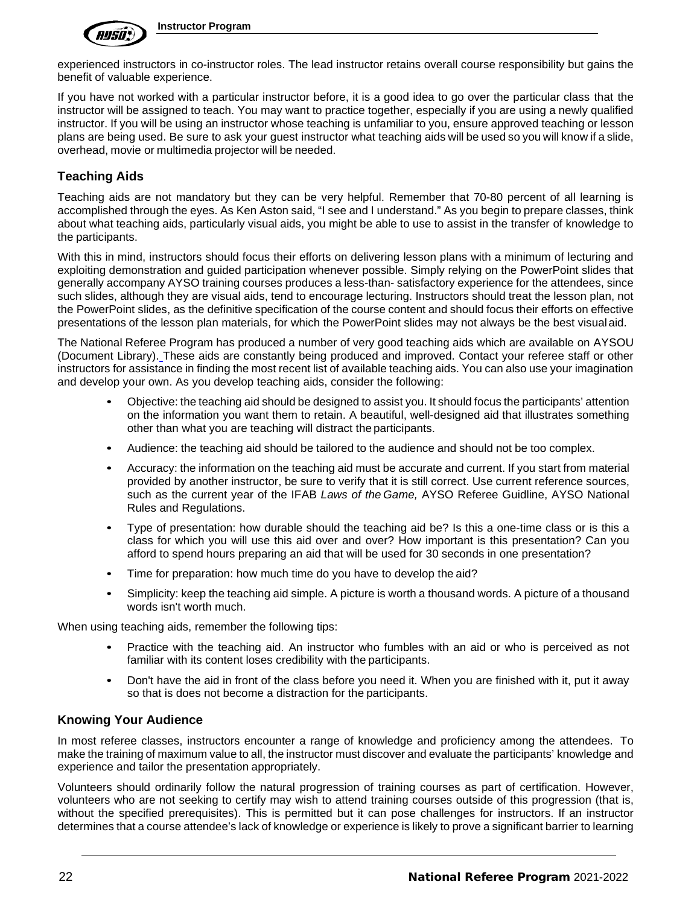experienced instructors in co-instructor roles. The lead instructor retains overall course responsibility but gains the benefit of valuable experience.

If you have not worked with a particular instructor before, it is a good idea to go over the particular class that the instructor will be assigned to teach. You may want to practice together, especially if you are using a newly qualified instructor. If you will be using an instructor whose teaching is unfamiliar to you, ensure approved teaching or lesson plans are being used. Be sure to ask your guest instructor what teaching aids will be used so you will know if a slide, overhead, movie or multimedia projector will be needed.

## Teaching Aids

Teaching aids are not mandatory but they can be very helpful. Remember that 70-80 percent of all learning is accomplished through the eyes. As Ken Aston said, "I see and I understand." As you begin to prepare classes, think about what teaching aids, particularly visual aids, you might be able to use to assist in the transfer of knowledge to the participants.

With this in mind, instructors should focus their efforts on delivering lesson plans with a minimum of lecturing and exploiting demonstration and guided participation whenever possible. Simply relying on the PowerPoint slides that generally accompany AYSO training courses produces a less-than- satisfactory experience for the attendees, since such slides, although they are visual aids, tend to encourage lecturing. Instructors should treat the lesson plan, not the PowerPoint slides, as the definitive specification of the course content and should focus their efforts on effective presentations of the lesson plan materials, for which the PowerPoint slides may not always be the best visual aid.

The National Referee Program has produced a number of very good teaching aids which are available on AYSOU (Document Library). These aids are constantly being produced and improved. Contact your referee staff or other instructors for assistance in finding the most recent list of available teaching aids. You can also use your imagination and develop your own. As you develop teaching aids, consider the following:

- Objective: the teaching aid should be designed to assist you. It should focus the participants' attention on the information you want them to retain. A beautiful, well-designed aid that illustrates something other than what you are teaching will distract the participants.
- Audience: the teaching aid should be tailored to the audience and should not be too complex.
- Accuracy: the information on the teaching aid must be accurate and current. If you start from material provided by another instructor, be sure to verify that it is still correct. Use current reference sources, such as the current year of the IFAB *Laws of the Game,* AYSO Referee Guidline, AYSO National Rules and Regulations.
- Type of presentation: how durable should the teaching aid be? Is this a one-time class or is this a class for which you will use this aid over and over? How important is this presentation? Can you afford to spend hours preparing an aid that will be used for 30 seconds in one presentation?
- Time for preparation: how much time do you have to develop the aid?
- Simplicity: keep the teaching aid simple. A picture is worth a thousand words. A picture of a thousand words isn't worth much.

When using teaching aids, remember the following tips:

- Practice with the teaching aid. An instructor who fumbles with an aid or who is perceived as not familiar with its content loses credibility with the participants.
- Don't have the aid in front of the class before you need it. When you are finished with it, put it away so that is does not become a distraction for the participants.

## Knowing Your Audience

In most referee classes, instructors encounter a range of knowledge and proficiency among the attendees. To make the training of maximum value to all, the instructor must discover and evaluate the participants' knowledge and experience and tailor the presentation appropriately.

Volunteers should ordinarily follow the natural progression of training courses as part of certification. However, volunteers who are not seeking to certify may wish to attend training courses outside of this progression (that is, without the specified prerequisites). This is permitted but it can pose challenges for instructors. If an instructor determines that a course attendee's lack of knowledge or experience is likely to prove a significant barrier to learning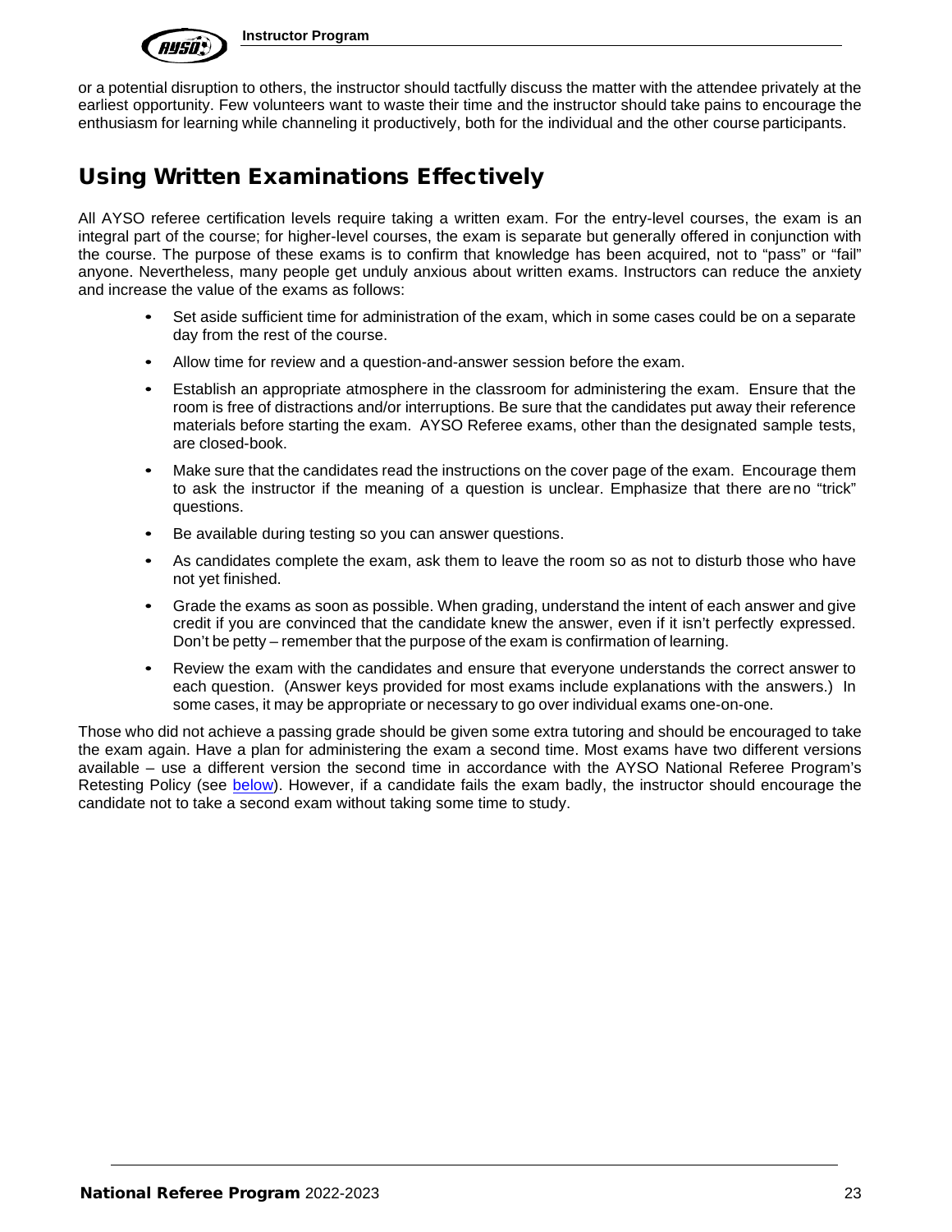or a potential disruption to others, the instructor should tactfully discuss the matter with the attendee privately at the earliest opportunity. Few volunteers want to waste their time and the instructor should take pains to encourage the enthusiasm for learning while channeling it productively, both for the individual and the other course participants.

## Using Written Examinations Effectively

All AYSO referee certification levels require taking a written exam. For the entry-level courses, the exam is an integral part of the course; for higher-level courses, the exam is separate but generally offered in conjunction with the course. The purpose of these exams is to confirm that knowledge has been acquired, not to "pass" or "fail" anyone. Nevertheless, many people get unduly anxious about written exams. Instructors can reduce the anxiety and increase the value of the exams as follows:

- Set aside sufficient time for administration of the exam, which in some cases could be on a separate day from the rest of the course.
- Allow time for review and a question-and-answer session before the exam.
- Establish an appropriate atmosphere in the classroom for administering the exam. Ensure that the room is free of distractions and/or interruptions. Be sure that the candidates put away their reference materials before starting the exam. AYSO Referee exams, other than the designated sample tests, are closed-book.
- Make sure that the candidates read the instructions on the cover page of the exam. Encourage them to ask the instructor if the meaning of a question is unclear. Emphasize that there are no "trick" questions.
- Be available during testing so you can answer questions.
- As candidates complete the exam, ask them to leave the room so as not to disturb those who have not yet finished.
- Grade the exams as soon as possible. When grading, understand the intent of each answer and give credit if you are convinced that the candidate knew the answer, even if it isn't perfectly expressed. Don't be petty – remember that the purpose of the exam is confirmation of learning.
- Review the exam with the candidates and ensure that everyone understands the correct answer to each question. (Answer keys provided for most exams include explanations with the answers.) In some cases, it may be appropriate or necessary to go over individual exams one-on-one.

Those who did not achieve a passing grade should be given some extra tutoring and should be encouraged to take the exam again. Have a plan for administering the exam a second time. Most exams have two different versions available – use a different version the second time in accordance with the AYSO National Referee Program's Retesting Policy (see below). However, if a candidate fails the exam badly, the instructor should encourage the candidate not to take a second exam without taking some time to study.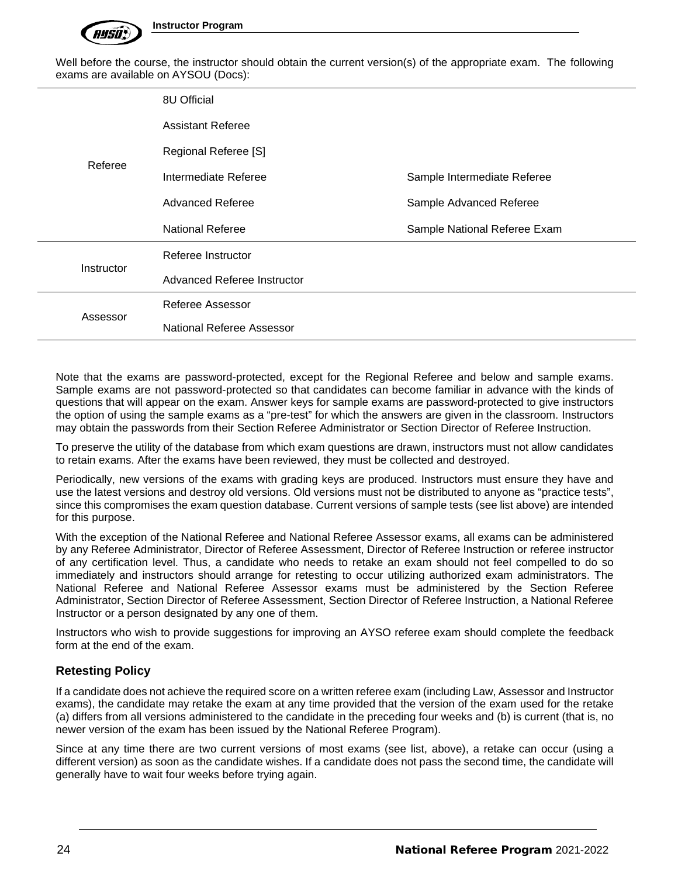Well before the course, the instructor should obtain the current version(s) of the appropriate exam. The following exams are available on AYSOU (Docs):

| | | |
|---|---|---|
| Referee | 8U Official | |
| | Assistant Referee | |
| | Regional Referee [S] | |
| | Intermediate Referee | Sample Intermediate Referee |
| | Advanced Referee | Sample Advanced Referee |
| | National Referee | Sample National Referee Exam |
| Instructor | Referee Instructor | |
| | Advanced Referee Instructor | |
| Assessor | Referee Assessor | |
| | National Referee Assessor | |

Note that the exams are password-protected, except for the Regional Referee and below and sample exams. Sample exams are not password-protected so that candidates can become familiar in advance with the kinds of questions that will appear on the exam. Answer keys for sample exams are password-protected to give instructors the option of using the sample exams as a "pre-test" for which the answers are given in the classroom. Instructors may obtain the passwords from their Section Referee Administrator or Section Director of Referee Instruction.

To preserve the utility of the database from which exam questions are drawn, instructors must not allow candidates to retain exams. After the exams have been reviewed, they must be collected and destroyed.

Periodically, new versions of the exams with grading keys are produced. Instructors must ensure they have and use the latest versions and destroy old versions. Old versions must not be distributed to anyone as "practice tests", since this compromises the exam question database. Current versions of sample tests (see list above) are intended for this purpose.

With the exception of the National Referee and National Referee Assessor exams, all exams can be administered by any Referee Administrator, Director of Referee Assessment, Director of Referee Instruction or referee instructor of any certification level. Thus, a candidate who needs to retake an exam should not feel compelled to do so immediately and instructors should arrange for retesting to occur utilizing authorized exam administrators. The National Referee and National Referee Assessor exams must be administered by the Section Referee Administrator, Section Director of Referee Assessment, Section Director of Referee Instruction, a National Referee Instructor or a person designated by any one of them.

Instructors who wish to provide suggestions for improving an AYSO referee exam should complete the feedback form at the end of the exam.

### Retesting Policy

If a candidate does not achieve the required score on a written referee exam (including Law, Assessor and Instructor exams), the candidate may retake the exam at any time provided that the version of the exam used for the retake (a) differs from all versions administered to the candidate in the preceding four weeks and (b) is current (that is, no newer version of the exam has been issued by the National Referee Program).

Since at any time there are two current versions of most exams (see list, above), a retake can occur (using a different version) as soon as the candidate wishes. If a candidate does not pass the second time, the candidate will generally have to wait four weeks before trying again.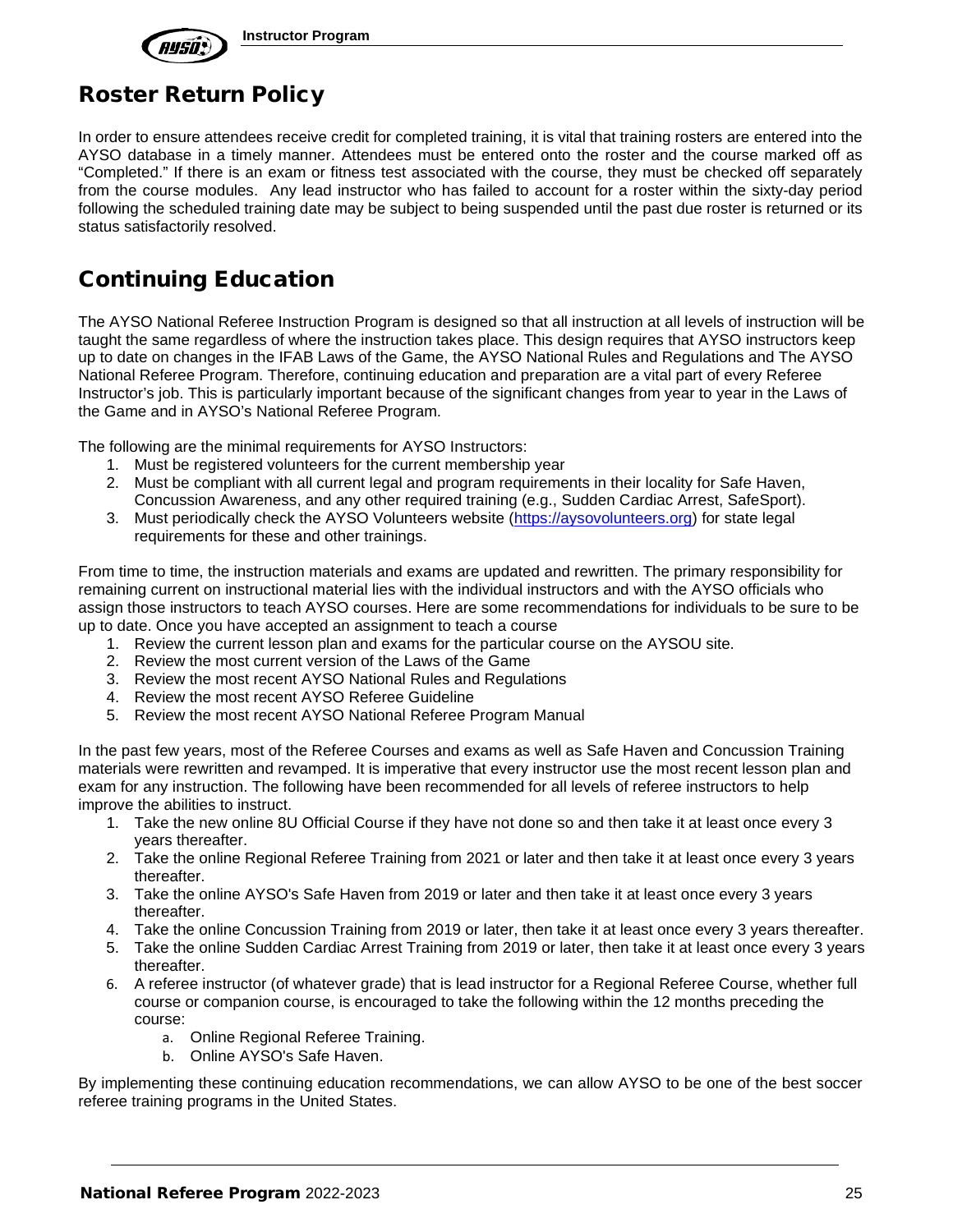## Roster Return Policy

In order to ensure attendees receive credit for completed training, it is vital that training rosters are entered into the AYSO database in a timely manner. Attendees must be entered onto the roster and the course marked off as "Completed." If there is an exam or fitness test associated with the course, they must be checked off separately from the course modules. Any lead instructor who has failed to account for a roster within the sixty-day period following the scheduled training date may be subject to being suspended until the past due roster is returned or its status satisfactorily resolved.

## Continuing Education

The AYSO National Referee Instruction Program is designed so that all instruction at all levels of instruction will be taught the same regardless of where the instruction takes place. This design requires that AYSO instructors keep up to date on changes in the IFAB Laws of the Game, the AYSO National Rules and Regulations and The AYSO National Referee Program. Therefore, continuing education and preparation are a vital part of every Referee Instructor's job. This is particularly important because of the significant changes from year to year in the Laws of the Game and in AYSO's National Referee Program.

The following are the minimal requirements for AYSO Instructors:

1. Must be registered volunteers for the current membership year
2. Must be compliant with all current legal and program requirements in their locality for Safe Haven, Concussion Awareness, and any other required training (e.g., Sudden Cardiac Arrest, SafeSport).
3. Must periodically check the AYSO Volunteers website (https://aysovolunteers.org) for state legal requirements for these and other trainings.

From time to time, the instruction materials and exams are updated and rewritten. The primary responsibility for remaining current on instructional material lies with the individual instructors and with the AYSO officials who assign those instructors to teach AYSO courses. Here are some recommendations for individuals to be sure to be up to date. Once you have accepted an assignment to teach a course

1. Review the current lesson plan and exams for the particular course on the AYSOU site.
2. Review the most current version of the Laws of the Game
3. Review the most recent AYSO National Rules and Regulations
4. Review the most recent AYSO Referee Guideline
5. Review the most recent AYSO National Referee Program Manual

In the past few years, most of the Referee Courses and exams as well as Safe Haven and Concussion Training materials were rewritten and revamped. It is imperative that every instructor use the most recent lesson plan and exam for any instruction. The following have been recommended for all levels of referee instructors to help improve the abilities to instruct.

1. Take the new online 8U Official Course if they have not done so and then take it at least once every 3 years thereafter.
2. Take the online Regional Referee Training from 2021 or later and then take it at least once every 3 years thereafter.
3. Take the online AYSO's Safe Haven from 2019 or later and then take it at least once every 3 years thereafter.
4. Take the online Concussion Training from 2019 or later, then take it at least once every 3 years thereafter.
5. Take the online Sudden Cardiac Arrest Training from 2019 or later, then take it at least once every 3 years thereafter.
6. A referee instructor (of whatever grade) that is lead instructor for a Regional Referee Course, whether full course or companion course, is encouraged to take the following within the 12 months preceding the course:
   a. Online Regional Referee Training.
   b. Online AYSO's Safe Haven.

By implementing these continuing education recommendations, we can allow AYSO to be one of the best soccer referee training programs in the United States.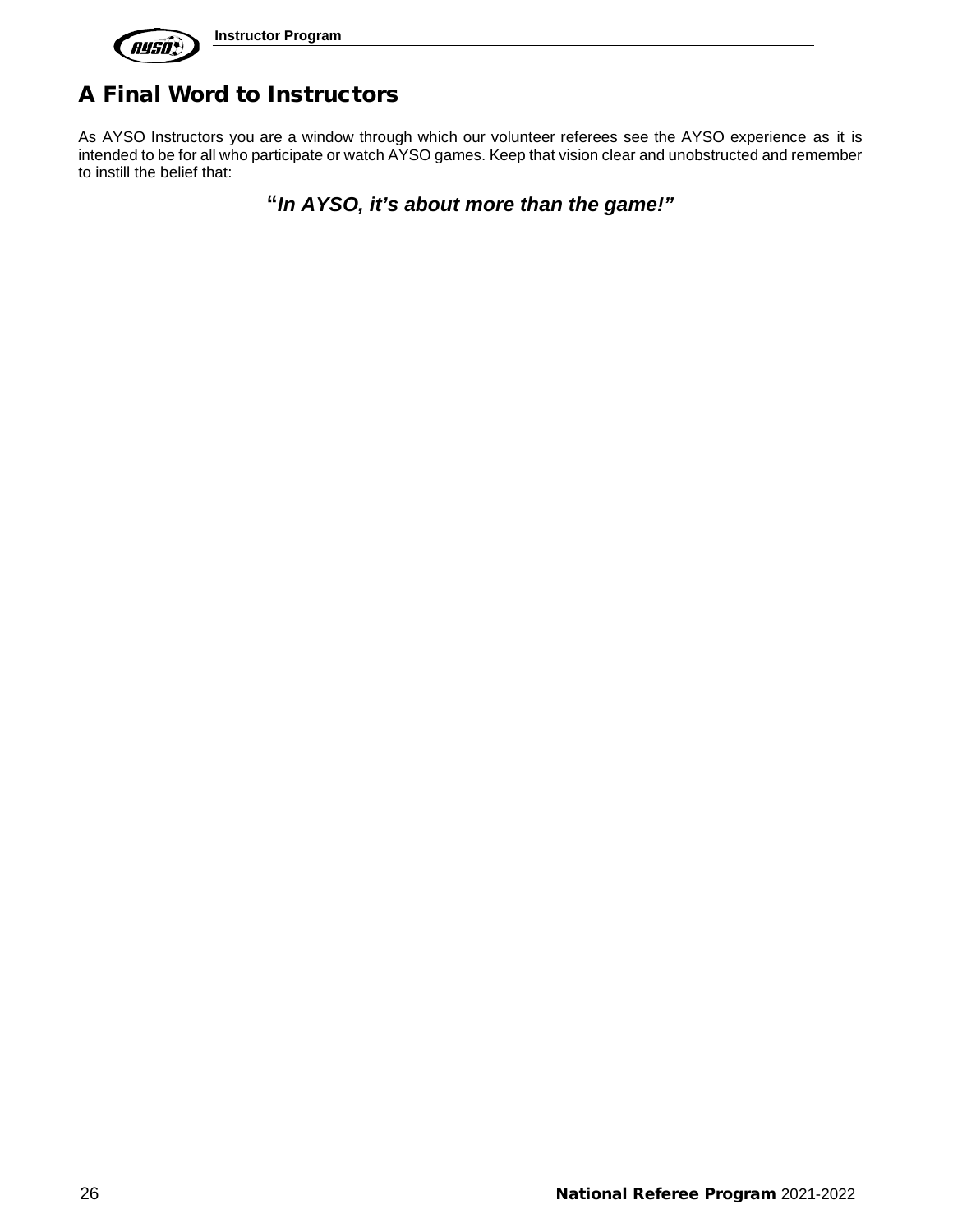# A Final Word to Instructors

As AYSO Instructors you are a window through which our volunteer referees see the AYSO experience as it is intended to be for all who participate or watch AYSO games. Keep that vision clear and unobstructed and remember to instill the belief that:

**"*In AYSO, it's about more than the game!*"**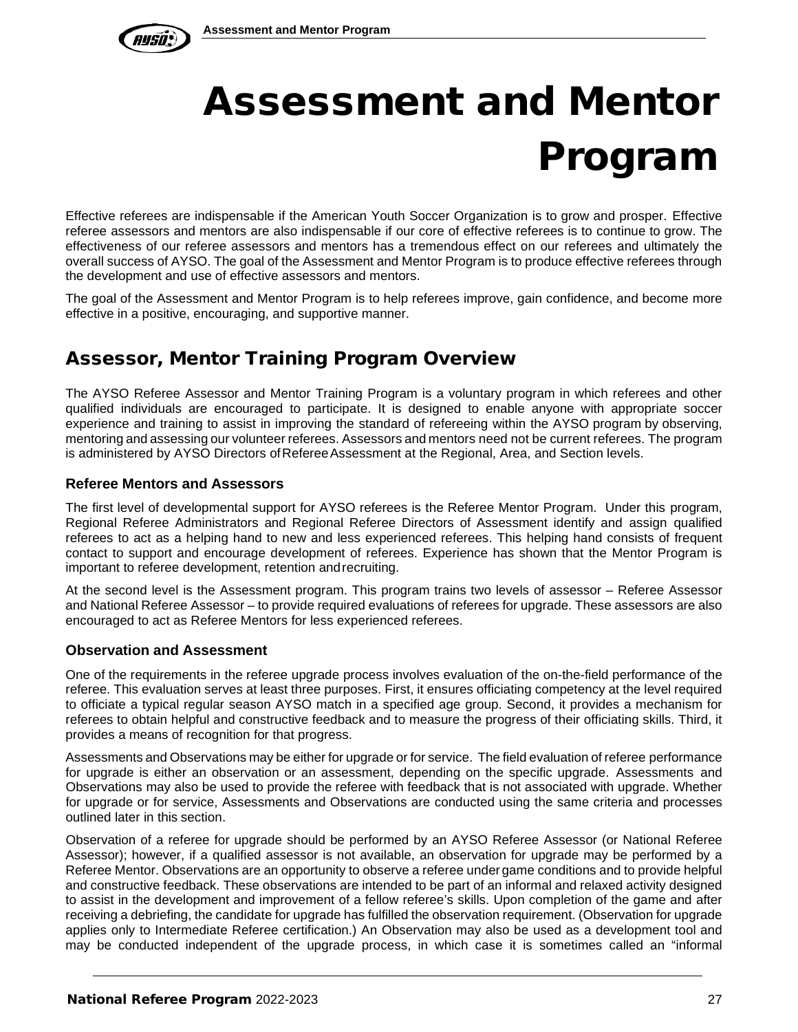# Assessment and Mentor Program

Effective referees are indispensable if the American Youth Soccer Organization is to grow and prosper. Effective referee assessors and mentors are also indispensable if our core of effective referees is to continue to grow. The effectiveness of our referee assessors and mentors has a tremendous effect on our referees and ultimately the overall success of AYSO. The goal of the Assessment and Mentor Program is to produce effective referees through the development and use of effective assessors and mentors.

The goal of the Assessment and Mentor Program is to help referees improve, gain confidence, and become more effective in a positive, encouraging, and supportive manner.

## Assessor, Mentor Training Program Overview

The AYSO Referee Assessor and Mentor Training Program is a voluntary program in which referees and other qualified individuals are encouraged to participate. It is designed to enable anyone with appropriate soccer experience and training to assist in improving the standard of refereeing within the AYSO program by observing, mentoring and assessing our volunteer referees. Assessors and mentors need not be current referees. The program is administered by AYSO Directors of Referee Assessment at the Regional, Area, and Section levels.

### Referee Mentors and Assessors

The first level of developmental support for AYSO referees is the Referee Mentor Program. Under this program, Regional Referee Administrators and Regional Referee Directors of Assessment identify and assign qualified referees to act as a helping hand to new and less experienced referees. This helping hand consists of frequent contact to support and encourage development of referees. Experience has shown that the Mentor Program is important to referee development, retention and recruiting.

At the second level is the Assessment program. This program trains two levels of assessor – Referee Assessor and National Referee Assessor – to provide required evaluations of referees for upgrade. These assessors are also encouraged to act as Referee Mentors for less experienced referees.

### Observation and Assessment

One of the requirements in the referee upgrade process involves evaluation of the on-the-field performance of the referee. This evaluation serves at least three purposes. First, it ensures officiating competency at the level required to officiate a typical regular season AYSO match in a specified age group. Second, it provides a mechanism for referees to obtain helpful and constructive feedback and to measure the progress of their officiating skills. Third, it provides a means of recognition for that progress.

Assessments and Observations may be either for upgrade or for service. The field evaluation of referee performance for upgrade is either an observation or an assessment, depending on the specific upgrade. Assessments and Observations may also be used to provide the referee with feedback that is not associated with upgrade. Whether for upgrade or for service, Assessments and Observations are conducted using the same criteria and processes outlined later in this section.

Observation of a referee for upgrade should be performed by an AYSO Referee Assessor (or National Referee Assessor); however, if a qualified assessor is not available, an observation for upgrade may be performed by a Referee Mentor. Observations are an opportunity to observe a referee under game conditions and to provide helpful and constructive feedback. These observations are intended to be part of an informal and relaxed activity designed to assist in the development and improvement of a fellow referee's skills. Upon completion of the game and after receiving a debriefing, the candidate for upgrade has fulfilled the observation requirement. (Observation for upgrade applies only to Intermediate Referee certification.) An Observation may also be used as a development tool and may be conducted independent of the upgrade process, in which case it is sometimes called an "informal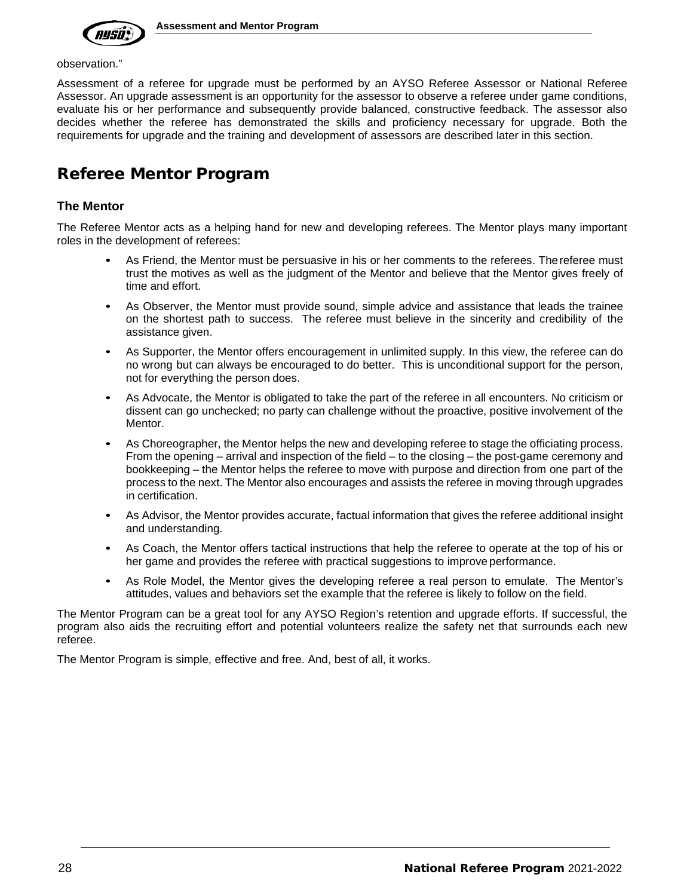observation."

Assessment of a referee for upgrade must be performed by an AYSO Referee Assessor or National Referee Assessor. An upgrade assessment is an opportunity for the assessor to observe a referee under game conditions, evaluate his or her performance and subsequently provide balanced, constructive feedback. The assessor also decides whether the referee has demonstrated the skills and proficiency necessary for upgrade. Both the requirements for upgrade and the training and development of assessors are described later in this section.

## Referee Mentor Program

### The Mentor

The Referee Mentor acts as a helping hand for new and developing referees. The Mentor plays many important roles in the development of referees:

- As Friend, the Mentor must be persuasive in his or her comments to the referees. The referee must trust the motives as well as the judgment of the Mentor and believe that the Mentor gives freely of time and effort.
- As Observer, the Mentor must provide sound, simple advice and assistance that leads the trainee on the shortest path to success. The referee must believe in the sincerity and credibility of the assistance given.
- As Supporter, the Mentor offers encouragement in unlimited supply. In this view, the referee can do no wrong but can always be encouraged to do better. This is unconditional support for the person, not for everything the person does.
- As Advocate, the Mentor is obligated to take the part of the referee in all encounters. No criticism or dissent can go unchecked; no party can challenge without the proactive, positive involvement of the Mentor.
- As Choreographer, the Mentor helps the new and developing referee to stage the officiating process. From the opening – arrival and inspection of the field – to the closing – the post-game ceremony and bookkeeping – the Mentor helps the referee to move with purpose and direction from one part of the process to the next. The Mentor also encourages and assists the referee in moving through upgrades in certification.
- As Advisor, the Mentor provides accurate, factual information that gives the referee additional insight and understanding.
- As Coach, the Mentor offers tactical instructions that help the referee to operate at the top of his or her game and provides the referee with practical suggestions to improve performance.
- As Role Model, the Mentor gives the developing referee a real person to emulate. The Mentor's attitudes, values and behaviors set the example that the referee is likely to follow on the field.

The Mentor Program can be a great tool for any AYSO Region's retention and upgrade efforts. If successful, the program also aids the recruiting effort and potential volunteers realize the safety net that surrounds each new referee.

The Mentor Program is simple, effective and free. And, best of all, it works.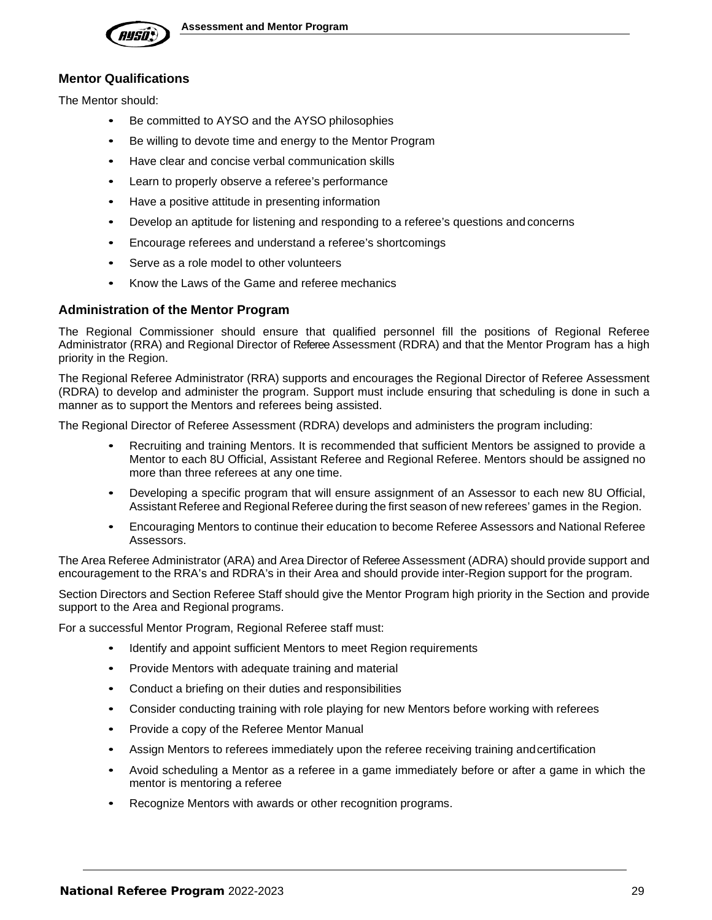## Mentor Qualifications

The Mentor should:

- Be committed to AYSO and the AYSO philosophies
- Be willing to devote time and energy to the Mentor Program
- Have clear and concise verbal communication skills
- Learn to properly observe a referee's performance
- Have a positive attitude in presenting information
- Develop an aptitude for listening and responding to a referee's questions and concerns
- Encourage referees and understand a referee's shortcomings
- Serve as a role model to other volunteers
- Know the Laws of the Game and referee mechanics

## Administration of the Mentor Program

The Regional Commissioner should ensure that qualified personnel fill the positions of Regional Referee Administrator (RRA) and Regional Director of Referee Assessment (RDRA) and that the Mentor Program has a high priority in the Region.

The Regional Referee Administrator (RRA) supports and encourages the Regional Director of Referee Assessment (RDRA) to develop and administer the program. Support must include ensuring that scheduling is done in such a manner as to support the Mentors and referees being assisted.

The Regional Director of Referee Assessment (RDRA) develops and administers the program including:

- Recruiting and training Mentors. It is recommended that sufficient Mentors be assigned to provide a Mentor to each 8U Official, Assistant Referee and Regional Referee. Mentors should be assigned no more than three referees at any one time.
- Developing a specific program that will ensure assignment of an Assessor to each new 8U Official, Assistant Referee and Regional Referee during the first season of new referees' games in the Region.
- Encouraging Mentors to continue their education to become Referee Assessors and National Referee Assessors.

The Area Referee Administrator (ARA) and Area Director of Referee Assessment (ADRA) should provide support and encouragement to the RRA's and RDRA's in their Area and should provide inter-Region support for the program.

Section Directors and Section Referee Staff should give the Mentor Program high priority in the Section and provide support to the Area and Regional programs.

For a successful Mentor Program, Regional Referee staff must:

- Identify and appoint sufficient Mentors to meet Region requirements
- Provide Mentors with adequate training and material
- Conduct a briefing on their duties and responsibilities
- Consider conducting training with role playing for new Mentors before working with referees
- Provide a copy of the Referee Mentor Manual
- Assign Mentors to referees immediately upon the referee receiving training and certification
- Avoid scheduling a Mentor as a referee in a game immediately before or after a game in which the mentor is mentoring a referee
- Recognize Mentors with awards or other recognition programs.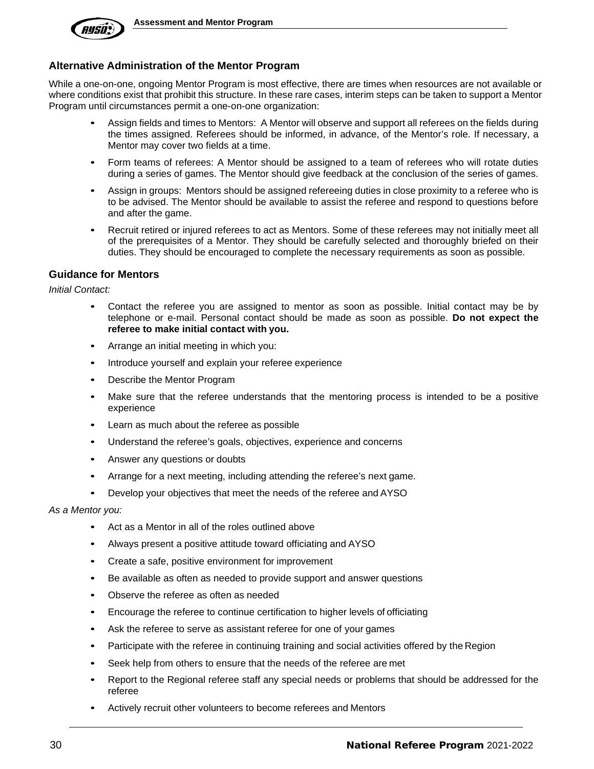## Alternative Administration of the Mentor Program

While a one-on-one, ongoing Mentor Program is most effective, there are times when resources are not available or where conditions exist that prohibit this structure. In these rare cases, interim steps can be taken to support a Mentor Program until circumstances permit a one-on-one organization:

- Assign fields and times to Mentors: A Mentor will observe and support all referees on the fields during the times assigned. Referees should be informed, in advance, of the Mentor's role. If necessary, a Mentor may cover two fields at a time.
- Form teams of referees: A Mentor should be assigned to a team of referees who will rotate duties during a series of games. The Mentor should give feedback at the conclusion of the series of games.
- Assign in groups: Mentors should be assigned refereeing duties in close proximity to a referee who is to be advised. The Mentor should be available to assist the referee and respond to questions before and after the game.
- Recruit retired or injured referees to act as Mentors. Some of these referees may not initially meet all of the prerequisites of a Mentor. They should be carefully selected and thoroughly briefed on their duties. They should be encouraged to complete the necessary requirements as soon as possible.

## Guidance for Mentors

*Initial Contact:*

- Contact the referee you are assigned to mentor as soon as possible. Initial contact may be by telephone or e-mail. Personal contact should be made as soon as possible. **Do not expect the referee to make initial contact with you.**
- Arrange an initial meeting in which you:
- Introduce yourself and explain your referee experience
- Describe the Mentor Program
- Make sure that the referee understands that the mentoring process is intended to be a positive experience
- Learn as much about the referee as possible
- Understand the referee's goals, objectives, experience and concerns
- Answer any questions or doubts
- Arrange for a next meeting, including attending the referee's next game.
- Develop your objectives that meet the needs of the referee and AYSO

*As a Mentor you:*

- Act as a Mentor in all of the roles outlined above
- Always present a positive attitude toward officiating and AYSO
- Create a safe, positive environment for improvement
- Be available as often as needed to provide support and answer questions
- Observe the referee as often as needed
- Encourage the referee to continue certification to higher levels of officiating
- Ask the referee to serve as assistant referee for one of your games
- Participate with the referee in continuing training and social activities offered by the Region
- Seek help from others to ensure that the needs of the referee are met
- Report to the Regional referee staff any special needs or problems that should be addressed for the referee
- Actively recruit other volunteers to become referees and Mentors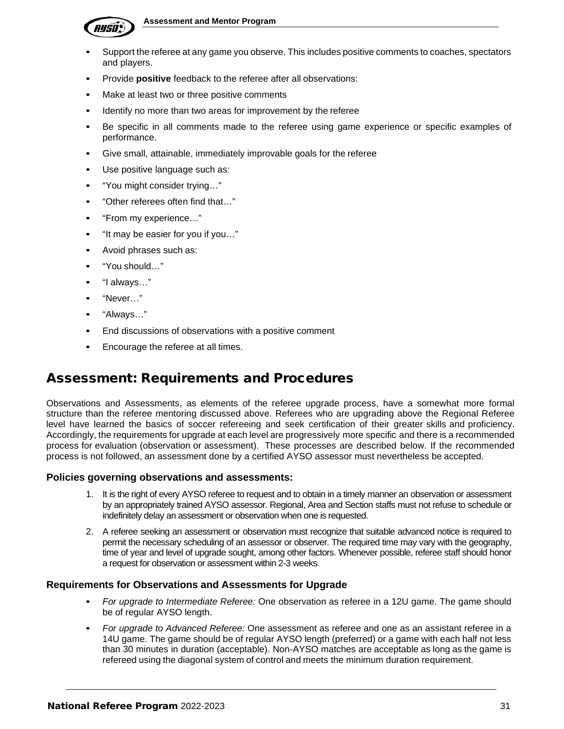- Support the referee at any game you observe. This includes positive comments to coaches, spectators and players.
- Provide **positive** feedback to the referee after all observations:
- Make at least two or three positive comments
- Identify no more than two areas for improvement by the referee
- Be specific in all comments made to the referee using game experience or specific examples of performance.
- Give small, attainable, immediately improvable goals for the referee
- Use positive language such as:
- "You might consider trying…"
- "Other referees often find that…"
- "From my experience…"
- "It may be easier for you if you…"
- Avoid phrases such as:
- "You should…"
- "I always…"
- "Never…"
- "Always…"
- End discussions of observations with a positive comment
- Encourage the referee at all times.

## Assessment: Requirements and Procedures

Observations and Assessments, as elements of the referee upgrade process, have a somewhat more formal structure than the referee mentoring discussed above. Referees who are upgrading above the Regional Referee level have learned the basics of soccer refereeing and seek certification of their greater skills and proficiency. Accordingly, the requirements for upgrade at each level are progressively more specific and there is a recommended process for evaluation (observation or assessment). These processes are described below. If the recommended process is not followed, an assessment done by a certified AYSO assessor must nevertheless be accepted.

### Policies governing observations and assessments:

1. It is the right of every AYSO referee to request and to obtain in a timely manner an observation or assessment by an appropriately trained AYSO assessor. Regional, Area and Section staffs must not refuse to schedule or indefinitely delay an assessment or observation when one is requested.
2. A referee seeking an assessment or observation must recognize that suitable advanced notice is required to permit the necessary scheduling of an assessor or observer. The required time may vary with the geography, time of year and level of upgrade sought, among other factors. Whenever possible, referee staff should honor a request for observation or assessment within 2-3 weeks.

### Requirements for Observations and Assessments for Upgrade

- *For upgrade to Intermediate Referee:* One observation as referee in a 12U game. The game should be of regular AYSO length.
- *For upgrade to Advanced Referee:* One assessment as referee and one as an assistant referee in a 14U game. The game should be of regular AYSO length (preferred) or a game with each half not less than 30 minutes in duration (acceptable). Non-AYSO matches are acceptable as long as the game is refereed using the diagonal system of control and meets the minimum duration requirement.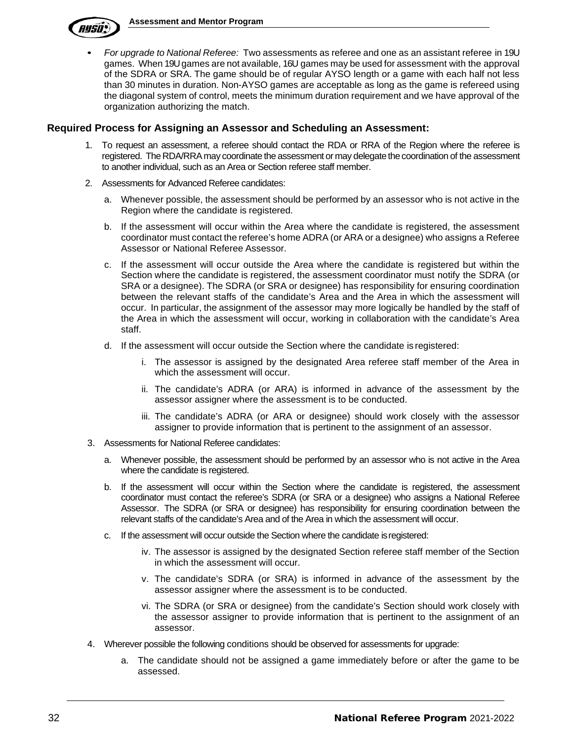- *For upgrade to National Referee:* Two assessments as referee and one as an assistant referee in 19U games. When 19U games are not available, 16U games may be used for assessment with the approval of the SDRA or SRA. The game should be of regular AYSO length or a game with each half not less than 30 minutes in duration. Non-AYSO games are acceptable as long as the game is refereed using the diagonal system of control, meets the minimum duration requirement and we have approval of the organization authorizing the match.

### Required Process for Assigning an Assessor and Scheduling an Assessment:

1. To request an assessment, a referee should contact the RDA or RRA of the Region where the referee is registered. The RDA/RRA may coordinate the assessment or may delegate the coordination of the assessment to another individual, such as an Area or Section referee staff member.
2. Assessments for Advanced Referee candidates:
   a. Whenever possible, the assessment should be performed by an assessor who is not active in the Region where the candidate is registered.
   b. If the assessment will occur within the Area where the candidate is registered, the assessment coordinator must contact the referee's home ADRA (or ARA or a designee) who assigns a Referee Assessor or National Referee Assessor.
   c. If the assessment will occur outside the Area where the candidate is registered but within the Section where the candidate is registered, the assessment coordinator must notify the SDRA (or SRA or a designee). The SDRA (or SRA or designee) has responsibility for ensuring coordination between the relevant staffs of the candidate's Area and the Area in which the assessment will occur. In particular, the assignment of the assessor may more logically be handled by the staff of the Area in which the assessment will occur, working in collaboration with the candidate's Area staff.
   d. If the assessment will occur outside the Section where the candidate is registered:
      i. The assessor is assigned by the designated Area referee staff member of the Area in which the assessment will occur.
      ii. The candidate's ADRA (or ARA) is informed in advance of the assessment by the assessor assigner where the assessment is to be conducted.
      iii. The candidate's ADRA (or ARA or designee) should work closely with the assessor assigner to provide information that is pertinent to the assignment of an assessor.
3. Assessments for National Referee candidates:
   a. Whenever possible, the assessment should be performed by an assessor who is not active in the Area where the candidate is registered.
   b. If the assessment will occur within the Section where the candidate is registered, the assessment coordinator must contact the referee's SDRA (or SRA or a designee) who assigns a National Referee Assessor. The SDRA (or SRA or designee) has responsibility for ensuring coordination between the relevant staffs of the candidate's Area and of the Area in which the assessment will occur.
   c. If the assessment will occur outside the Section where the candidate is registered:
      iv. The assessor is assigned by the designated Section referee staff member of the Section in which the assessment will occur.
      v. The candidate's SDRA (or SRA) is informed in advance of the assessment by the assessor assigner where the assessment is to be conducted.
      vi. The SDRA (or SRA or designee) from the candidate's Section should work closely with the assessor assigner to provide information that is pertinent to the assignment of an assessor.
4. Wherever possible the following conditions should be observed for assessments for upgrade:
   a. The candidate should not be assigned a game immediately before or after the game to be assessed.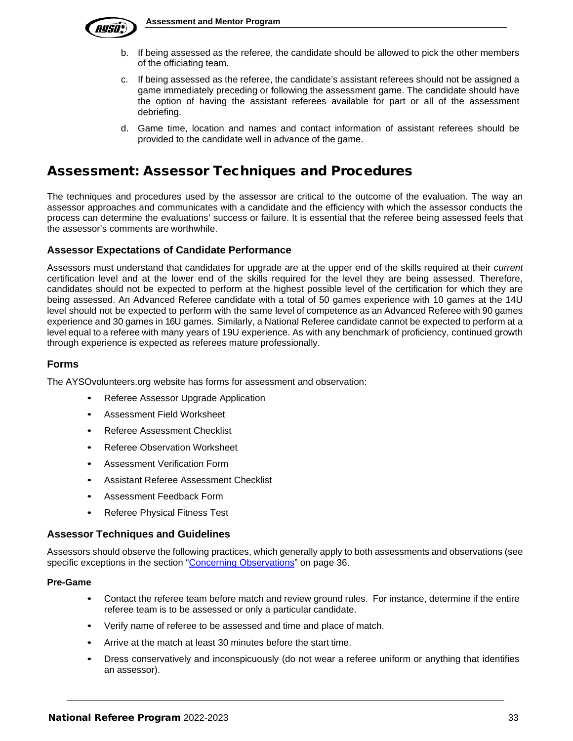b. If being assessed as the referee, the candidate should be allowed to pick the other members of the officiating team.

c. If being assessed as the referee, the candidate's assistant referees should not be assigned a game immediately preceding or following the assessment game. The candidate should have the option of having the assistant referees available for part or all of the assessment debriefing.

d. Game time, location and names and contact information of assistant referees should be provided to the candidate well in advance of the game.

# Assessment: Assessor Techniques and Procedures

The techniques and procedures used by the assessor are critical to the outcome of the evaluation. The way an assessor approaches and communicates with a candidate and the efficiency with which the assessor conducts the process can determine the evaluations' success or failure. It is essential that the referee being assessed feels that the assessor's comments are worthwhile.

## Assessor Expectations of Candidate Performance

Assessors must understand that candidates for upgrade are at the upper end of the skills required at their *current* certification level and at the lower end of the skills required for the level they are being assessed. Therefore, candidates should not be expected to perform at the highest possible level of the certification for which they are being assessed. An Advanced Referee candidate with a total of 50 games experience with 10 games at the 14U level should not be expected to perform with the same level of competence as an Advanced Referee with 90 games experience and 30 games in 16U games. Similarly, a National Referee candidate cannot be expected to perform at a level equal to a referee with many years of 19U experience. As with any benchmark of proficiency, continued growth through experience is expected as referees mature professionally.

## Forms

The AYSOvolunteers.org website has forms for assessment and observation:

- Referee Assessor Upgrade Application
- Assessment Field Worksheet
- Referee Assessment Checklist
- Referee Observation Worksheet
- Assessment Verification Form
- Assistant Referee Assessment Checklist
- Assessment Feedback Form
- Referee Physical Fitness Test

## Assessor Techniques and Guidelines

Assessors should observe the following practices, which generally apply to both assessments and observations (see specific exceptions in the section "Concerning Observations" on page 36.

### Pre-Game

- Contact the referee team before match and review ground rules. For instance, determine if the entire referee team is to be assessed or only a particular candidate.
- Verify name of referee to be assessed and time and place of match.
- Arrive at the match at least 30 minutes before the start time.
- Dress conservatively and inconspicuously (do not wear a referee uniform or anything that identifies an assessor).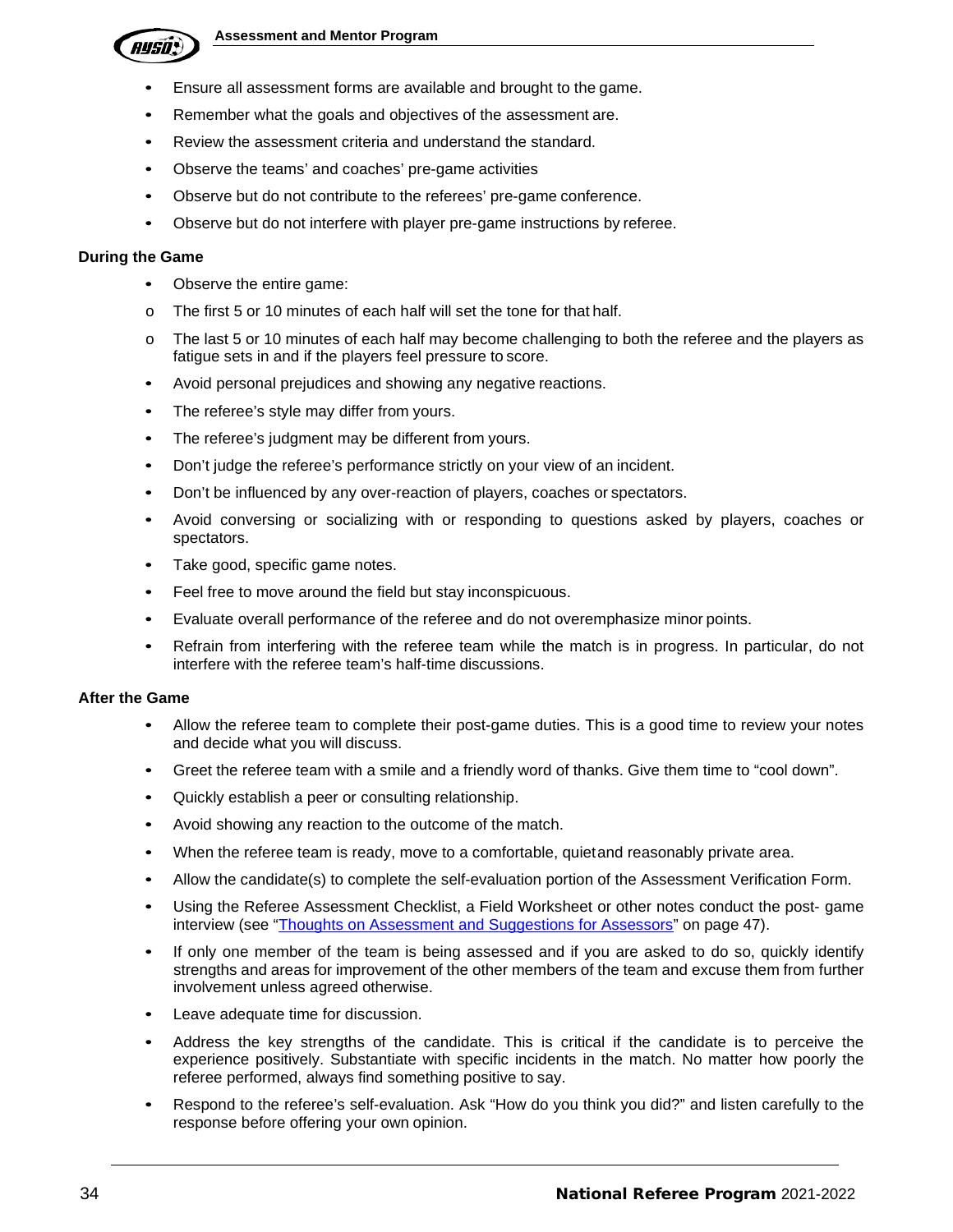- Ensure all assessment forms are available and brought to the game.
- Remember what the goals and objectives of the assessment are.
- Review the assessment criteria and understand the standard.
- Observe the teams' and coaches' pre-game activities
- Observe but do not contribute to the referees' pre-game conference.
- Observe but do not interfere with player pre-game instructions by referee.

**During the Game**

- Observe the entire game:
  - The first 5 or 10 minutes of each half will set the tone for that half.
  - The last 5 or 10 minutes of each half may become challenging to both the referee and the players as fatigue sets in and if the players feel pressure to score.
- Avoid personal prejudices and showing any negative reactions.
- The referee's style may differ from yours.
- The referee's judgment may be different from yours.
- Don't judge the referee's performance strictly on your view of an incident.
- Don't be influenced by any over-reaction of players, coaches or spectators.
- Avoid conversing or socializing with or responding to questions asked by players, coaches or spectators.
- Take good, specific game notes.
- Feel free to move around the field but stay inconspicuous.
- Evaluate overall performance of the referee and do not overemphasize minor points.
- Refrain from interfering with the referee team while the match is in progress. In particular, do not interfere with the referee team's half-time discussions.

**After the Game**

- Allow the referee team to complete their post-game duties. This is a good time to review your notes and decide what you will discuss.
- Greet the referee team with a smile and a friendly word of thanks. Give them time to "cool down".
- Quickly establish a peer or consulting relationship.
- Avoid showing any reaction to the outcome of the match.
- When the referee team is ready, move to a comfortable, quiet and reasonably private area.
- Allow the candidate(s) to complete the self-evaluation portion of the Assessment Verification Form.
- Using the Referee Assessment Checklist, a Field Worksheet or other notes conduct the post- game interview (see "Thoughts on Assessment and Suggestions for Assessors" on page 47).
- If only one member of the team is being assessed and if you are asked to do so, quickly identify strengths and areas for improvement of the other members of the team and excuse them from further involvement unless agreed otherwise.
- Leave adequate time for discussion.
- Address the key strengths of the candidate. This is critical if the candidate is to perceive the experience positively. Substantiate with specific incidents in the match. No matter how poorly the referee performed, always find something positive to say.
- Respond to the referee's self-evaluation. Ask "How do you think you did?" and listen carefully to the response before offering your own opinion.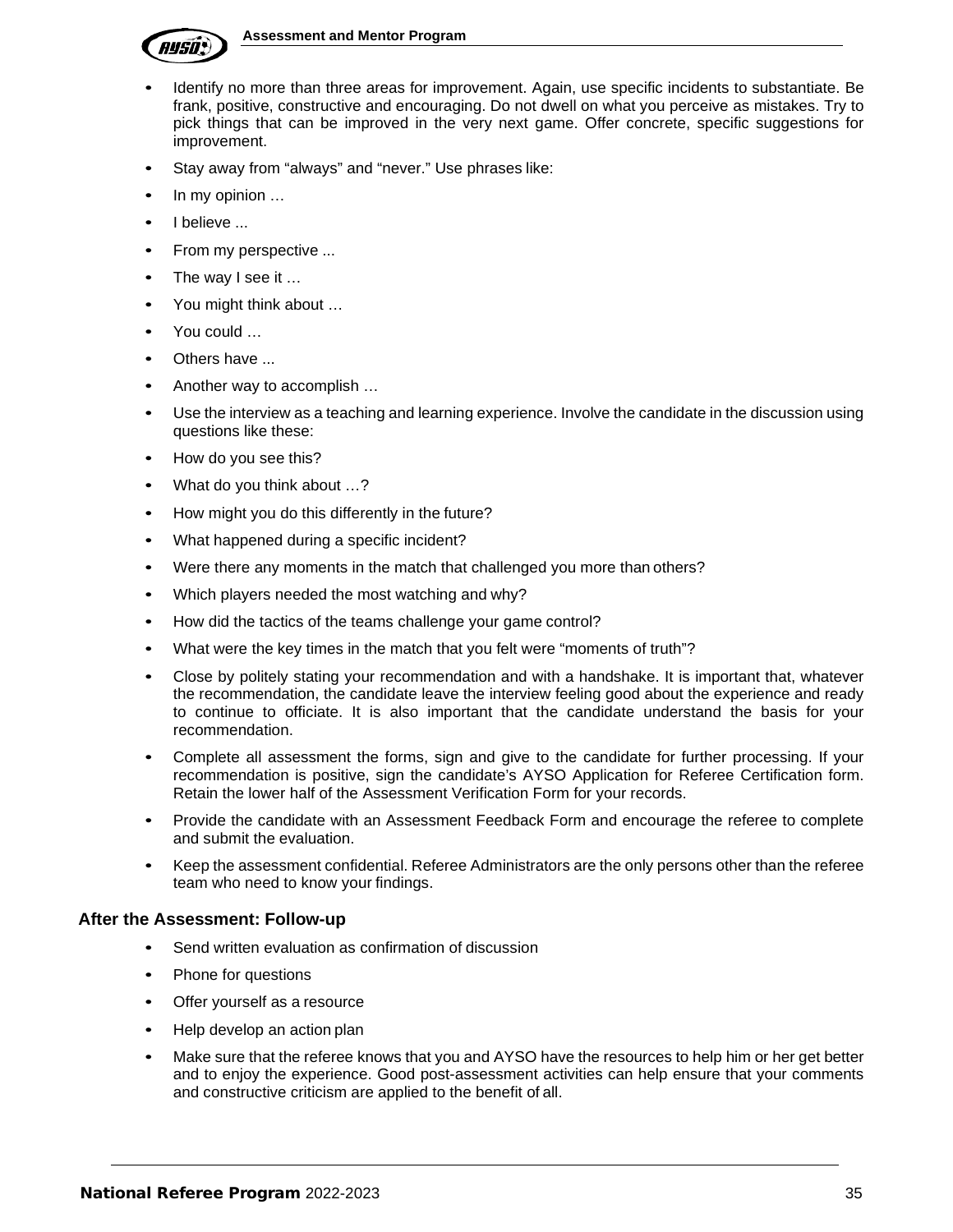- Identify no more than three areas for improvement. Again, use specific incidents to substantiate. Be frank, positive, constructive and encouraging. Do not dwell on what you perceive as mistakes. Try to pick things that can be improved in the very next game. Offer concrete, specific suggestions for improvement.
- Stay away from "always" and "never." Use phrases like:
- In my opinion …
- I believe ...
- From my perspective ...
- The way I see it …
- You might think about …
- You could …
- Others have ...
- Another way to accomplish …
- Use the interview as a teaching and learning experience. Involve the candidate in the discussion using questions like these:
- How do you see this?
- What do you think about …?
- How might you do this differently in the future?
- What happened during a specific incident?
- Were there any moments in the match that challenged you more than others?
- Which players needed the most watching and why?
- How did the tactics of the teams challenge your game control?
- What were the key times in the match that you felt were "moments of truth"?
- Close by politely stating your recommendation and with a handshake. It is important that, whatever the recommendation, the candidate leave the interview feeling good about the experience and ready to continue to officiate. It is also important that the candidate understand the basis for your recommendation.
- Complete all assessment the forms, sign and give to the candidate for further processing. If your recommendation is positive, sign the candidate's AYSO Application for Referee Certification form. Retain the lower half of the Assessment Verification Form for your records.
- Provide the candidate with an Assessment Feedback Form and encourage the referee to complete and submit the evaluation.
- Keep the assessment confidential. Referee Administrators are the only persons other than the referee team who need to know your findings.

### After the Assessment: Follow-up

- Send written evaluation as confirmation of discussion
- Phone for questions
- Offer yourself as a resource
- Help develop an action plan
- Make sure that the referee knows that you and AYSO have the resources to help him or her get better and to enjoy the experience. Good post-assessment activities can help ensure that your comments and constructive criticism are applied to the benefit of all.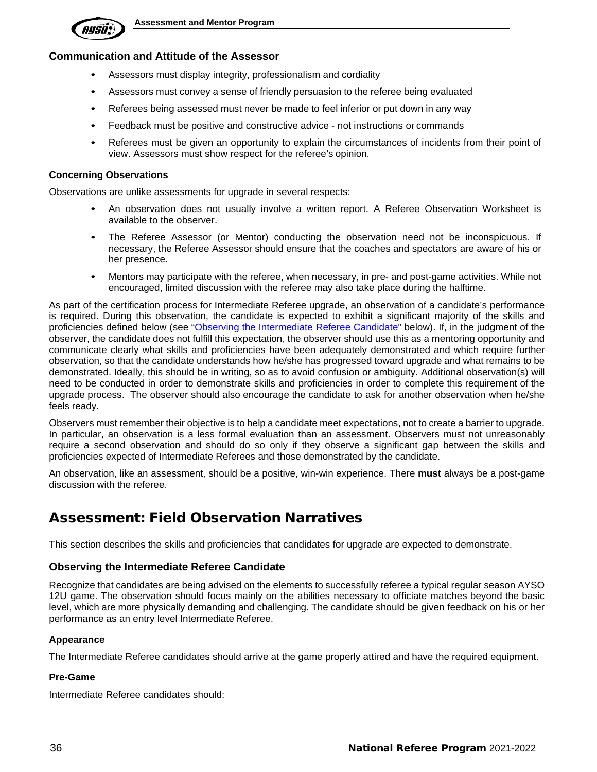### Communication and Attitude of the Assessor

- Assessors must display integrity, professionalism and cordiality
- Assessors must convey a sense of friendly persuasion to the referee being evaluated
- Referees being assessed must never be made to feel inferior or put down in any way
- Feedback must be positive and constructive advice - not instructions or commands
- Referees must be given an opportunity to explain the circumstances of incidents from their point of view. Assessors must show respect for the referee's opinion.

#### Concerning Observations

Observations are unlike assessments for upgrade in several respects:

- An observation does not usually involve a written report. A Referee Observation Worksheet is available to the observer.
- The Referee Assessor (or Mentor) conducting the observation need not be inconspicuous. If necessary, the Referee Assessor should ensure that the coaches and spectators are aware of his or her presence.
- Mentors may participate with the referee, when necessary, in pre- and post-game activities. While not encouraged, limited discussion with the referee may also take place during the halftime.

As part of the certification process for Intermediate Referee upgrade, an observation of a candidate's performance is required. During this observation, the candidate is expected to exhibit a significant majority of the skills and proficiencies defined below (see "Observing the Intermediate Referee Candidate" below). If, in the judgment of the observer, the candidate does not fulfill this expectation, the observer should use this as a mentoring opportunity and communicate clearly what skills and proficiencies have been adequately demonstrated and which require further observation, so that the candidate understands how he/she has progressed toward upgrade and what remains to be demonstrated. Ideally, this should be in writing, so as to avoid confusion or ambiguity. Additional observation(s) will need to be conducted in order to demonstrate skills and proficiencies in order to complete this requirement of the upgrade process. The observer should also encourage the candidate to ask for another observation when he/she feels ready.

Observers must remember their objective is to help a candidate meet expectations, not to create a barrier to upgrade. In particular, an observation is a less formal evaluation than an assessment. Observers must not unreasonably require a second observation and should do so only if they observe a significant gap between the skills and proficiencies expected of Intermediate Referees and those demonstrated by the candidate.

An observation, like an assessment, should be a positive, win-win experience. There **must** always be a post-game discussion with the referee.

## Assessment: Field Observation Narratives

This section describes the skills and proficiencies that candidates for upgrade are expected to demonstrate.

### Observing the Intermediate Referee Candidate

Recognize that candidates are being advised on the elements to successfully referee a typical regular season AYSO 12U game. The observation should focus mainly on the abilities necessary to officiate matches beyond the basic level, which are more physically demanding and challenging. The candidate should be given feedback on his or her performance as an entry level Intermediate Referee.

#### Appearance

The Intermediate Referee candidates should arrive at the game properly attired and have the required equipment.

#### Pre-Game

Intermediate Referee candidates should: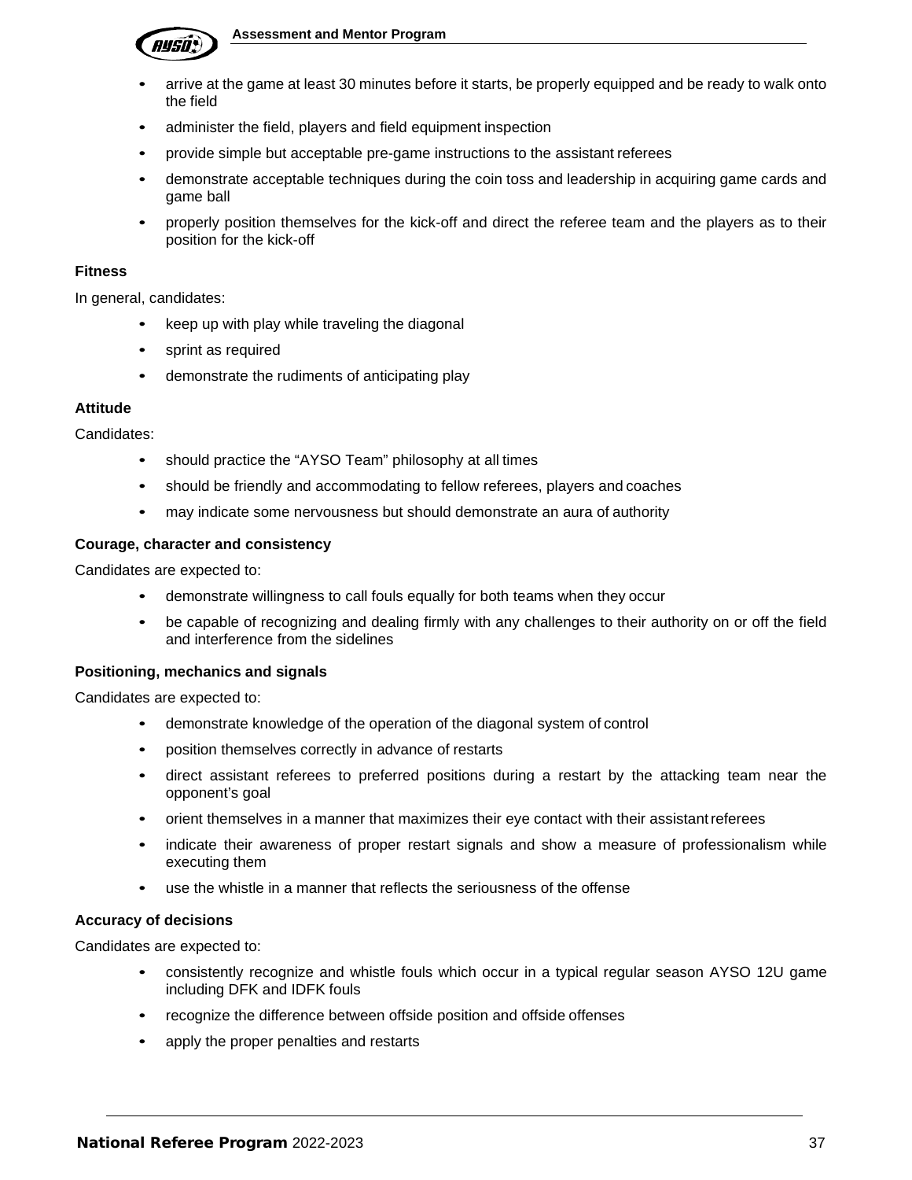- arrive at the game at least 30 minutes before it starts, be properly equipped and be ready to walk onto the field
- administer the field, players and field equipment inspection
- provide simple but acceptable pre-game instructions to the assistant referees
- demonstrate acceptable techniques during the coin toss and leadership in acquiring game cards and game ball
- properly position themselves for the kick-off and direct the referee team and the players as to their position for the kick-off

**Fitness**

In general, candidates:

- keep up with play while traveling the diagonal
- sprint as required
- demonstrate the rudiments of anticipating play

**Attitude**

Candidates:

- should practice the "AYSO Team" philosophy at all times
- should be friendly and accommodating to fellow referees, players and coaches
- may indicate some nervousness but should demonstrate an aura of authority

**Courage, character and consistency**

Candidates are expected to:

- demonstrate willingness to call fouls equally for both teams when they occur
- be capable of recognizing and dealing firmly with any challenges to their authority on or off the field and interference from the sidelines

**Positioning, mechanics and signals**

Candidates are expected to:

- demonstrate knowledge of the operation of the diagonal system of control
- position themselves correctly in advance of restarts
- direct assistant referees to preferred positions during a restart by the attacking team near the opponent's goal
- orient themselves in a manner that maximizes their eye contact with their assistant referees
- indicate their awareness of proper restart signals and show a measure of professionalism while executing them
- use the whistle in a manner that reflects the seriousness of the offense

**Accuracy of decisions**

Candidates are expected to:

- consistently recognize and whistle fouls which occur in a typical regular season AYSO 12U game including DFK and IDFK fouls
- recognize the difference between offside position and offside offenses
- apply the proper penalties and restarts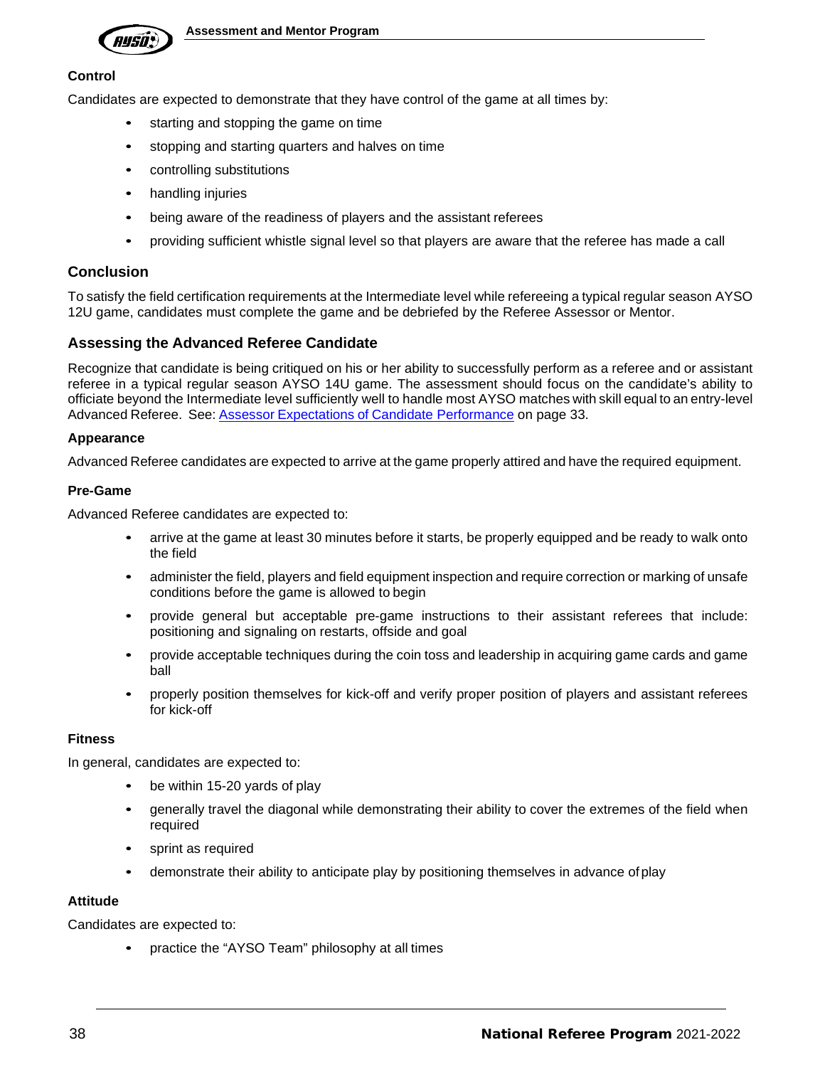#### Control

Candidates are expected to demonstrate that they have control of the game at all times by:

- starting and stopping the game on time
- stopping and starting quarters and halves on time
- controlling substitutions
- handling injuries
- being aware of the readiness of players and the assistant referees
- providing sufficient whistle signal level so that players are aware that the referee has made a call

### Conclusion

To satisfy the field certification requirements at the Intermediate level while refereeing a typical regular season AYSO 12U game, candidates must complete the game and be debriefed by the Referee Assessor or Mentor.

### Assessing the Advanced Referee Candidate

Recognize that candidate is being critiqued on his or her ability to successfully perform as a referee and or assistant referee in a typical regular season AYSO 14U game. The assessment should focus on the candidate's ability to officiate beyond the Intermediate level sufficiently well to handle most AYSO matches with skill equal to an entry-level Advanced Referee. See: Assessor Expectations of Candidate Performance on page 33.

#### Appearance

Advanced Referee candidates are expected to arrive at the game properly attired and have the required equipment.

#### Pre-Game

Advanced Referee candidates are expected to:

- arrive at the game at least 30 minutes before it starts, be properly equipped and be ready to walk onto the field
- administer the field, players and field equipment inspection and require correction or marking of unsafe conditions before the game is allowed to begin
- provide general but acceptable pre-game instructions to their assistant referees that include: positioning and signaling on restarts, offside and goal
- provide acceptable techniques during the coin toss and leadership in acquiring game cards and game ball
- properly position themselves for kick-off and verify proper position of players and assistant referees for kick-off

#### Fitness

In general, candidates are expected to:

- be within 15-20 yards of play
- generally travel the diagonal while demonstrating their ability to cover the extremes of the field when required
- sprint as required
- demonstrate their ability to anticipate play by positioning themselves in advance of play

#### Attitude

Candidates are expected to:

- practice the "AYSO Team" philosophy at all times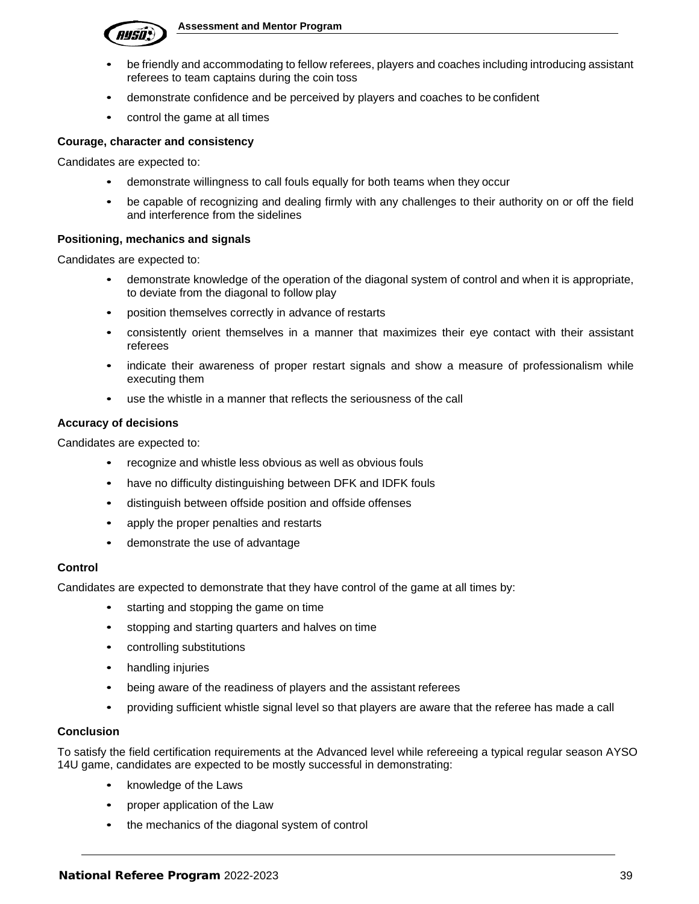- be friendly and accommodating to fellow referees, players and coaches including introducing assistant referees to team captains during the coin toss
- demonstrate confidence and be perceived by players and coaches to be confident
- control the game at all times

**Courage, character and consistency**

Candidates are expected to:

- demonstrate willingness to call fouls equally for both teams when they occur
- be capable of recognizing and dealing firmly with any challenges to their authority on or off the field and interference from the sidelines

**Positioning, mechanics and signals**

Candidates are expected to:

- demonstrate knowledge of the operation of the diagonal system of control and when it is appropriate, to deviate from the diagonal to follow play
- position themselves correctly in advance of restarts
- consistently orient themselves in a manner that maximizes their eye contact with their assistant referees
- indicate their awareness of proper restart signals and show a measure of professionalism while executing them
- use the whistle in a manner that reflects the seriousness of the call

**Accuracy of decisions**

Candidates are expected to:

- recognize and whistle less obvious as well as obvious fouls
- have no difficulty distinguishing between DFK and IDFK fouls
- distinguish between offside position and offside offenses
- apply the proper penalties and restarts
- demonstrate the use of advantage

**Control**

Candidates are expected to demonstrate that they have control of the game at all times by:

- starting and stopping the game on time
- stopping and starting quarters and halves on time
- controlling substitutions
- handling injuries
- being aware of the readiness of players and the assistant referees
- providing sufficient whistle signal level so that players are aware that the referee has made a call

**Conclusion**

To satisfy the field certification requirements at the Advanced level while refereeing a typical regular season AYSO 14U game, candidates are expected to be mostly successful in demonstrating:

- knowledge of the Laws
- proper application of the Law
- the mechanics of the diagonal system of control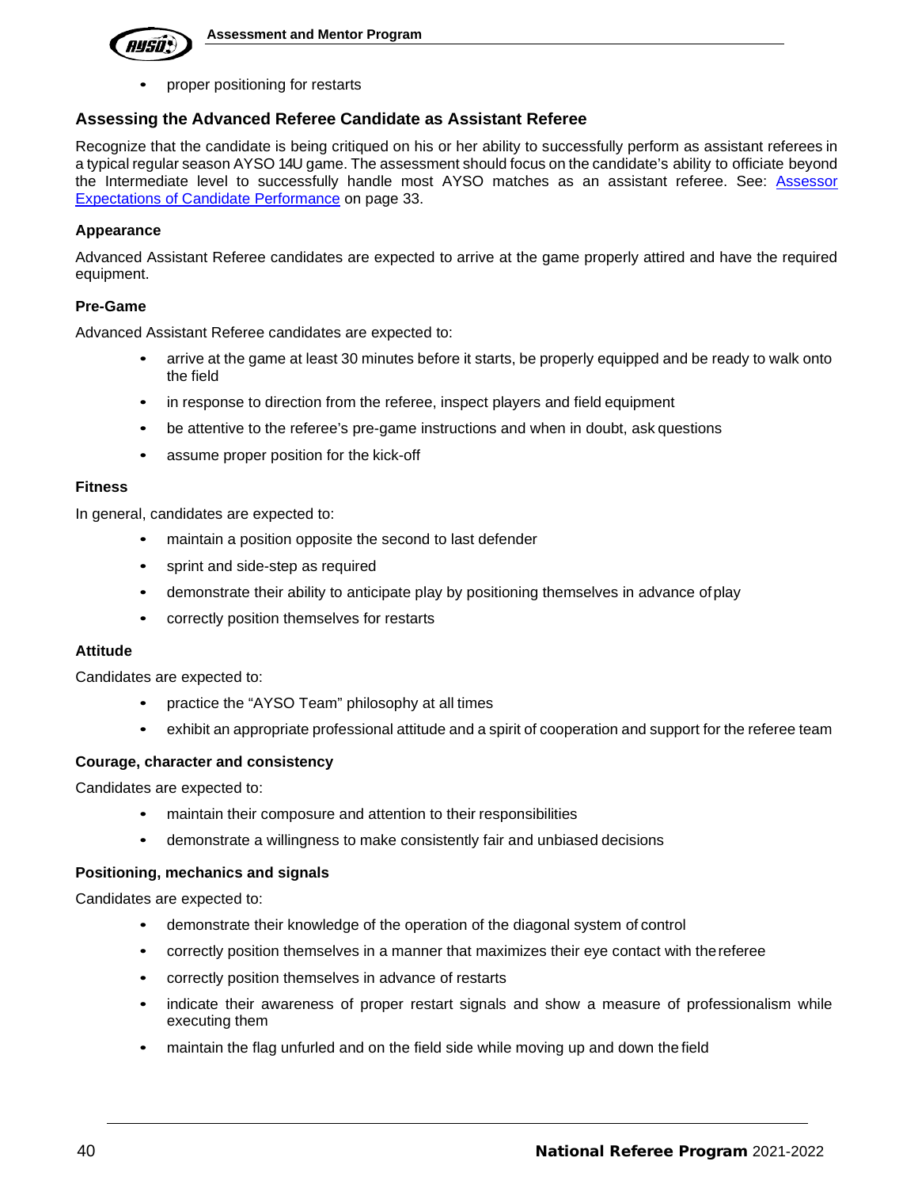- proper positioning for restarts

## Assessing the Advanced Referee Candidate as Assistant Referee

Recognize that the candidate is being critiqued on his or her ability to successfully perform as assistant referees in a typical regular season AYSO 14U game. The assessment should focus on the candidate's ability to officiate beyond the Intermediate level to successfully handle most AYSO matches as an assistant referee. See: Assessor Expectations of Candidate Performance on page 33.

#### Appearance

Advanced Assistant Referee candidates are expected to arrive at the game properly attired and have the required equipment.

#### Pre-Game

Advanced Assistant Referee candidates are expected to:

- arrive at the game at least 30 minutes before it starts, be properly equipped and be ready to walk onto the field
- in response to direction from the referee, inspect players and field equipment
- be attentive to the referee's pre-game instructions and when in doubt, ask questions
- assume proper position for the kick-off

#### Fitness

In general, candidates are expected to:

- maintain a position opposite the second to last defender
- sprint and side-step as required
- demonstrate their ability to anticipate play by positioning themselves in advance of play
- correctly position themselves for restarts

#### Attitude

Candidates are expected to:

- practice the "AYSO Team" philosophy at all times
- exhibit an appropriate professional attitude and a spirit of cooperation and support for the referee team

#### Courage, character and consistency

Candidates are expected to:

- maintain their composure and attention to their responsibilities
- demonstrate a willingness to make consistently fair and unbiased decisions

#### Positioning, mechanics and signals

Candidates are expected to:

- demonstrate their knowledge of the operation of the diagonal system of control
- correctly position themselves in a manner that maximizes their eye contact with the referee
- correctly position themselves in advance of restarts
- indicate their awareness of proper restart signals and show a measure of professionalism while executing them
- maintain the flag unfurled and on the field side while moving up and down the field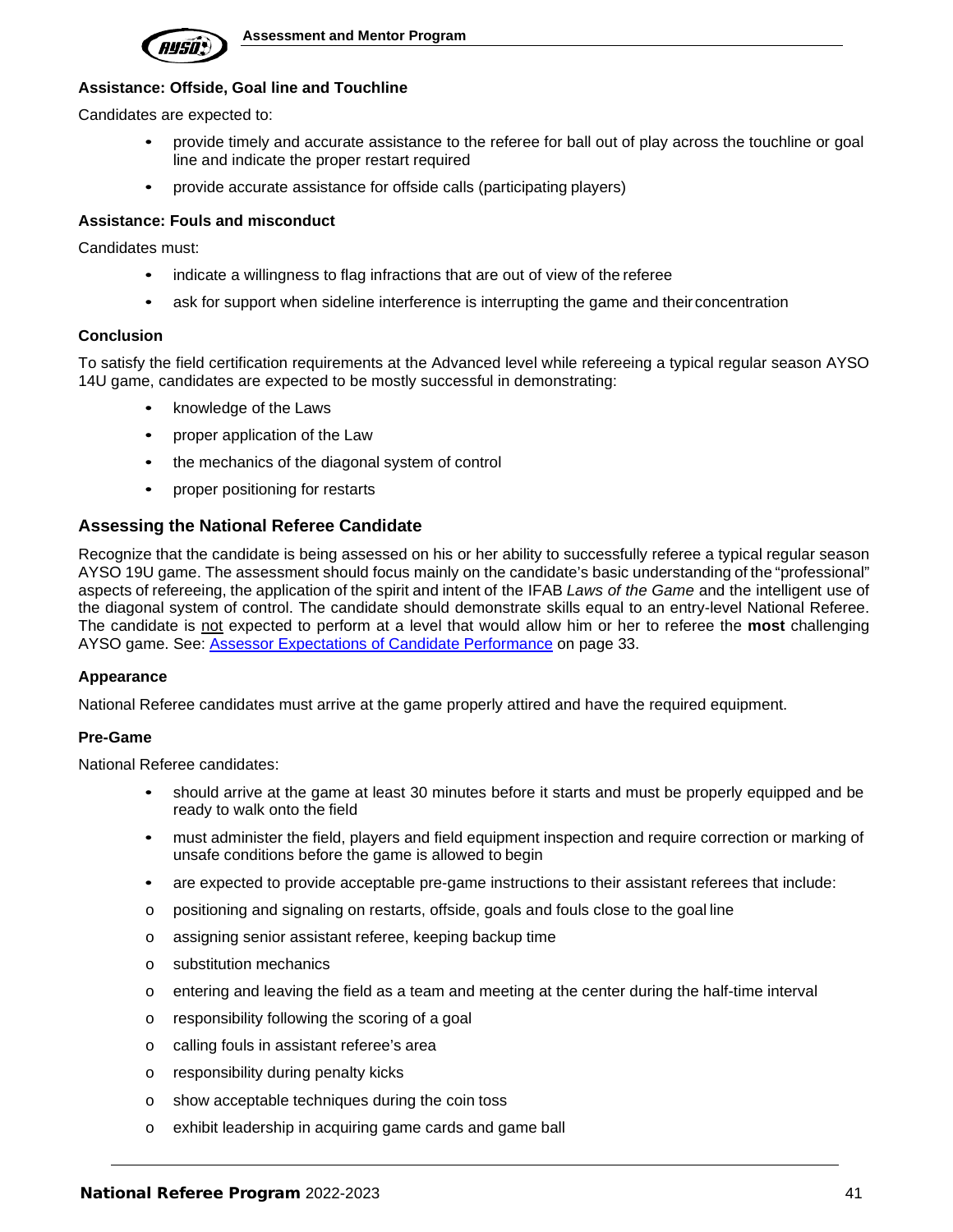#### Assistance: Offside, Goal line and Touchline

Candidates are expected to:

- provide timely and accurate assistance to the referee for ball out of play across the touchline or goal line and indicate the proper restart required
- provide accurate assistance for offside calls (participating players)

#### Assistance: Fouls and misconduct

Candidates must:

- indicate a willingness to flag infractions that are out of view of the referee
- ask for support when sideline interference is interrupting the game and their concentration

#### Conclusion

To satisfy the field certification requirements at the Advanced level while refereeing a typical regular season AYSO 14U game, candidates are expected to be mostly successful in demonstrating:

- knowledge of the Laws
- proper application of the Law
- the mechanics of the diagonal system of control
- proper positioning for restarts

### Assessing the National Referee Candidate

Recognize that the candidate is being assessed on his or her ability to successfully referee a typical regular season AYSO 19U game. The assessment should focus mainly on the candidate's basic understanding of the "professional" aspects of refereeing, the application of the spirit and intent of the IFAB *Laws of the Game* and the intelligent use of the diagonal system of control. The candidate should demonstrate skills equal to an entry-level National Referee. The candidate is not expected to perform at a level that would allow him or her to referee the **most** challenging AYSO game. See: Assessor Expectations of Candidate Performance on page 33.

#### Appearance

National Referee candidates must arrive at the game properly attired and have the required equipment.

#### Pre-Game

National Referee candidates:

- should arrive at the game at least 30 minutes before it starts and must be properly equipped and be ready to walk onto the field
- must administer the field, players and field equipment inspection and require correction or marking of unsafe conditions before the game is allowed to begin
- are expected to provide acceptable pre-game instructions to their assistant referees that include:
  - positioning and signaling on restarts, offside, goals and fouls close to the goal line
  - assigning senior assistant referee, keeping backup time
  - substitution mechanics
  - entering and leaving the field as a team and meeting at the center during the half-time interval
  - responsibility following the scoring of a goal
  - calling fouls in assistant referee's area
  - responsibility during penalty kicks
  - show acceptable techniques during the coin toss
  - exhibit leadership in acquiring game cards and game ball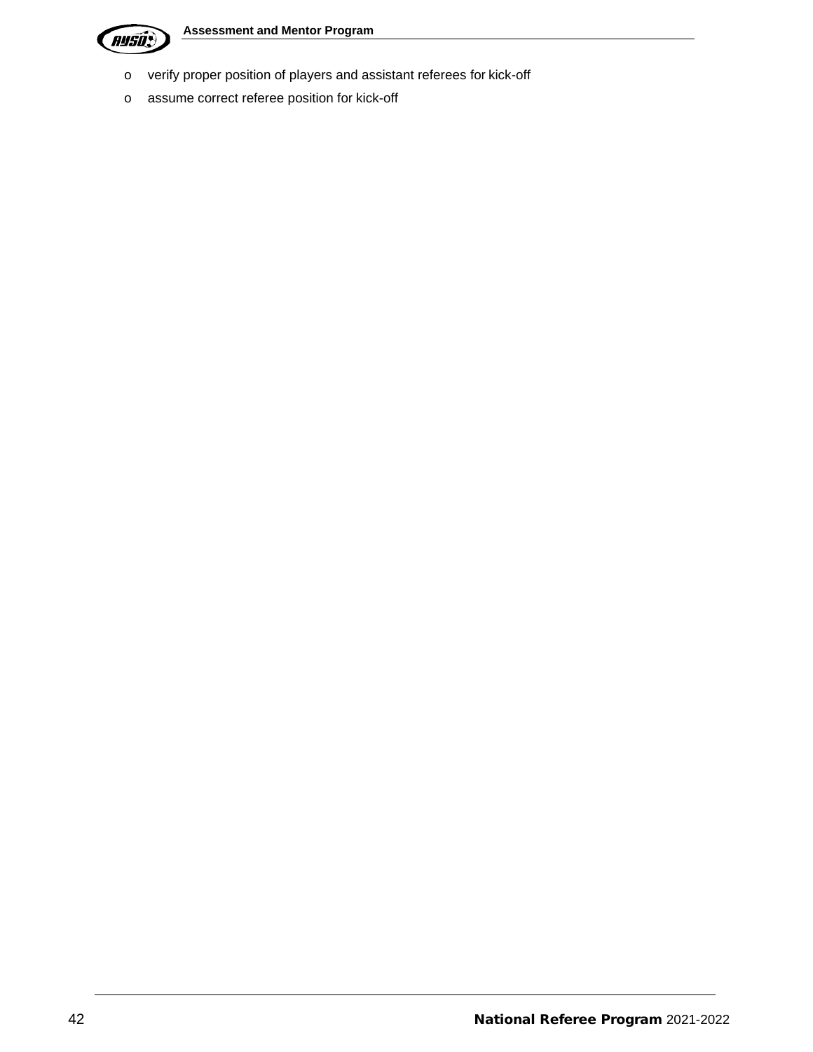- verify proper position of players and assistant referees for kick-off
- assume correct referee position for kick-off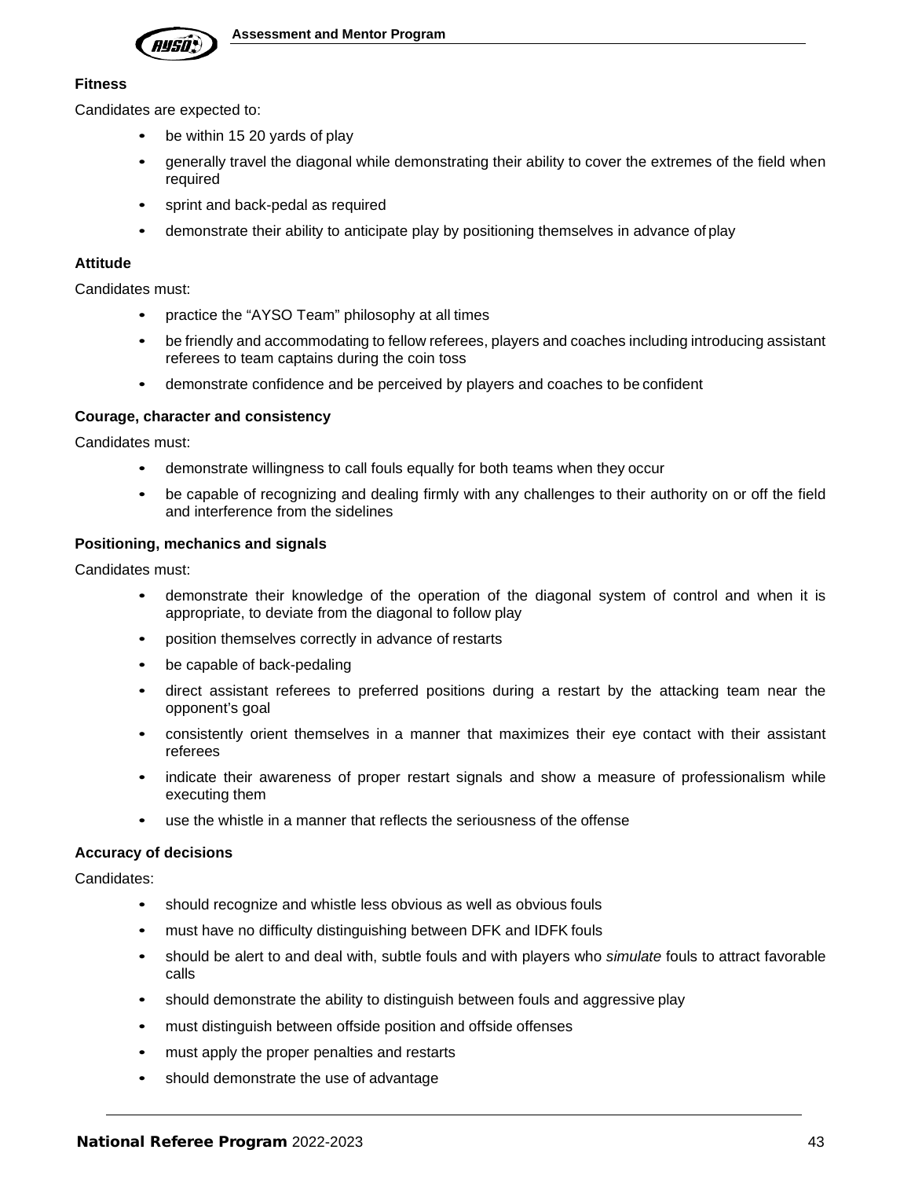### Fitness

Candidates are expected to:

- be within 15 20 yards of play
- generally travel the diagonal while demonstrating their ability to cover the extremes of the field when required
- sprint and back-pedal as required
- demonstrate their ability to anticipate play by positioning themselves in advance of play

### Attitude

Candidates must:

- practice the "AYSO Team" philosophy at all times
- be friendly and accommodating to fellow referees, players and coaches including introducing assistant referees to team captains during the coin toss
- demonstrate confidence and be perceived by players and coaches to be confident

### Courage, character and consistency

Candidates must:

- demonstrate willingness to call fouls equally for both teams when they occur
- be capable of recognizing and dealing firmly with any challenges to their authority on or off the field and interference from the sidelines

### Positioning, mechanics and signals

Candidates must:

- demonstrate their knowledge of the operation of the diagonal system of control and when it is appropriate, to deviate from the diagonal to follow play
- position themselves correctly in advance of restarts
- be capable of back-pedaling
- direct assistant referees to preferred positions during a restart by the attacking team near the opponent's goal
- consistently orient themselves in a manner that maximizes their eye contact with their assistant referees
- indicate their awareness of proper restart signals and show a measure of professionalism while executing them
- use the whistle in a manner that reflects the seriousness of the offense

### Accuracy of decisions

Candidates:

- should recognize and whistle less obvious as well as obvious fouls
- must have no difficulty distinguishing between DFK and IDFK fouls
- should be alert to and deal with, subtle fouls and with players who *simulate* fouls to attract favorable calls
- should demonstrate the ability to distinguish between fouls and aggressive play
- must distinguish between offside position and offside offenses
- must apply the proper penalties and restarts
- should demonstrate the use of advantage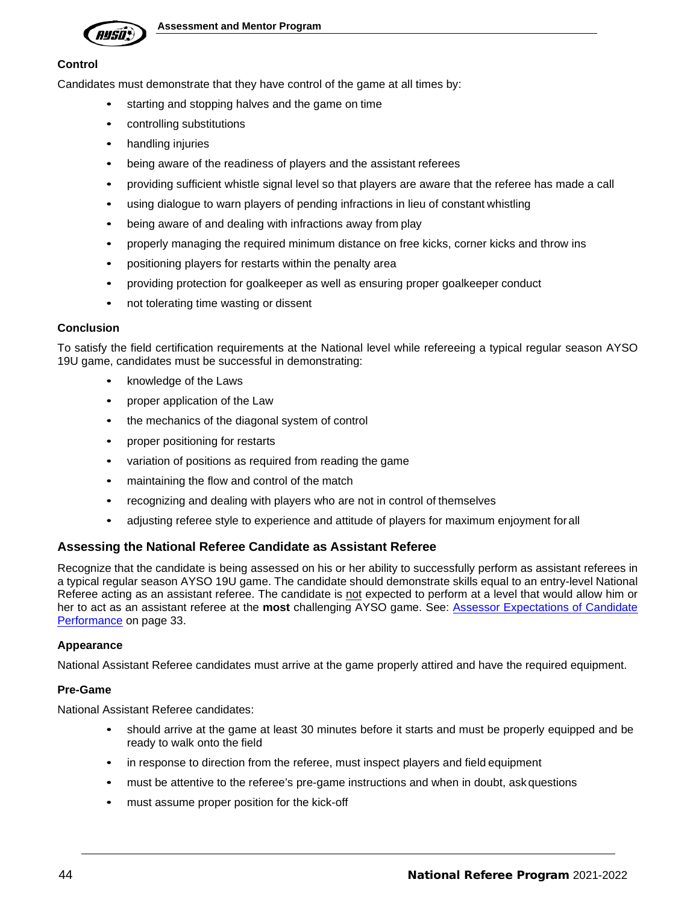#### Control

Candidates must demonstrate that they have control of the game at all times by:

- starting and stopping halves and the game on time
- controlling substitutions
- handling injuries
- being aware of the readiness of players and the assistant referees
- providing sufficient whistle signal level so that players are aware that the referee has made a call
- using dialogue to warn players of pending infractions in lieu of constant whistling
- being aware of and dealing with infractions away from play
- properly managing the required minimum distance on free kicks, corner kicks and throw ins
- positioning players for restarts within the penalty area
- providing protection for goalkeeper as well as ensuring proper goalkeeper conduct
- not tolerating time wasting or dissent

#### Conclusion

To satisfy the field certification requirements at the National level while refereeing a typical regular season AYSO 19U game, candidates must be successful in demonstrating:

- knowledge of the Laws
- proper application of the Law
- the mechanics of the diagonal system of control
- proper positioning for restarts
- variation of positions as required from reading the game
- maintaining the flow and control of the match
- recognizing and dealing with players who are not in control of themselves
- adjusting referee style to experience and attitude of players for maximum enjoyment for all

### Assessing the National Referee Candidate as Assistant Referee

Recognize that the candidate is being assessed on his or her ability to successfully perform as assistant referees in a typical regular season AYSO 19U game. The candidate should demonstrate skills equal to an entry-level National Referee acting as an assistant referee. The candidate is not expected to perform at a level that would allow him or her to act as an assistant referee at the **most** challenging AYSO game. See: Assessor Expectations of Candidate Performance on page 33.

#### Appearance

National Assistant Referee candidates must arrive at the game properly attired and have the required equipment.

#### Pre-Game

National Assistant Referee candidates:

- should arrive at the game at least 30 minutes before it starts and must be properly equipped and be ready to walk onto the field
- in response to direction from the referee, must inspect players and field equipment
- must be attentive to the referee's pre-game instructions and when in doubt, ask questions
- must assume proper position for the kick-off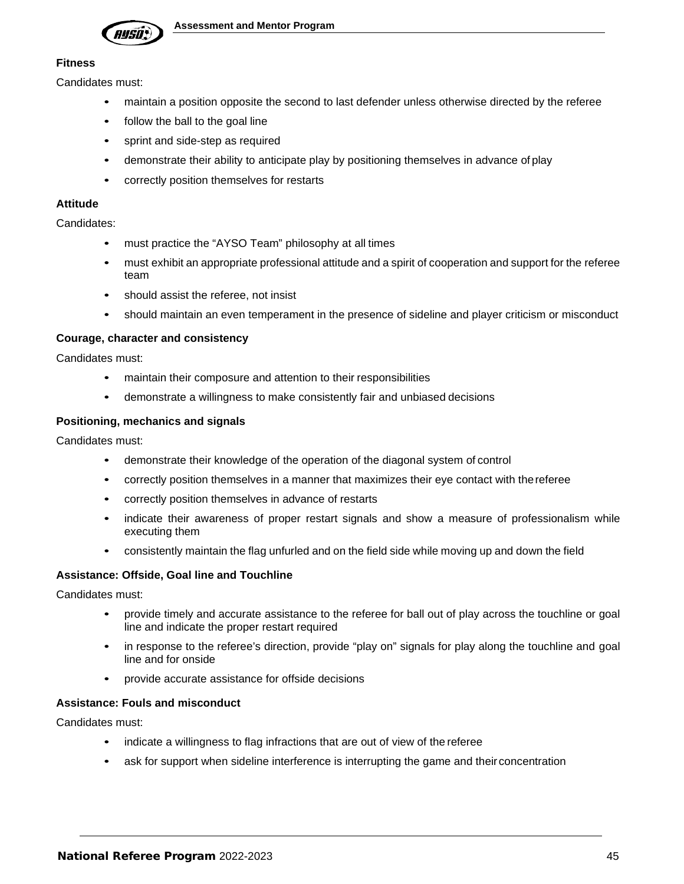**Fitness**

Candidates must:

- maintain a position opposite the second to last defender unless otherwise directed by the referee
- follow the ball to the goal line
- sprint and side-step as required
- demonstrate their ability to anticipate play by positioning themselves in advance of play
- correctly position themselves for restarts

**Attitude**

Candidates:

- must practice the "AYSO Team" philosophy at all times
- must exhibit an appropriate professional attitude and a spirit of cooperation and support for the referee team
- should assist the referee, not insist
- should maintain an even temperament in the presence of sideline and player criticism or misconduct

**Courage, character and consistency**

Candidates must:

- maintain their composure and attention to their responsibilities
- demonstrate a willingness to make consistently fair and unbiased decisions

**Positioning, mechanics and signals**

Candidates must:

- demonstrate their knowledge of the operation of the diagonal system of control
- correctly position themselves in a manner that maximizes their eye contact with the referee
- correctly position themselves in advance of restarts
- indicate their awareness of proper restart signals and show a measure of professionalism while executing them
- consistently maintain the flag unfurled and on the field side while moving up and down the field

**Assistance: Offside, Goal line and Touchline**

Candidates must:

- provide timely and accurate assistance to the referee for ball out of play across the touchline or goal line and indicate the proper restart required
- in response to the referee's direction, provide "play on" signals for play along the touchline and goal line and for onside
- provide accurate assistance for offside decisions

**Assistance: Fouls and misconduct**

Candidates must:

- indicate a willingness to flag infractions that are out of view of the referee
- ask for support when sideline interference is interrupting the game and their concentration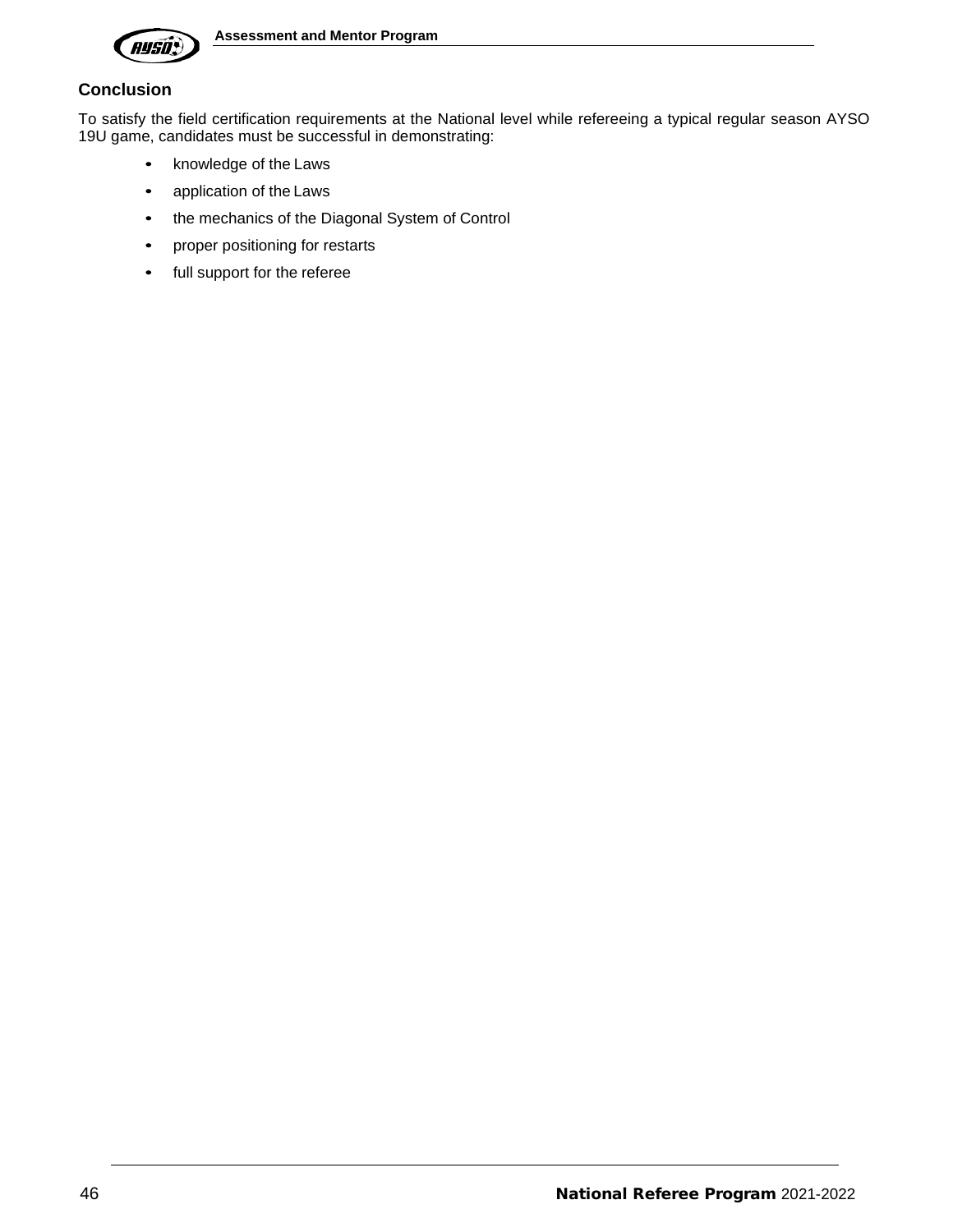## Conclusion

To satisfy the field certification requirements at the National level while refereeing a typical regular season AYSO 19U game, candidates must be successful in demonstrating:

- knowledge of the Laws
- application of the Laws
- the mechanics of the Diagonal System of Control
- proper positioning for restarts
- full support for the referee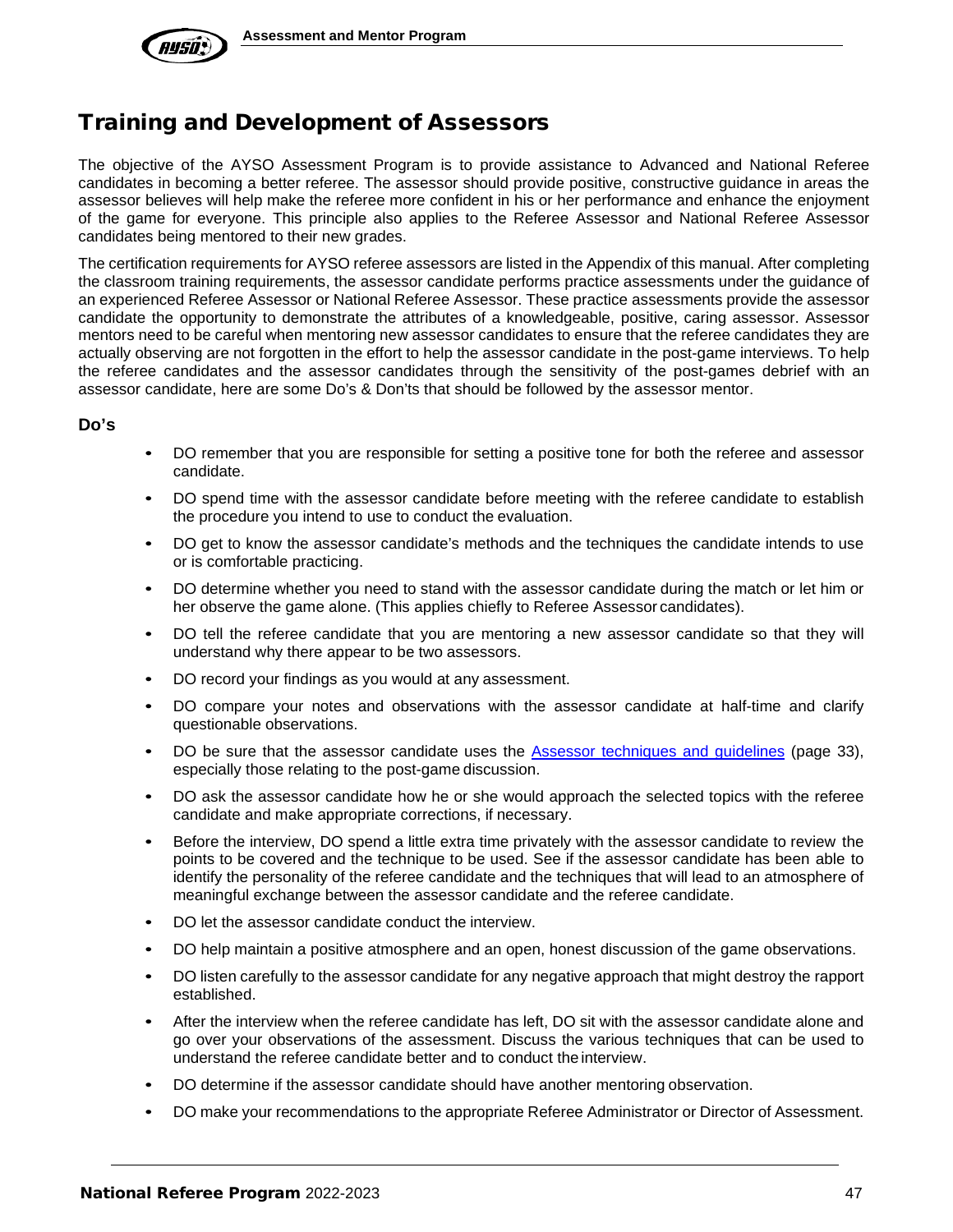## Training and Development of Assessors

The objective of the AYSO Assessment Program is to provide assistance to Advanced and National Referee candidates in becoming a better referee. The assessor should provide positive, constructive guidance in areas the assessor believes will help make the referee more confident in his or her performance and enhance the enjoyment of the game for everyone. This principle also applies to the Referee Assessor and National Referee Assessor candidates being mentored to their new grades.

The certification requirements for AYSO referee assessors are listed in the Appendix of this manual. After completing the classroom training requirements, the assessor candidate performs practice assessments under the guidance of an experienced Referee Assessor or National Referee Assessor. These practice assessments provide the assessor candidate the opportunity to demonstrate the attributes of a knowledgeable, positive, caring assessor. Assessor mentors need to be careful when mentoring new assessor candidates to ensure that the referee candidates they are actually observing are not forgotten in the effort to help the assessor candidate in the post-game interviews. To help the referee candidates and the assessor candidates through the sensitivity of the post-games debrief with an assessor candidate, here are some Do's & Don'ts that should be followed by the assessor mentor.

### Do's

- DO remember that you are responsible for setting a positive tone for both the referee and assessor candidate.
- DO spend time with the assessor candidate before meeting with the referee candidate to establish the procedure you intend to use to conduct the evaluation.
- DO get to know the assessor candidate's methods and the techniques the candidate intends to use or is comfortable practicing.
- DO determine whether you need to stand with the assessor candidate during the match or let him or her observe the game alone. (This applies chiefly to Referee Assessor candidates).
- DO tell the referee candidate that you are mentoring a new assessor candidate so that they will understand why there appear to be two assessors.
- DO record your findings as you would at any assessment.
- DO compare your notes and observations with the assessor candidate at half-time and clarify questionable observations.
- DO be sure that the assessor candidate uses the Assessor techniques and guidelines (page 33), especially those relating to the post-game discussion.
- DO ask the assessor candidate how he or she would approach the selected topics with the referee candidate and make appropriate corrections, if necessary.
- Before the interview, DO spend a little extra time privately with the assessor candidate to review the points to be covered and the technique to be used. See if the assessor candidate has been able to identify the personality of the referee candidate and the techniques that will lead to an atmosphere of meaningful exchange between the assessor candidate and the referee candidate.
- DO let the assessor candidate conduct the interview.
- DO help maintain a positive atmosphere and an open, honest discussion of the game observations.
- DO listen carefully to the assessor candidate for any negative approach that might destroy the rapport established.
- After the interview when the referee candidate has left, DO sit with the assessor candidate alone and go over your observations of the assessment. Discuss the various techniques that can be used to understand the referee candidate better and to conduct the interview.
- DO determine if the assessor candidate should have another mentoring observation.
- DO make your recommendations to the appropriate Referee Administrator or Director of Assessment.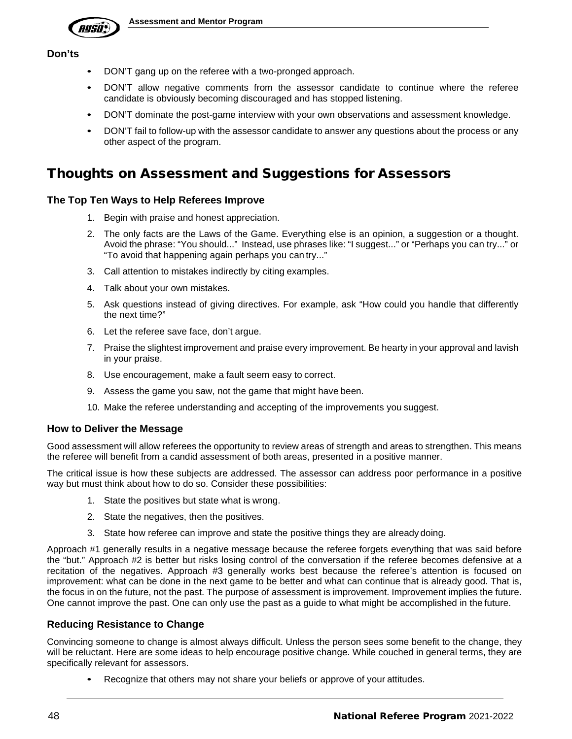### Don'ts

- DON'T gang up on the referee with a two-pronged approach.
- DON'T allow negative comments from the assessor candidate to continue where the referee candidate is obviously becoming discouraged and has stopped listening.
- DON'T dominate the post-game interview with your own observations and assessment knowledge.
- DON'T fail to follow-up with the assessor candidate to answer any questions about the process or any other aspect of the program.

## Thoughts on Assessment and Suggestions for Assessors

### The Top Ten Ways to Help Referees Improve

1. Begin with praise and honest appreciation.
2. The only facts are the Laws of the Game. Everything else is an opinion, a suggestion or a thought. Avoid the phrase: "You should..." Instead, use phrases like: "I suggest..." or "Perhaps you can try..." or "To avoid that happening again perhaps you can try..."
3. Call attention to mistakes indirectly by citing examples.
4. Talk about your own mistakes.
5. Ask questions instead of giving directives. For example, ask "How could you handle that differently the next time?"
6. Let the referee save face, don't argue.
7. Praise the slightest improvement and praise every improvement. Be hearty in your approval and lavish in your praise.
8. Use encouragement, make a fault seem easy to correct.
9. Assess the game you saw, not the game that might have been.
10. Make the referee understanding and accepting of the improvements you suggest.

### How to Deliver the Message

Good assessment will allow referees the opportunity to review areas of strength and areas to strengthen. This means the referee will benefit from a candid assessment of both areas, presented in a positive manner.

The critical issue is how these subjects are addressed. The assessor can address poor performance in a positive way but must think about how to do so. Consider these possibilities:

1. State the positives but state what is wrong.
2. State the negatives, then the positives.
3. State how referee can improve and state the positive things they are already doing.

Approach #1 generally results in a negative message because the referee forgets everything that was said before the "but." Approach #2 is better but risks losing control of the conversation if the referee becomes defensive at a recitation of the negatives. Approach #3 generally works best because the referee's attention is focused on improvement: what can be done in the next game to be better and what can continue that is already good. That is, the focus in on the future, not the past. The purpose of assessment is improvement. Improvement implies the future. One cannot improve the past. One can only use the past as a guide to what might be accomplished in the future.

### Reducing Resistance to Change

Convincing someone to change is almost always difficult. Unless the person sees some benefit to the change, they will be reluctant. Here are some ideas to help encourage positive change. While couched in general terms, they are specifically relevant for assessors.

- Recognize that others may not share your beliefs or approve of your attitudes.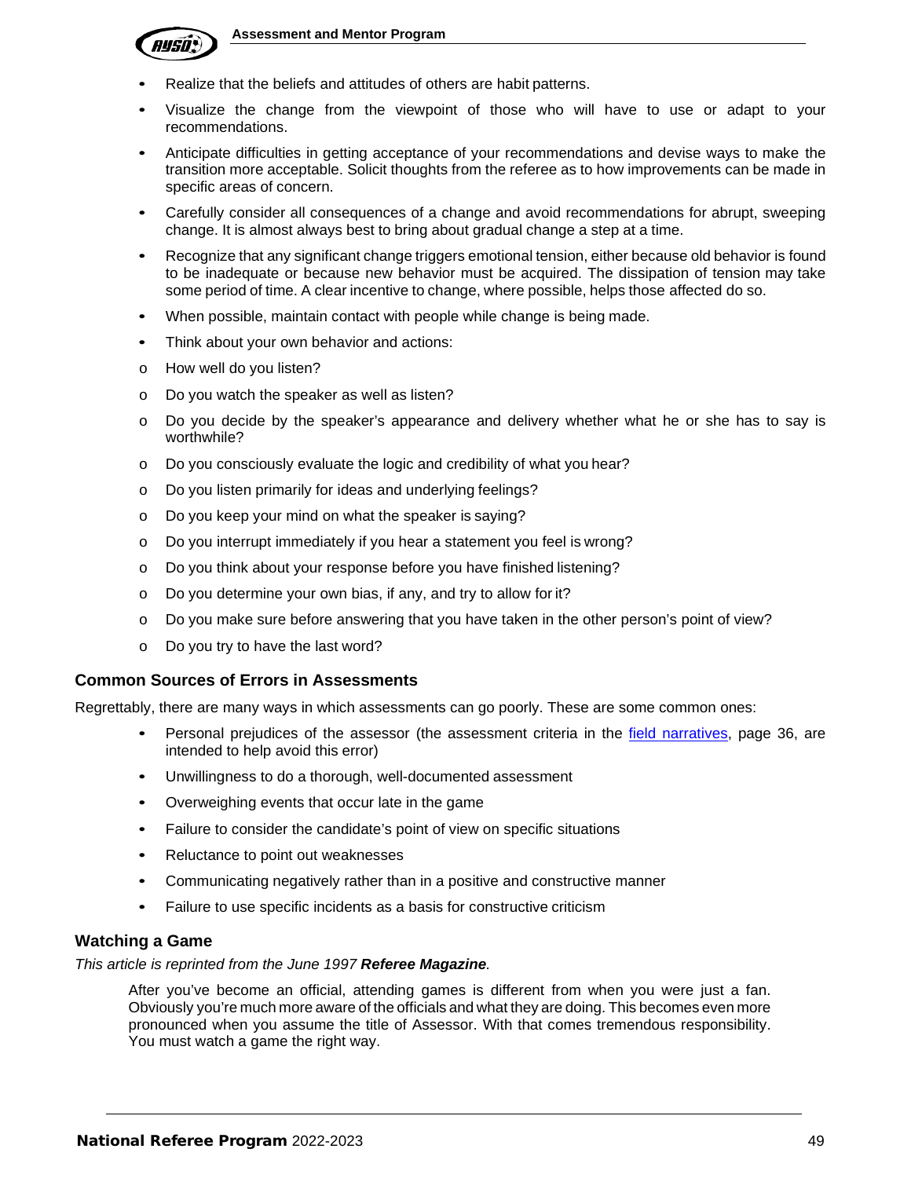- Realize that the beliefs and attitudes of others are habit patterns.
- Visualize the change from the viewpoint of those who will have to use or adapt to your recommendations.
- Anticipate difficulties in getting acceptance of your recommendations and devise ways to make the transition more acceptable. Solicit thoughts from the referee as to how improvements can be made in specific areas of concern.
- Carefully consider all consequences of a change and avoid recommendations for abrupt, sweeping change. It is almost always best to bring about gradual change a step at a time.
- Recognize that any significant change triggers emotional tension, either because old behavior is found to be inadequate or because new behavior must be acquired. The dissipation of tension may take some period of time. A clear incentive to change, where possible, helps those affected do so.
- When possible, maintain contact with people while change is being made.
- Think about your own behavior and actions:
  - How well do you listen?
  - Do you watch the speaker as well as listen?
  - Do you decide by the speaker's appearance and delivery whether what he or she has to say is worthwhile?
  - Do you consciously evaluate the logic and credibility of what you hear?
  - Do you listen primarily for ideas and underlying feelings?
  - Do you keep your mind on what the speaker is saying?
  - Do you interrupt immediately if you hear a statement you feel is wrong?
  - Do you think about your response before you have finished listening?
  - Do you determine your own bias, if any, and try to allow for it?
  - Do you make sure before answering that you have taken in the other person's point of view?
  - Do you try to have the last word?

### Common Sources of Errors in Assessments

Regrettably, there are many ways in which assessments can go poorly. These are some common ones:

- Personal prejudices of the assessor (the assessment criteria in the field narratives, page 36, are intended to help avoid this error)
- Unwillingness to do a thorough, well-documented assessment
- Overweighing events that occur late in the game
- Failure to consider the candidate's point of view on specific situations
- Reluctance to point out weaknesses
- Communicating negatively rather than in a positive and constructive manner
- Failure to use specific incidents as a basis for constructive criticism

### Watching a Game

*This article is reprinted from the June 1997 **Referee Magazine**.*

> After you've become an official, attending games is different from when you were just a fan. Obviously you're much more aware of the officials and what they are doing. This becomes even more pronounced when you assume the title of Assessor. With that comes tremendous responsibility. You must watch a game the right way.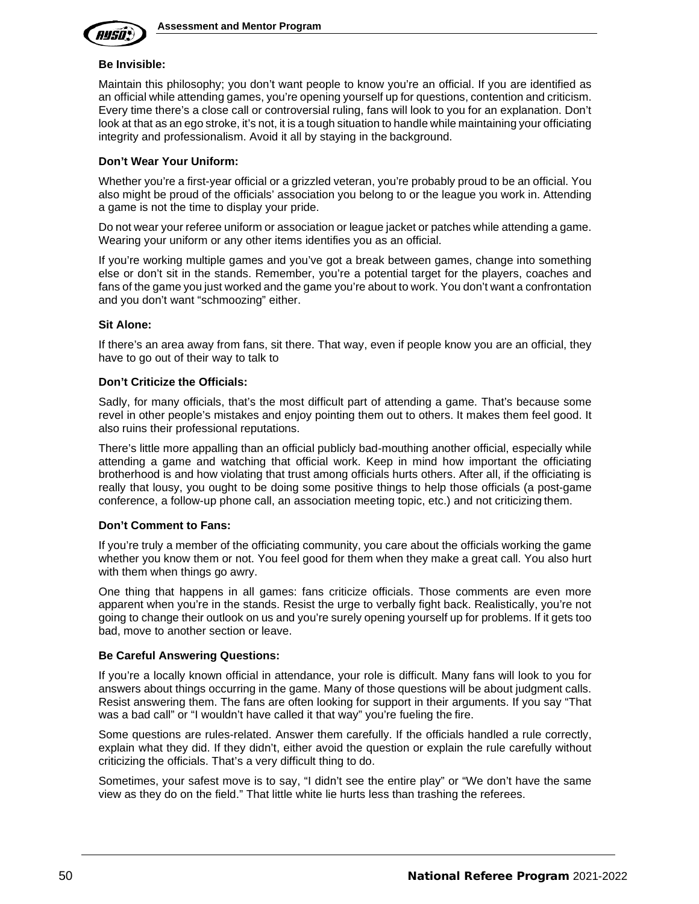### Be Invisible:

Maintain this philosophy; you don't want people to know you're an official. If you are identified as an official while attending games, you're opening yourself up for questions, contention and criticism. Every time there's a close call or controversial ruling, fans will look to you for an explanation. Don't look at that as an ego stroke, it's not, it is a tough situation to handle while maintaining your officiating integrity and professionalism. Avoid it all by staying in the background.

### Don't Wear Your Uniform:

Whether you're a first-year official or a grizzled veteran, you're probably proud to be an official. You also might be proud of the officials' association you belong to or the league you work in. Attending a game is not the time to display your pride.

Do not wear your referee uniform or association or league jacket or patches while attending a game. Wearing your uniform or any other items identifies you as an official.

If you're working multiple games and you've got a break between games, change into something else or don't sit in the stands. Remember, you're a potential target for the players, coaches and fans of the game you just worked and the game you're about to work. You don't want a confrontation and you don't want "schmoozing" either.

### Sit Alone:

If there's an area away from fans, sit there. That way, even if people know you are an official, they have to go out of their way to talk to

### Don't Criticize the Officials:

Sadly, for many officials, that's the most difficult part of attending a game. That's because some revel in other people's mistakes and enjoy pointing them out to others. It makes them feel good. It also ruins their professional reputations.

There's little more appalling than an official publicly bad-mouthing another official, especially while attending a game and watching that official work. Keep in mind how important the officiating brotherhood is and how violating that trust among officials hurts others. After all, if the officiating is really that lousy, you ought to be doing some positive things to help those officials (a post-game conference, a follow-up phone call, an association meeting topic, etc.) and not criticizing them.

### Don't Comment to Fans:

If you're truly a member of the officiating community, you care about the officials working the game whether you know them or not. You feel good for them when they make a great call. You also hurt with them when things go awry.

One thing that happens in all games: fans criticize officials. Those comments are even more apparent when you're in the stands. Resist the urge to verbally fight back. Realistically, you're not going to change their outlook on us and you're surely opening yourself up for problems. If it gets too bad, move to another section or leave.

### Be Careful Answering Questions:

If you're a locally known official in attendance, your role is difficult. Many fans will look to you for answers about things occurring in the game. Many of those questions will be about judgment calls. Resist answering them. The fans are often looking for support in their arguments. If you say "That was a bad call" or "I wouldn't have called it that way" you're fueling the fire.

Some questions are rules-related. Answer them carefully. If the officials handled a rule correctly, explain what they did. If they didn't, either avoid the question or explain the rule carefully without criticizing the officials. That's a very difficult thing to do.

Sometimes, your safest move is to say, "I didn't see the entire play" or "We don't have the same view as they do on the field." That little white lie hurts less than trashing the referees.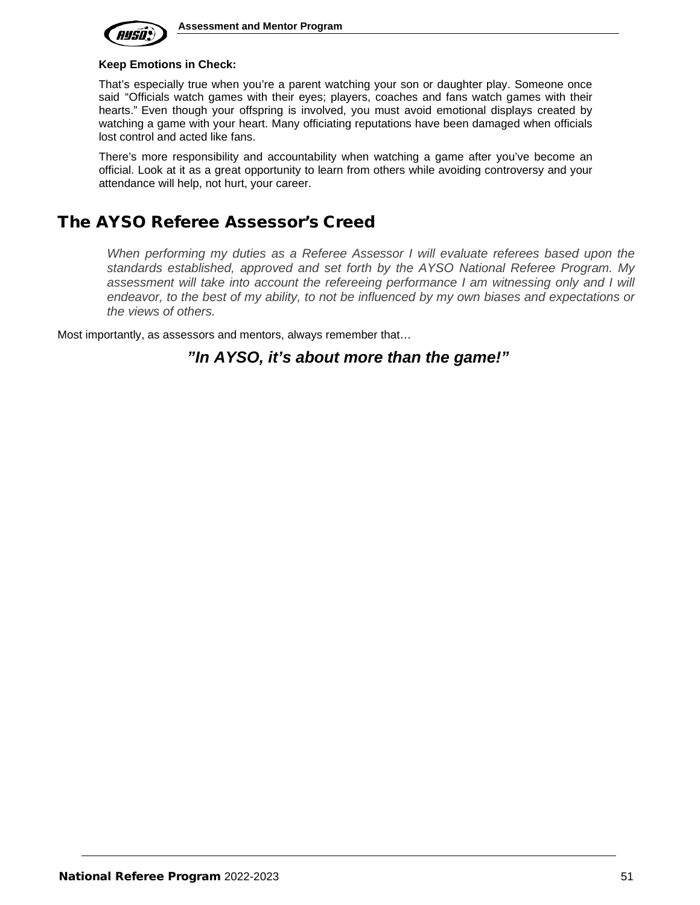**Keep Emotions in Check:**

That's especially true when you're a parent watching your son or daughter play. Someone once said "Officials watch games with their eyes; players, coaches and fans watch games with their hearts." Even though your offspring is involved, you must avoid emotional displays created by watching a game with your heart. Many officiating reputations have been damaged when officials lost control and acted like fans.

There's more responsibility and accountability when watching a game after you've become an official. Look at it as a great opportunity to learn from others while avoiding controversy and your attendance will help, not hurt, your career.

# The AYSO Referee Assessor's Creed

*When performing my duties as a Referee Assessor I will evaluate referees based upon the standards established, approved and set forth by the AYSO National Referee Program. My assessment will take into account the refereeing performance I am witnessing only and I will endeavor, to the best of my ability, to not be influenced by my own biases and expectations or the views of others.*

Most importantly, as assessors and mentors, always remember that…

***"In AYSO, it's about more than the game!"***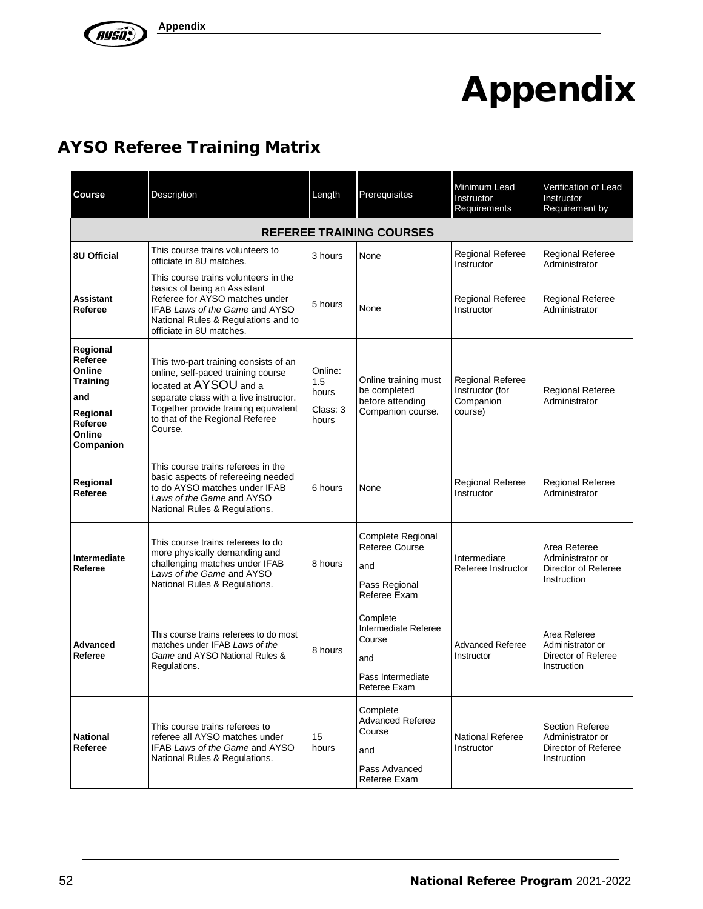# Appendix

## AYSO Referee Training Matrix

| Course | Description | Length | Prerequisites | Minimum Lead Instructor Requirements | Verification of Lead Instructor Requirement by |
|---|---|---|---|---|---|
| **REFEREE TRAINING COURSES** | | | | | |
| **8U Official** | This course trains volunteers to officiate in 8U matches. | 3 hours | None | Regional Referee Instructor | Regional Referee Administrator |
| **Assistant Referee** | This course trains volunteers in the basics of being an Assistant Referee for AYSO matches under IFAB *Laws of the Game* and AYSO National Rules & Regulations and to officiate in 8U matches. | 5 hours | None | Regional Referee Instructor | Regional Referee Administrator |
| **Regional Referee Online Training** **and** **Regional Referee Online Companion** | This two-part training consists of an online, self-paced training course located at AYSOU and a separate class with a live instructor. Together provide training equivalent to that of the Regional Referee Course. | Online: 1.5 hours Class: 3 hours | Online training must be completed before attending Companion course. | Regional Referee Instructor (for Companion course) | Regional Referee Administrator |
| **Regional Referee** | This course trains referees in the basic aspects of refereeing needed to do AYSO matches under IFAB *Laws of the Game* and AYSO National Rules & Regulations. | 6 hours | None | Regional Referee Instructor | Regional Referee Administrator |
| **Intermediate Referee** | This course trains referees to do more physically demanding and challenging matches under IFAB *Laws of the Game* and AYSO National Rules & Regulations. | 8 hours | Complete Regional Referee Course and Pass Regional Referee Exam | Intermediate Referee Instructor | Area Referee Administrator or Director of Referee Instruction |
| **Advanced Referee** | This course trains referees to do most matches under IFAB *Laws of the Game* and AYSO National Rules & Regulations. | 8 hours | Complete Intermediate Referee Course and Pass Intermediate Referee Exam | Advanced Referee Instructor | Area Referee Administrator or Director of Referee Instruction |
| **National Referee** | This course trains referees to referee all AYSO matches under IFAB *Laws of the Game* and AYSO National Rules & Regulations. | 15 hours | Complete Advanced Referee Course and Pass Advanced Referee Exam | National Referee Instructor | Section Referee Administrator or Director of Referee Instruction |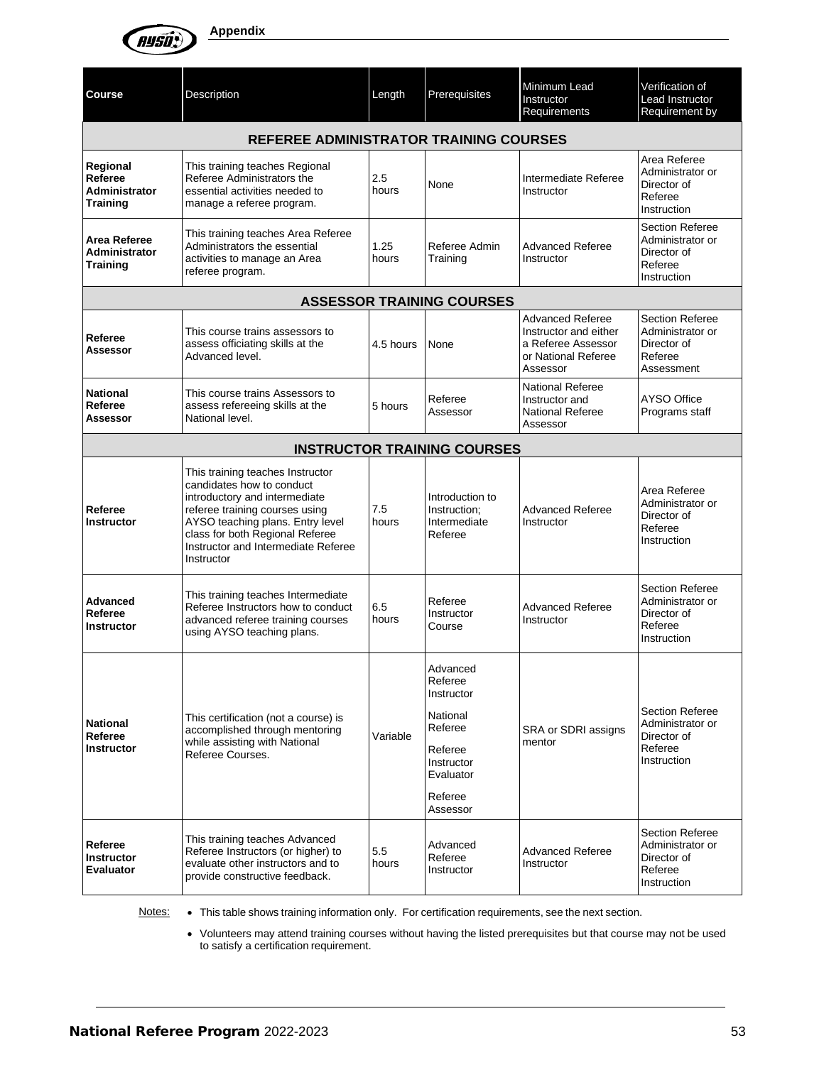| Course | Description | Length | Prerequisites | Minimum Lead Instructor Requirements | Verification of Lead Instructor Requirement by |
|---|---|---|---|---|---|
| **REFEREE ADMINISTRATOR TRAINING COURSES** | | | | | |
| **Regional Referee Administrator Training** | This training teaches Regional Referee Administrators the essential activities needed to manage a referee program. | 2.5 hours | None | Intermediate Referee Instructor | Area Referee Administrator or Director of Referee Instruction |
| **Area Referee Administrator Training** | This training teaches Area Referee Administrators the essential activities to manage an Area referee program. | 1.25 hours | Referee Admin Training | Advanced Referee Instructor | Section Referee Administrator or Director of Referee Instruction |
| **ASSESSOR TRAINING COURSES** | | | | | |
| **Referee Assessor** | This course trains assessors to assess officiating skills at the Advanced level. | 4.5 hours | None | Advanced Referee Instructor and either a Referee Assessor or National Referee Assessor | Section Referee Administrator or Director of Referee Assessment |
| **National Referee Assessor** | This course trains Assessors to assess refereeing skills at the National level. | 5 hours | Referee Assessor | National Referee Instructor and National Referee Assessor | AYSO Office Programs staff |
| **INSTRUCTOR TRAINING COURSES** | | | | | |
| **Referee Instructor** | This training teaches Instructor candidates how to conduct introductory and intermediate referee training courses using AYSO teaching plans. Entry level class for both Regional Referee Instructor and Intermediate Referee Instructor | 7.5 hours | Introduction to Instruction; Intermediate Referee | Advanced Referee Instructor | Area Referee Administrator or Director of Referee Instruction |
| **Advanced Referee Instructor** | This training teaches Intermediate Referee Instructors how to conduct advanced referee training courses using AYSO teaching plans. | 6.5 hours | Referee Instructor Course | Advanced Referee Instructor | Section Referee Administrator or Director of Referee Instruction |
| **National Referee Instructor** | This certification (not a course) is accomplished through mentoring while assisting with National Referee Courses. | Variable | Advanced Referee Instructor<br><br>National Referee<br><br>Referee Instructor Evaluator<br><br>Referee Assessor | SRA or SDRI assigns mentor | Section Referee Administrator or Director of Referee Instruction |
| **Referee Instructor Evaluator** | This training teaches Advanced Referee Instructors (or higher) to evaluate other instructors and to provide constructive feedback. | 5.5 hours | Advanced Referee Instructor | Advanced Referee Instructor | Section Referee Administrator or Director of Referee Instruction |

Notes:

- This table shows training information only. For certification requirements, see the next section.
- Volunteers may attend training courses without having the listed prerequisites but that course may not be used to satisfy a certification requirement.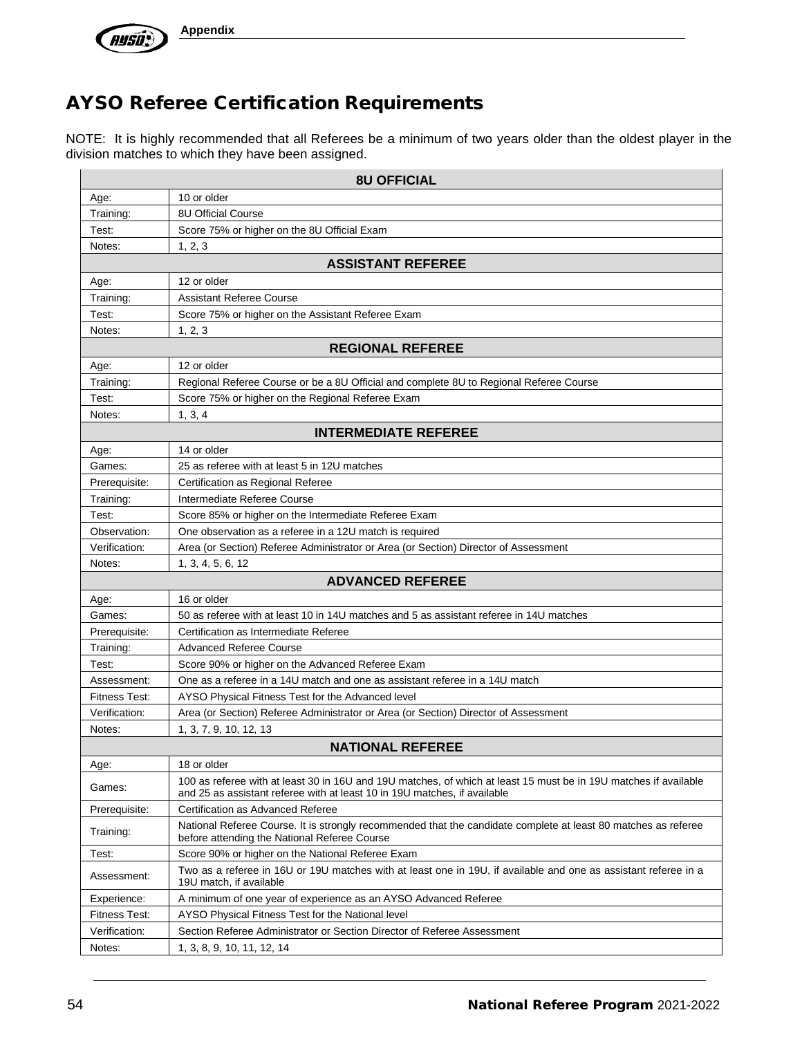# AYSO Referee Certification Requirements

NOTE: It is highly recommended that all Referees be a minimum of two years older than the oldest player in the division matches to which they have been assigned.

| **8U OFFICIAL** | |
|---|---|
| Age: | 10 or older |
| Training: | 8U Official Course |
| Test: | Score 75% or higher on the 8U Official Exam |
| Notes: | 1, 2, 3 |
| **ASSISTANT REFEREE** | |
| Age: | 12 or older |
| Training: | Assistant Referee Course |
| Test: | Score 75% or higher on the Assistant Referee Exam |
| Notes: | 1, 2, 3 |
| **REGIONAL REFEREE** | |
| Age: | 12 or older |
| Training: | Regional Referee Course or be a 8U Official and complete 8U to Regional Referee Course |
| Test: | Score 75% or higher on the Regional Referee Exam |
| Notes: | 1, 3, 4 |
| **INTERMEDIATE REFEREE** | |
| Age: | 14 or older |
| Games: | 25 as referee with at least 5 in 12U matches |
| Prerequisite: | Certification as Regional Referee |
| Training: | Intermediate Referee Course |
| Test: | Score 85% or higher on the Intermediate Referee Exam |
| Observation: | One observation as a referee in a 12U match is required |
| Verification: | Area (or Section) Referee Administrator or Area (or Section) Director of Assessment |
| Notes: | 1, 3, 4, 5, 6, 12 |
| **ADVANCED REFEREE** | |
| Age: | 16 or older |
| Games: | 50 as referee with at least 10 in 14U matches and 5 as assistant referee in 14U matches |
| Prerequisite: | Certification as Intermediate Referee |
| Training: | Advanced Referee Course |
| Test: | Score 90% or higher on the Advanced Referee Exam |
| Assessment: | One as a referee in a 14U match and one as assistant referee in a 14U match |
| Fitness Test: | AYSO Physical Fitness Test for the Advanced level |
| Verification: | Area (or Section) Referee Administrator or Area (or Section) Director of Assessment |
| Notes: | 1, 3, 7, 9, 10, 12, 13 |
| **NATIONAL REFEREE** | |
| Age: | 18 or older |
| Games: | 100 as referee with at least 30 in 16U and 19U matches, of which at least 15 must be in 19U matches if available and 25 as assistant referee with at least 10 in 19U matches, if available |
| Prerequisite: | Certification as Advanced Referee |
| Training: | National Referee Course. It is strongly recommended that the candidate complete at least 80 matches as referee before attending the National Referee Course |
| Test: | Score 90% or higher on the National Referee Exam |
| Assessment: | Two as a referee in 16U or 19U matches with at least one in 19U, if available and one as assistant referee in a 19U match, if available |
| Experience: | A minimum of one year of experience as an AYSO Advanced Referee |
| Fitness Test: | AYSO Physical Fitness Test for the National level |
| Verification: | Section Referee Administrator or Section Director of Referee Assessment |
| Notes: | 1, 3, 8, 9, 10, 11, 12, 14 |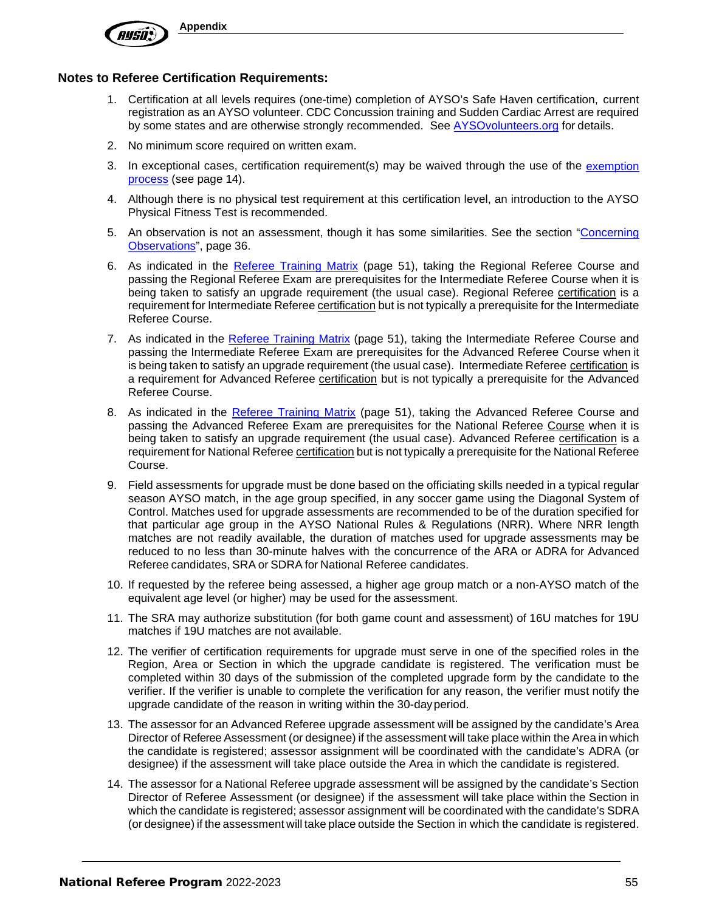## Notes to Referee Certification Requirements:

1. Certification at all levels requires (one-time) completion of AYSO's Safe Haven certification, current registration as an AYSO volunteer. CDC Concussion training and Sudden Cardiac Arrest are required by some states and are otherwise strongly recommended. See AYSOvolunteers.org for details.
2. No minimum score required on written exam.
3. In exceptional cases, certification requirement(s) may be waived through the use of the exemption process (see page 14).
4. Although there is no physical test requirement at this certification level, an introduction to the AYSO Physical Fitness Test is recommended.
5. An observation is not an assessment, though it has some similarities. See the section "Concerning Observations", page 36.
6. As indicated in the Referee Training Matrix (page 51), taking the Regional Referee Course and passing the Regional Referee Exam are prerequisites for the Intermediate Referee Course when it is being taken to satisfy an upgrade requirement (the usual case). Regional Referee certification is a requirement for Intermediate Referee certification but is not typically a prerequisite for the Intermediate Referee Course.
7. As indicated in the Referee Training Matrix (page 51), taking the Intermediate Referee Course and passing the Intermediate Referee Exam are prerequisites for the Advanced Referee Course when it is being taken to satisfy an upgrade requirement (the usual case). Intermediate Referee certification is a requirement for Advanced Referee certification but is not typically a prerequisite for the Advanced Referee Course.
8. As indicated in the Referee Training Matrix (page 51), taking the Advanced Referee Course and passing the Advanced Referee Exam are prerequisites for the National Referee Course when it is being taken to satisfy an upgrade requirement (the usual case). Advanced Referee certification is a requirement for National Referee certification but is not typically a prerequisite for the National Referee Course.
9. Field assessments for upgrade must be done based on the officiating skills needed in a typical regular season AYSO match, in the age group specified, in any soccer game using the Diagonal System of Control. Matches used for upgrade assessments are recommended to be of the duration specified for that particular age group in the AYSO National Rules & Regulations (NRR). Where NRR length matches are not readily available, the duration of matches used for upgrade assessments may be reduced to no less than 30-minute halves with the concurrence of the ARA or ADRA for Advanced Referee candidates, SRA or SDRA for National Referee candidates.
10. If requested by the referee being assessed, a higher age group match or a non-AYSO match of the equivalent age level (or higher) may be used for the assessment.
11. The SRA may authorize substitution (for both game count and assessment) of 16U matches for 19U matches if 19U matches are not available.
12. The verifier of certification requirements for upgrade must serve in one of the specified roles in the Region, Area or Section in which the upgrade candidate is registered. The verification must be completed within 30 days of the submission of the completed upgrade form by the candidate to the verifier. If the verifier is unable to complete the verification for any reason, the verifier must notify the upgrade candidate of the reason in writing within the 30-day period.
13. The assessor for an Advanced Referee upgrade assessment will be assigned by the candidate's Area Director of Referee Assessment (or designee) if the assessment will take place within the Area in which the candidate is registered; assessor assignment will be coordinated with the candidate's ADRA (or designee) if the assessment will take place outside the Area in which the candidate is registered.
14. The assessor for a National Referee upgrade assessment will be assigned by the candidate's Section Director of Referee Assessment (or designee) if the assessment will take place within the Section in which the candidate is registered; assessor assignment will be coordinated with the candidate's SDRA (or designee) if the assessment will take place outside the Section in which the candidate is registered.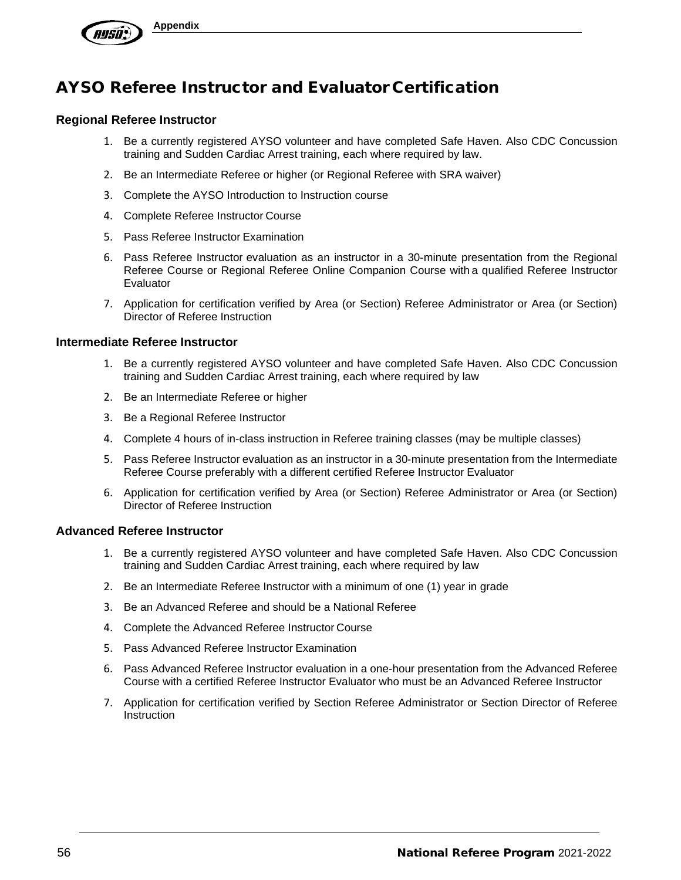# AYSO Referee Instructor and Evaluator Certification

### Regional Referee Instructor

1. Be a currently registered AYSO volunteer and have completed Safe Haven. Also CDC Concussion training and Sudden Cardiac Arrest training, each where required by law.
2. Be an Intermediate Referee or higher (or Regional Referee with SRA waiver)
3. Complete the AYSO Introduction to Instruction course
4. Complete Referee Instructor Course
5. Pass Referee Instructor Examination
6. Pass Referee Instructor evaluation as an instructor in a 30-minute presentation from the Regional Referee Course or Regional Referee Online Companion Course with a qualified Referee Instructor Evaluator
7. Application for certification verified by Area (or Section) Referee Administrator or Area (or Section) Director of Referee Instruction

### Intermediate Referee Instructor

1. Be a currently registered AYSO volunteer and have completed Safe Haven. Also CDC Concussion training and Sudden Cardiac Arrest training, each where required by law
2. Be an Intermediate Referee or higher
3. Be a Regional Referee Instructor
4. Complete 4 hours of in-class instruction in Referee training classes (may be multiple classes)
5. Pass Referee Instructor evaluation as an instructor in a 30-minute presentation from the Intermediate Referee Course preferably with a different certified Referee Instructor Evaluator
6. Application for certification verified by Area (or Section) Referee Administrator or Area (or Section) Director of Referee Instruction

### Advanced Referee Instructor

1. Be a currently registered AYSO volunteer and have completed Safe Haven. Also CDC Concussion training and Sudden Cardiac Arrest training, each where required by law
2. Be an Intermediate Referee Instructor with a minimum of one (1) year in grade
3. Be an Advanced Referee and should be a National Referee
4. Complete the Advanced Referee Instructor Course
5. Pass Advanced Referee Instructor Examination
6. Pass Advanced Referee Instructor evaluation in a one-hour presentation from the Advanced Referee Course with a certified Referee Instructor Evaluator who must be an Advanced Referee Instructor
7. Application for certification verified by Section Referee Administrator or Section Director of Referee Instruction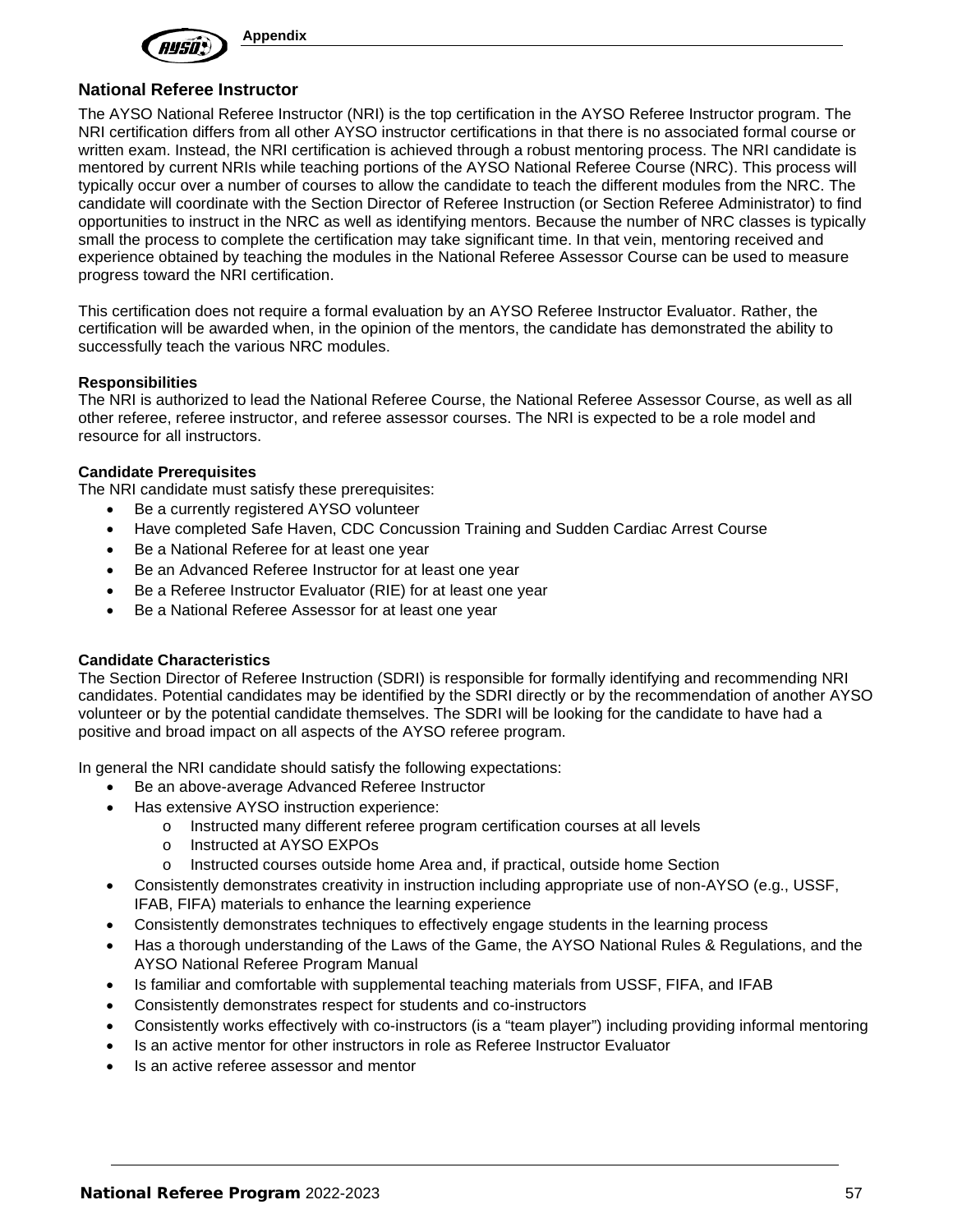## National Referee Instructor

The AYSO National Referee Instructor (NRI) is the top certification in the AYSO Referee Instructor program. The NRI certification differs from all other AYSO instructor certifications in that there is no associated formal course or written exam. Instead, the NRI certification is achieved through a robust mentoring process. The NRI candidate is mentored by current NRIs while teaching portions of the AYSO National Referee Course (NRC). This process will typically occur over a number of courses to allow the candidate to teach the different modules from the NRC. The candidate will coordinate with the Section Director of Referee Instruction (or Section Referee Administrator) to find opportunities to instruct in the NRC as well as identifying mentors. Because the number of NRC classes is typically small the process to complete the certification may take significant time. In that vein, mentoring received and experience obtained by teaching the modules in the National Referee Assessor Course can be used to measure progress toward the NRI certification.

This certification does not require a formal evaluation by an AYSO Referee Instructor Evaluator. Rather, the certification will be awarded when, in the opinion of the mentors, the candidate has demonstrated the ability to successfully teach the various NRC modules.

**Responsibilities**

The NRI is authorized to lead the National Referee Course, the National Referee Assessor Course, as well as all other referee, referee instructor, and referee assessor courses. The NRI is expected to be a role model and resource for all instructors.

**Candidate Prerequisites**

The NRI candidate must satisfy these prerequisites:

- Be a currently registered AYSO volunteer
- Have completed Safe Haven, CDC Concussion Training and Sudden Cardiac Arrest Course
- Be a National Referee for at least one year
- Be an Advanced Referee Instructor for at least one year
- Be a Referee Instructor Evaluator (RIE) for at least one year
- Be a National Referee Assessor for at least one year

**Candidate Characteristics**

The Section Director of Referee Instruction (SDRI) is responsible for formally identifying and recommending NRI candidates. Potential candidates may be identified by the SDRI directly or by the recommendation of another AYSO volunteer or by the potential candidate themselves. The SDRI will be looking for the candidate to have had a positive and broad impact on all aspects of the AYSO referee program.

In general the NRI candidate should satisfy the following expectations:

- Be an above-average Advanced Referee Instructor
- Has extensive AYSO instruction experience:
  - Instructed many different referee program certification courses at all levels
  - Instructed at AYSO EXPOs
  - Instructed courses outside home Area and, if practical, outside home Section
- Consistently demonstrates creativity in instruction including appropriate use of non-AYSO (e.g., USSF, IFAB, FIFA) materials to enhance the learning experience
- Consistently demonstrates techniques to effectively engage students in the learning process
- Has a thorough understanding of the Laws of the Game, the AYSO National Rules & Regulations, and the AYSO National Referee Program Manual
- Is familiar and comfortable with supplemental teaching materials from USSF, FIFA, and IFAB
- Consistently demonstrates respect for students and co-instructors
- Consistently works effectively with co-instructors (is a “team player”) including providing informal mentoring
- Is an active mentor for other instructors in role as Referee Instructor Evaluator
- Is an active referee assessor and mentor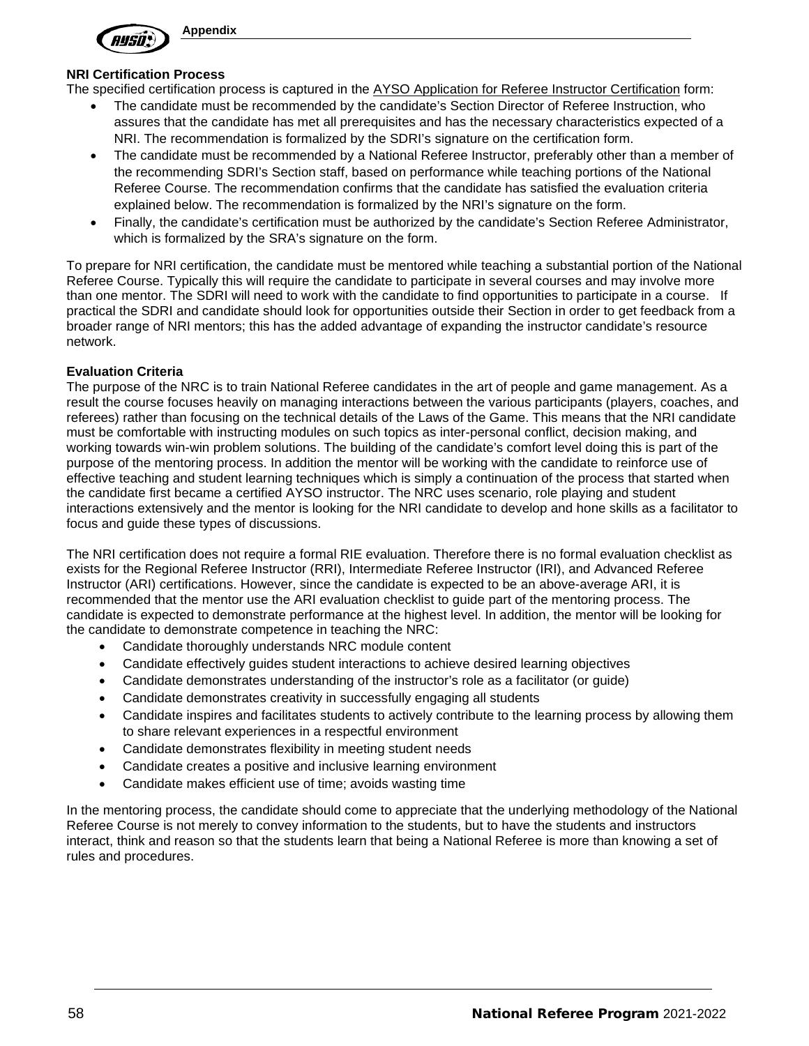### NRI Certification Process

The specified certification process is captured in the AYSO Application for Referee Instructor Certification form:

- The candidate must be recommended by the candidate's Section Director of Referee Instruction, who assures that the candidate has met all prerequisites and has the necessary characteristics expected of a NRI. The recommendation is formalized by the SDRI's signature on the certification form.
- The candidate must be recommended by a National Referee Instructor, preferably other than a member of the recommending SDRI's Section staff, based on performance while teaching portions of the National Referee Course. The recommendation confirms that the candidate has satisfied the evaluation criteria explained below. The recommendation is formalized by the NRI's signature on the form.
- Finally, the candidate's certification must be authorized by the candidate's Section Referee Administrator, which is formalized by the SRA's signature on the form.

To prepare for NRI certification, the candidate must be mentored while teaching a substantial portion of the National Referee Course. Typically this will require the candidate to participate in several courses and may involve more than one mentor. The SDRI will need to work with the candidate to find opportunities to participate in a course. If practical the SDRI and candidate should look for opportunities outside their Section in order to get feedback from a broader range of NRI mentors; this has the added advantage of expanding the instructor candidate's resource network.

### Evaluation Criteria

The purpose of the NRC is to train National Referee candidates in the art of people and game management. As a result the course focuses heavily on managing interactions between the various participants (players, coaches, and referees) rather than focusing on the technical details of the Laws of the Game. This means that the NRI candidate must be comfortable with instructing modules on such topics as inter-personal conflict, decision making, and working towards win-win problem solutions. The building of the candidate's comfort level doing this is part of the purpose of the mentoring process. In addition the mentor will be working with the candidate to reinforce use of effective teaching and student learning techniques which is simply a continuation of the process that started when the candidate first became a certified AYSO instructor. The NRC uses scenario, role playing and student interactions extensively and the mentor is looking for the NRI candidate to develop and hone skills as a facilitator to focus and guide these types of discussions.

The NRI certification does not require a formal RIE evaluation. Therefore there is no formal evaluation checklist as exists for the Regional Referee Instructor (RRI), Intermediate Referee Instructor (IRI), and Advanced Referee Instructor (ARI) certifications. However, since the candidate is expected to be an above-average ARI, it is recommended that the mentor use the ARI evaluation checklist to guide part of the mentoring process. The candidate is expected to demonstrate performance at the highest level. In addition, the mentor will be looking for the candidate to demonstrate competence in teaching the NRC:

- Candidate thoroughly understands NRC module content
- Candidate effectively guides student interactions to achieve desired learning objectives
- Candidate demonstrates understanding of the instructor's role as a facilitator (or guide)
- Candidate demonstrates creativity in successfully engaging all students
- Candidate inspires and facilitates students to actively contribute to the learning process by allowing them to share relevant experiences in a respectful environment
- Candidate demonstrates flexibility in meeting student needs
- Candidate creates a positive and inclusive learning environment
- Candidate makes efficient use of time; avoids wasting time

In the mentoring process, the candidate should come to appreciate that the underlying methodology of the National Referee Course is not merely to convey information to the students, but to have the students and instructors interact, think and reason so that the students learn that being a National Referee is more than knowing a set of rules and procedures.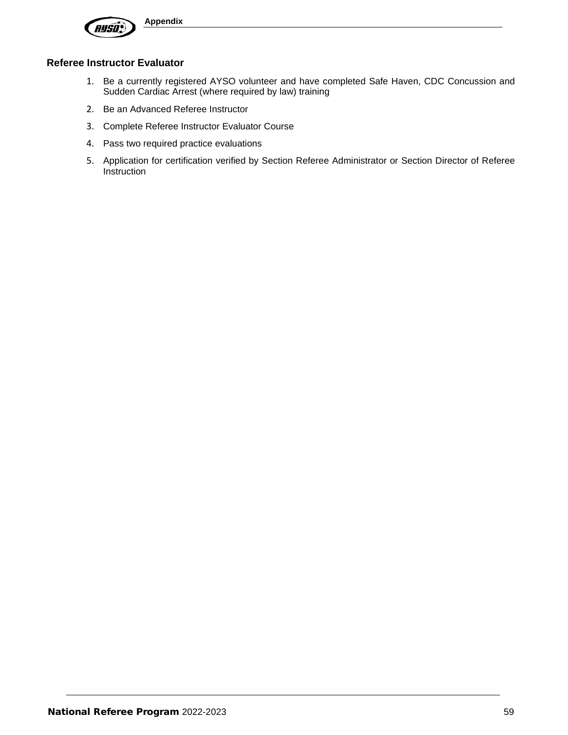## Referee Instructor Evaluator

1. Be a currently registered AYSO volunteer and have completed Safe Haven, CDC Concussion and Sudden Cardiac Arrest (where required by law) training
2. Be an Advanced Referee Instructor
3. Complete Referee Instructor Evaluator Course
4. Pass two required practice evaluations
5. Application for certification verified by Section Referee Administrator or Section Director of Referee Instruction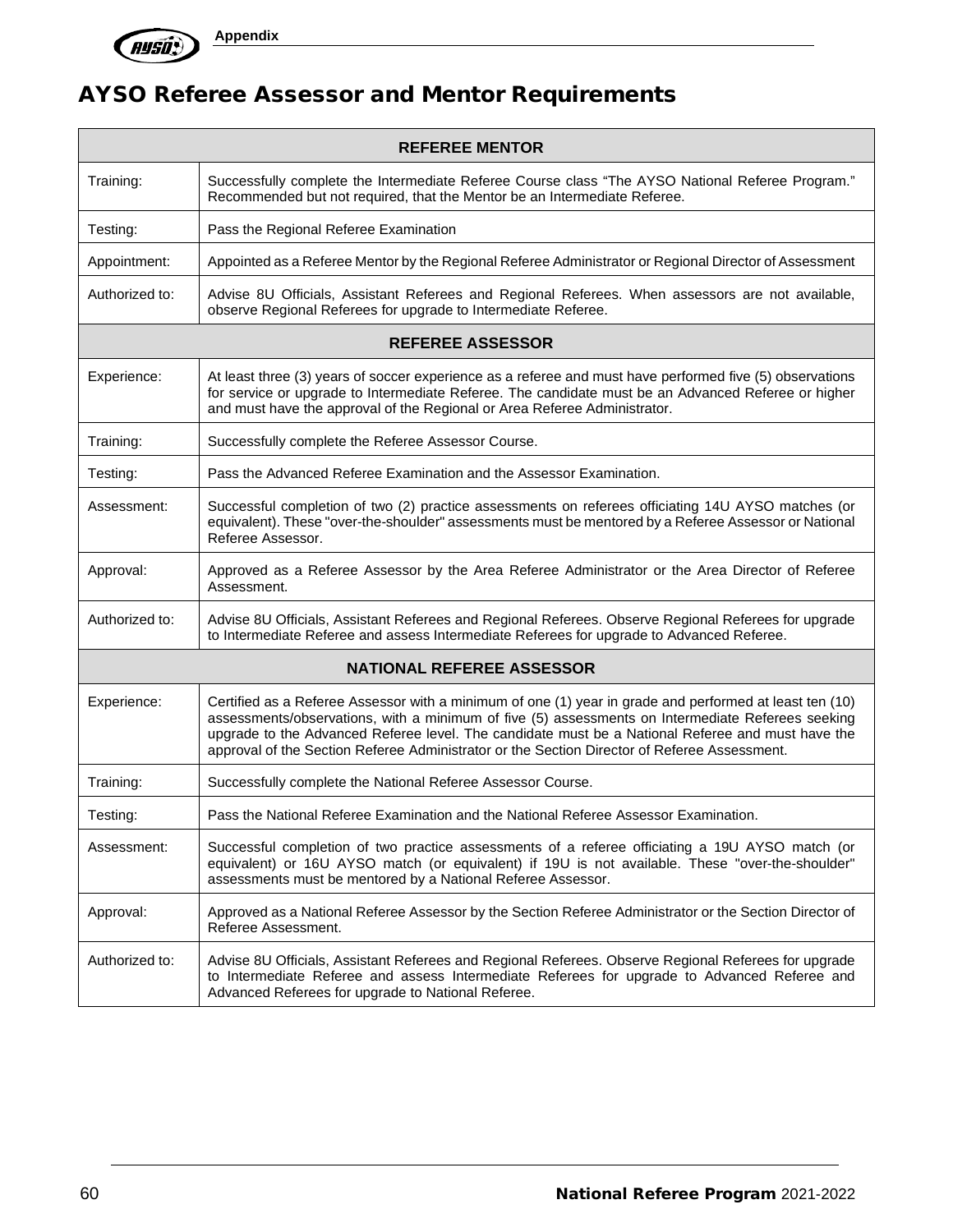# AYSO Referee Assessor and Mentor Requirements

| REFEREE MENTOR | |
|---|---|
| Training: | Successfully complete the Intermediate Referee Course class "The AYSO National Referee Program." Recommended but not required, that the Mentor be an Intermediate Referee. |
| Testing: | Pass the Regional Referee Examination |
| Appointment: | Appointed as a Referee Mentor by the Regional Referee Administrator or Regional Director of Assessment |
| Authorized to: | Advise 8U Officials, Assistant Referees and Regional Referees. When assessors are not available, observe Regional Referees for upgrade to Intermediate Referee. |
| **REFEREE ASSESSOR** | |
| Experience: | At least three (3) years of soccer experience as a referee and must have performed five (5) observations for service or upgrade to Intermediate Referee. The candidate must be an Advanced Referee or higher and must have the approval of the Regional or Area Referee Administrator. |
| Training: | Successfully complete the Referee Assessor Course. |
| Testing: | Pass the Advanced Referee Examination and the Assessor Examination. |
| Assessment: | Successful completion of two (2) practice assessments on referees officiating 14U AYSO matches (or equivalent). These "over-the-shoulder" assessments must be mentored by a Referee Assessor or National Referee Assessor. |
| Approval: | Approved as a Referee Assessor by the Area Referee Administrator or the Area Director of Referee Assessment. |
| Authorized to: | Advise 8U Officials, Assistant Referees and Regional Referees. Observe Regional Referees for upgrade to Intermediate Referee and assess Intermediate Referees for upgrade to Advanced Referee. |
| **NATIONAL REFEREE ASSESSOR** | |
| Experience: | Certified as a Referee Assessor with a minimum of one (1) year in grade and performed at least ten (10) assessments/observations, with a minimum of five (5) assessments on Intermediate Referees seeking upgrade to the Advanced Referee level. The candidate must be a National Referee and must have the approval of the Section Referee Administrator or the Section Director of Referee Assessment. |
| Training: | Successfully complete the National Referee Assessor Course. |
| Testing: | Pass the National Referee Examination and the National Referee Assessor Examination. |
| Assessment: | Successful completion of two practice assessments of a referee officiating a 19U AYSO match (or equivalent) or 16U AYSO match (or equivalent) if 19U is not available. These "over-the-shoulder" assessments must be mentored by a National Referee Assessor. |
| Approval: | Approved as a National Referee Assessor by the Section Referee Administrator or the Section Director of Referee Assessment. |
| Authorized to: | Advise 8U Officials, Assistant Referees and Regional Referees. Observe Regional Referees for upgrade to Intermediate Referee and assess Intermediate Referees for upgrade to Advanced Referee and Advanced Referees for upgrade to National Referee. |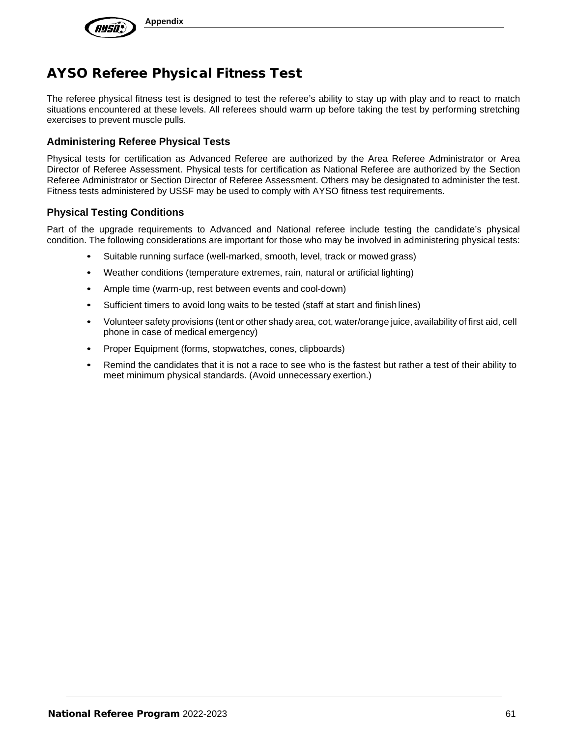# AYSO Referee Physical Fitness Test

The referee physical fitness test is designed to test the referee's ability to stay up with play and to react to match situations encountered at these levels. All referees should warm up before taking the test by performing stretching exercises to prevent muscle pulls.

## Administering Referee Physical Tests

Physical tests for certification as Advanced Referee are authorized by the Area Referee Administrator or Area Director of Referee Assessment. Physical tests for certification as National Referee are authorized by the Section Referee Administrator or Section Director of Referee Assessment. Others may be designated to administer the test. Fitness tests administered by USSF may be used to comply with AYSO fitness test requirements.

## Physical Testing Conditions

Part of the upgrade requirements to Advanced and National referee include testing the candidate's physical condition. The following considerations are important for those who may be involved in administering physical tests:

- Suitable running surface (well-marked, smooth, level, track or mowed grass)
- Weather conditions (temperature extremes, rain, natural or artificial lighting)
- Ample time (warm-up, rest between events and cool-down)
- Sufficient timers to avoid long waits to be tested (staff at start and finish lines)
- Volunteer safety provisions (tent or other shady area, cot, water/orange juice, availability of first aid, cell phone in case of medical emergency)
- Proper Equipment (forms, stopwatches, cones, clipboards)
- Remind the candidates that it is not a race to see who is the fastest but rather a test of their ability to meet minimum physical standards. (Avoid unnecessary exertion.)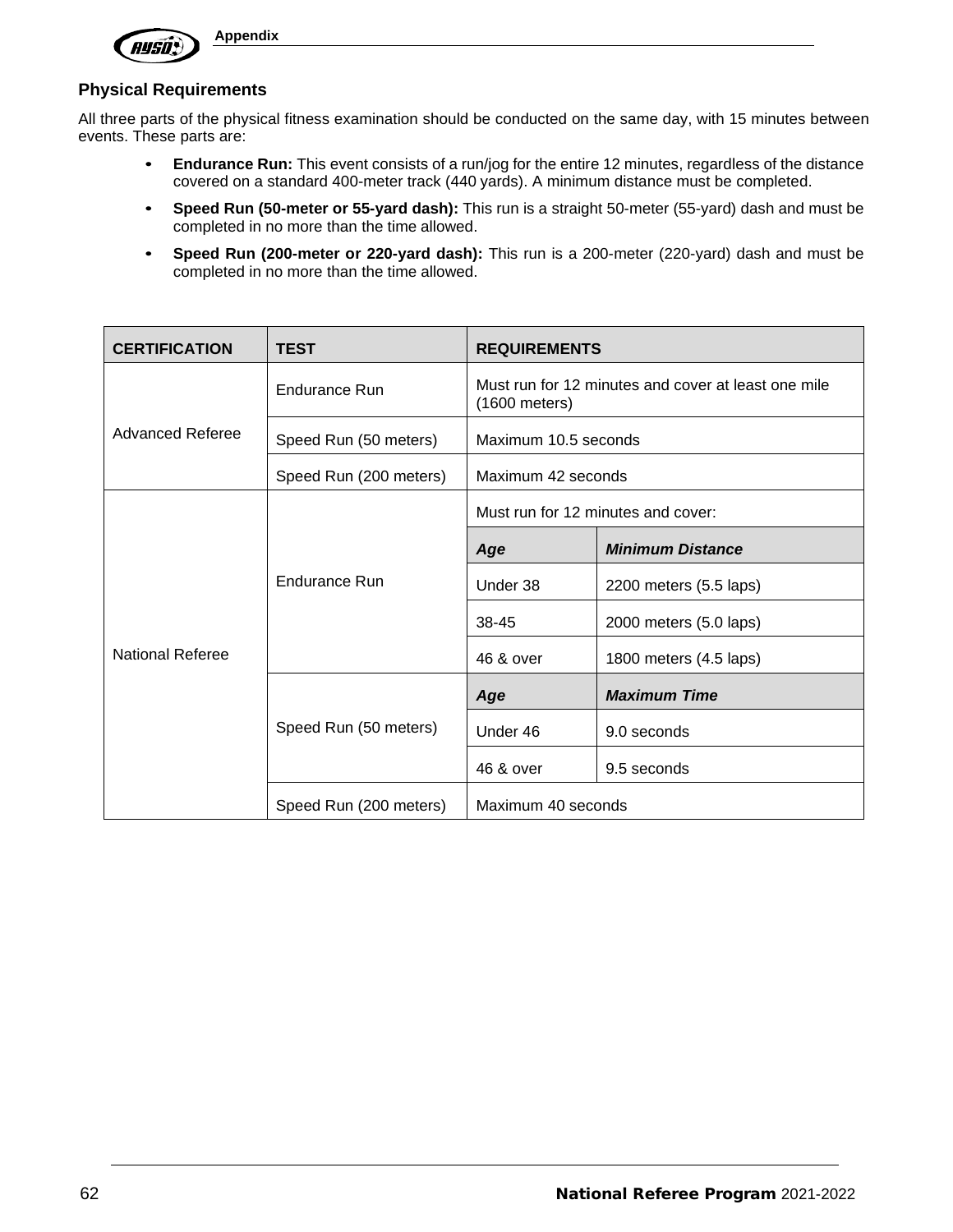## Physical Requirements

All three parts of the physical fitness examination should be conducted on the same day, with 15 minutes between events. These parts are:

- **Endurance Run:** This event consists of a run/jog for the entire 12 minutes, regardless of the distance covered on a standard 400-meter track (440 yards). A minimum distance must be completed.
- **Speed Run (50-meter or 55-yard dash):** This run is a straight 50-meter (55-yard) dash and must be completed in no more than the time allowed.
- **Speed Run (200-meter or 220-yard dash):** This run is a 200-meter (220-yard) dash and must be completed in no more than the time allowed.

| CERTIFICATION | TEST | REQUIREMENTS | |
|---|---|---|---|
| Advanced Referee | Endurance Run | Must run for 12 minutes and cover at least one mile (1600 meters) | |
| | Speed Run (50 meters) | Maximum 10.5 seconds | |
| | Speed Run (200 meters) | Maximum 42 seconds | |
| National Referee | Endurance Run | Must run for 12 minutes and cover: | |
| | | ***Age*** | ***Minimum Distance*** |
| | | Under 38 | 2200 meters (5.5 laps) |
| | | 38-45 | 2000 meters (5.0 laps) |
| | | 46 & over | 1800 meters (4.5 laps) |
| | Speed Run (50 meters) | ***Age*** | ***Maximum Time*** |
| | | Under 46 | 9.0 seconds |
| | | 46 & over | 9.5 seconds |
| | Speed Run (200 meters) | Maximum 40 seconds | |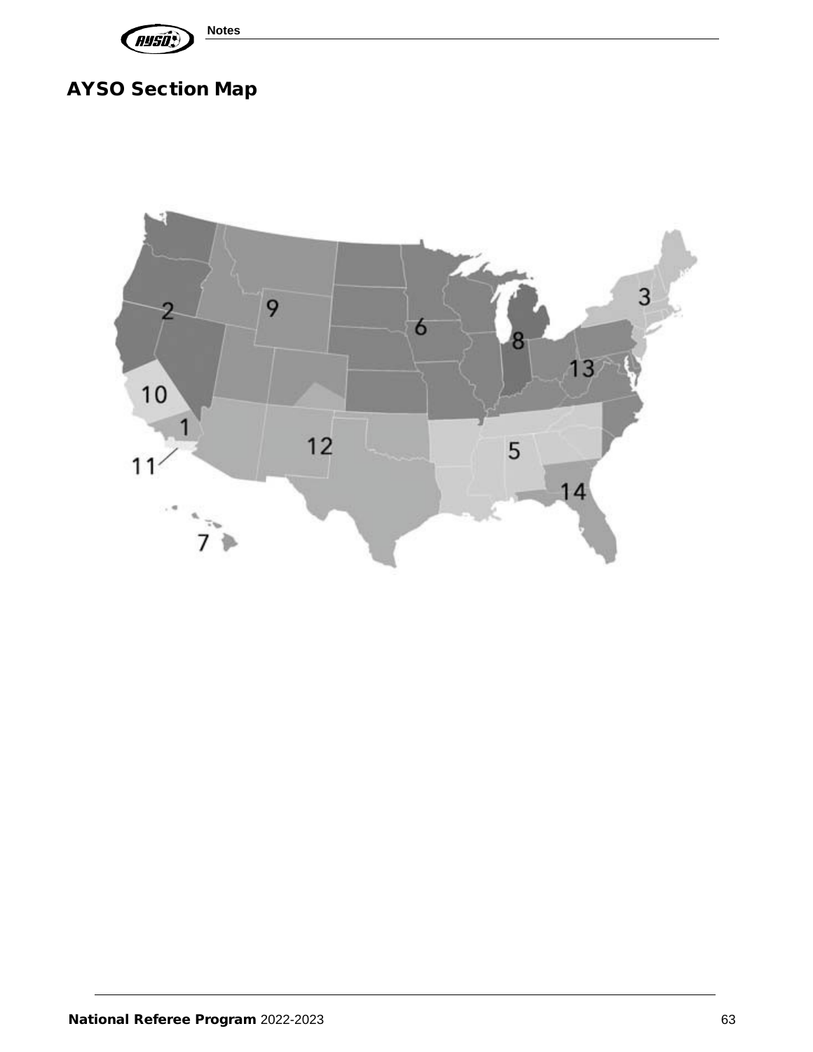# AYSO Section Map

2

9

6

8

3

13

10

1

12

5

11

14

7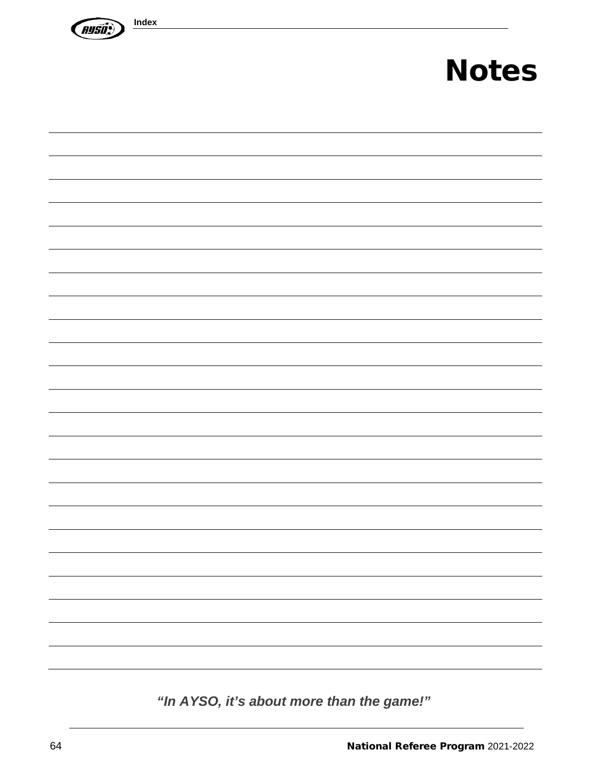# Notes

*"In AYSO, it's about more than the game!"*